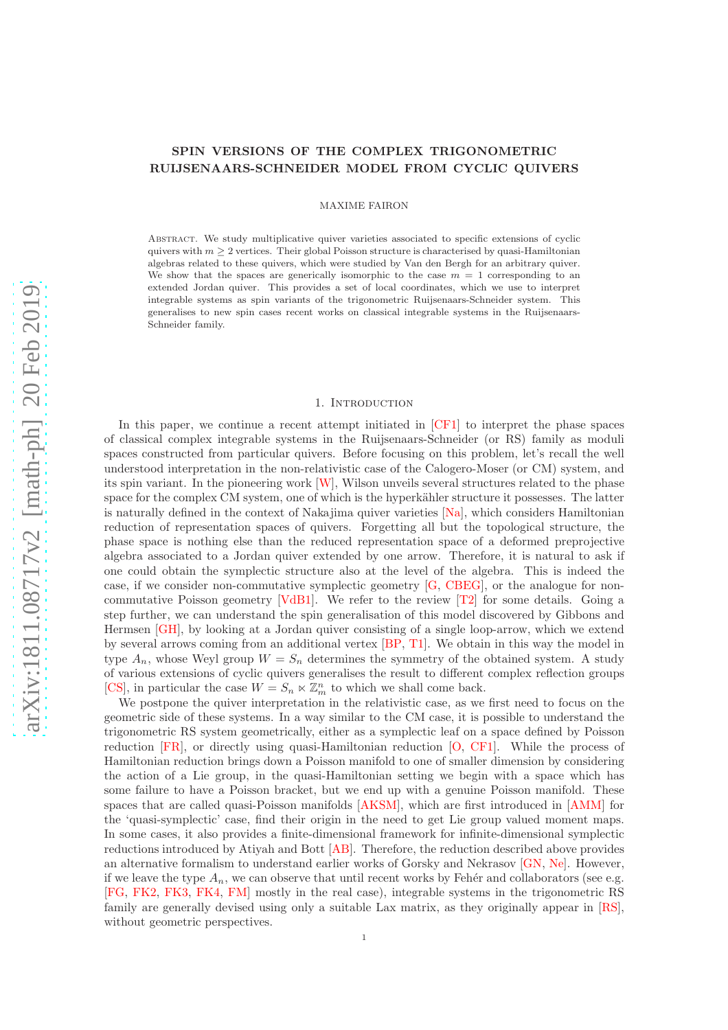# SPIN VERSIONS OF THE COMPLEX TRIGONOMETRIC RUIJSENAARS-SCHNEIDER MODEL FROM CYCLIC QUIVERS

MAXIME FAIRON

Abstract. We study multiplicative quiver varieties associated to specific extensions of cyclic quivers with $m \geq 2$ vertices. Their global Poisson structure is characterised by quasi-Hamiltonian algebras related to these quivers, which were studied by Van den Bergh for an arbitrary quiver. We show that the spaces are generically isomorphic to the case $m = 1$ corresponding to an extended Jordan quiver. This provides a set of local coordinates, which we use to interpret integrable systems as spin variants of the trigonometric Ruijsenaars-Schneider system. This generalises to new spin cases recent works on classical integrable systems in the Ruijsenaars-Schneider family.

## 1. Introduction

In this paper, we continue a recent attempt initiated in [CF1] to interpret the phase spaces of classical complex integrable systems in the Ruijsenaars-Schneider (or RS) family as moduli spaces constructed from particular quivers. Before focusing on this problem, let's recall the well understood interpretation in the non-relativistic case of the Calogero-Moser (or CM) system, and its spin variant. In the pioneering work [W], Wilson unveils several structures related to the phase space for the complex CM system, one of which is the hyperkähler structure it possesses. The latter is naturally defined in the context of Nakajima quiver varieties [Na], which considers Hamiltonian reduction of representation spaces of quivers. Forgetting all but the topological structure, the phase space is nothing else than the reduced representation space of a deformed preprojective algebra associated to a Jordan quiver extended by one arrow. Therefore, it is natural to ask if one could obtain the symplectic structure also at the level of the algebra. This is indeed the case, if we consider non-commutative symplectic geometry [G, CBEG], or the analogue for non-commutative Poisson geometry [VdB1]. We refer to the review [T2] for some details. Going a step further, we can understand the spin generalisation of this model discovered by Gibbons and Hermsen [GH], by looking at a Jordan quiver consisting of a single loop-arrow, which we extend by several arrows coming from an additional vertex [BP, T1]. We obtain in this way the model in type $A_n$, whose Weyl group $W = S_n$ determines the symmetry of the obtained system. A study of various extensions of cyclic quivers generalises the result to different complex reflection groups [CS], in particular the case $W = S_n \ltimes \mathbb{Z}_m^n$ to which we shall come back.

We postpone the quiver interpretation in the relativistic case, as we first need to focus on the geometric side of these systems. In a way similar to the CM case, it is possible to understand the trigonometric RS system geometrically, either as a symplectic leaf on a space defined by Poisson reduction [FR], or directly using quasi-Hamiltonian reduction [O, CF1]. While the process of Hamiltonian reduction brings down a Poisson manifold to one of smaller dimension by considering the action of a Lie group, in the quasi-Hamiltonian setting we begin with a space which has some failure to have a Poisson bracket, but we end up with a genuine Poisson manifold. These spaces that are called quasi-Poisson manifolds [AKSM], which are first introduced in [AMM] for the 'quasi-symplectic' case, find their origin in the need to get Lie group valued moment maps. In some cases, it also provides a finite-dimensional framework for infinite-dimensional symplectic reductions introduced by Atiyah and Bott [AB]. Therefore, the reduction described above provides an alternative formalism to understand earlier works of Gorsky and Nekrasov [GN, Ne]. However, if we leave the type $A_n$, we can observe that until recent works by Fehér and collaborators (see e.g. [FG, FK2, FK3, FK4, FM] mostly in the real case), integrable systems in the trigonometric RS family are generally devised using only a suitable Lax matrix, as they originally appear in [RS], without geometric perspectives.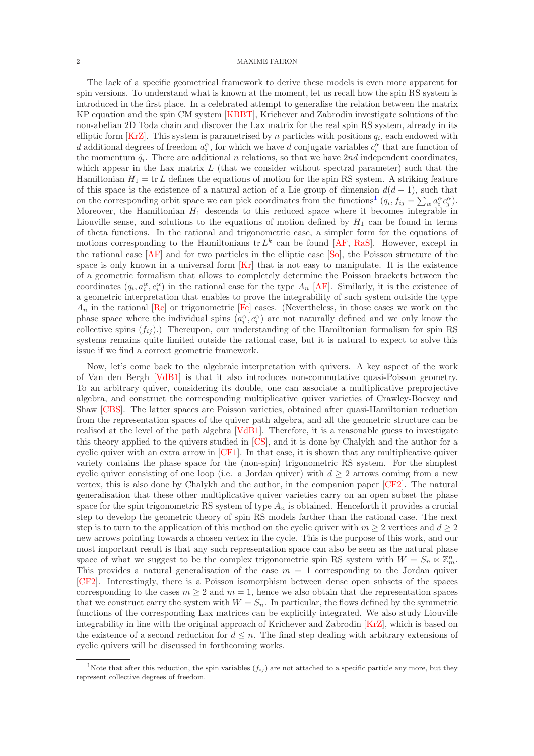The lack of a specific geometrical framework to derive these models is even more apparent for spin versions. To understand what is known at the moment, let us recall how the spin RS system is introduced in the first place. In a celebrated attempt to generalise the relation between the matrix KP equation and the spin CM system [KBBT], Krichever and Zabrodin investigate solutions of the non-abelian 2D Toda chain and discover the Lax matrix for the real spin RS system, already in its elliptic form [KrZ]. This system is parametrised by $n$ particles with positions $q_i$, each endowed with $d$ additional degrees of freedom $a_i^\alpha$, for which we have $d$ conjugate variables $c_i^\alpha$ that are function of the momentum $\dot{q}_i$. There are additional $n$ relations, so that we have $2nd$ independent coordinates, which appear in the Lax matrix $L$ (that we consider without spectral parameter) such that the Hamiltonian $H_1 = \operatorname{tr} L$ defines the equations of motion for the spin RS system. A striking feature of this space is the existence of a natural action of a Lie group of dimension $d(d-1)$, such that on the corresponding orbit space we can pick coordinates from the functions[1] $(q_i, f_{ij} = \sum_\alpha a_i^\alpha c_j^\alpha)$. Moreover, the Hamiltonian $H_1$ descends to this reduced space where it becomes integrable in Liouville sense, and solutions to the equations of motion defined by $H_1$ can be found in terms of theta functions. In the rational and trigonometric case, a simpler form for the equations of motions corresponding to the Hamiltonians $\operatorname{tr} L^k$ can be found [AF, RaS]. However, except in the rational case [AF] and for two particles in the elliptic case [So], the Poisson structure of the space is only known in a universal form [Kr] that is not easy to manipulate. It is the existence of a geometric formalism that allows to completely determine the Poisson brackets between the coordinates $(q_i, a_i^\alpha, c_i^\alpha)$ in the rational case for the type $A_n$ [AF]. Similarly, it is the existence of a geometric interpretation that enables to prove the integrability of such system outside the type $A_n$ in the rational [Re] or trigonometric [Fe] cases. (Nevertheless, in those cases we work on the phase space where the individual spins $(a_i^\alpha, c_i^\alpha)$ are not naturally defined and we only know the collective spins $(f_{ij})$.) Thereupon, our understanding of the Hamiltonian formalism for spin RS systems remains quite limited outside the rational case, but it is natural to expect to solve this issue if we find a correct geometric framework.

Now, let's come back to the algebraic interpretation with quivers. A key aspect of the work of Van den Bergh [VdB1] is that it also introduces non-commutative quasi-Poisson geometry. To an arbitrary quiver, considering its double, one can associate a multiplicative preprojective algebra, and construct the corresponding multiplicative quiver varieties of Crawley-Boevey and Shaw [CBS]. The latter spaces are Poisson varieties, obtained after quasi-Hamiltonian reduction from the representation spaces of the quiver path algebra, and all the geometric structure can be realised at the level of the path algebra [VdB1]. Therefore, it is a reasonable guess to investigate this theory applied to the quivers studied in [CS], and it is done by Chalykh and the author for a cyclic quiver with an extra arrow in [CF1]. In that case, it is shown that any multiplicative quiver variety contains the phase space for the (non-spin) trigonometric RS system. For the simplest cyclic quiver consisting of one loop (i.e. a Jordan quiver) with $d \geq 2$ arrows coming from a new vertex, this is also done by Chalykh and the author, in the companion paper [CF2]. The natural generalisation that these other multiplicative quiver varieties carry on an open subset the phase space for the spin trigonometric RS system of type $A_n$ is obtained. Henceforth it provides a crucial step to develop the geometric theory of spin RS models farther than the rational case. The next step is to turn to the application of this method on the cyclic quiver with $m \geq 2$ vertices and $d \geq 2$ new arrows pointing towards a chosen vertex in the cycle. This is the purpose of this work, and our most important result is that any such representation space can also be seen as the natural phase space of what we suggest to be the complex trigonometric spin RS system with $W = S_n \ltimes \mathbb{Z}_m^n$. This provides a natural generalisation of the case $m = 1$ corresponding to the Jordan quiver [CF2]. Interestingly, there is a Poisson isomorphism between dense open subsets of the spaces corresponding to the cases $m \geq 2$ and $m = 1$, hence we also obtain that the representation spaces that we construct carry the system with $W = S_n$. In particular, the flows defined by the symmetric functions of the corresponding Lax matrices can be explicitly integrated. We also study Liouville integrability in line with the original approach of Krichever and Zabrodin [KrZ], which is based on the existence of a second reduction for $d \leq n$. The final step dealing with arbitrary extensions of cyclic quivers will be discussed in forthcoming works.

[1] Note that after this reduction, the spin variables $(f_{ij})$ are not attached to a specific particle any more, but they represent collective degrees of freedom.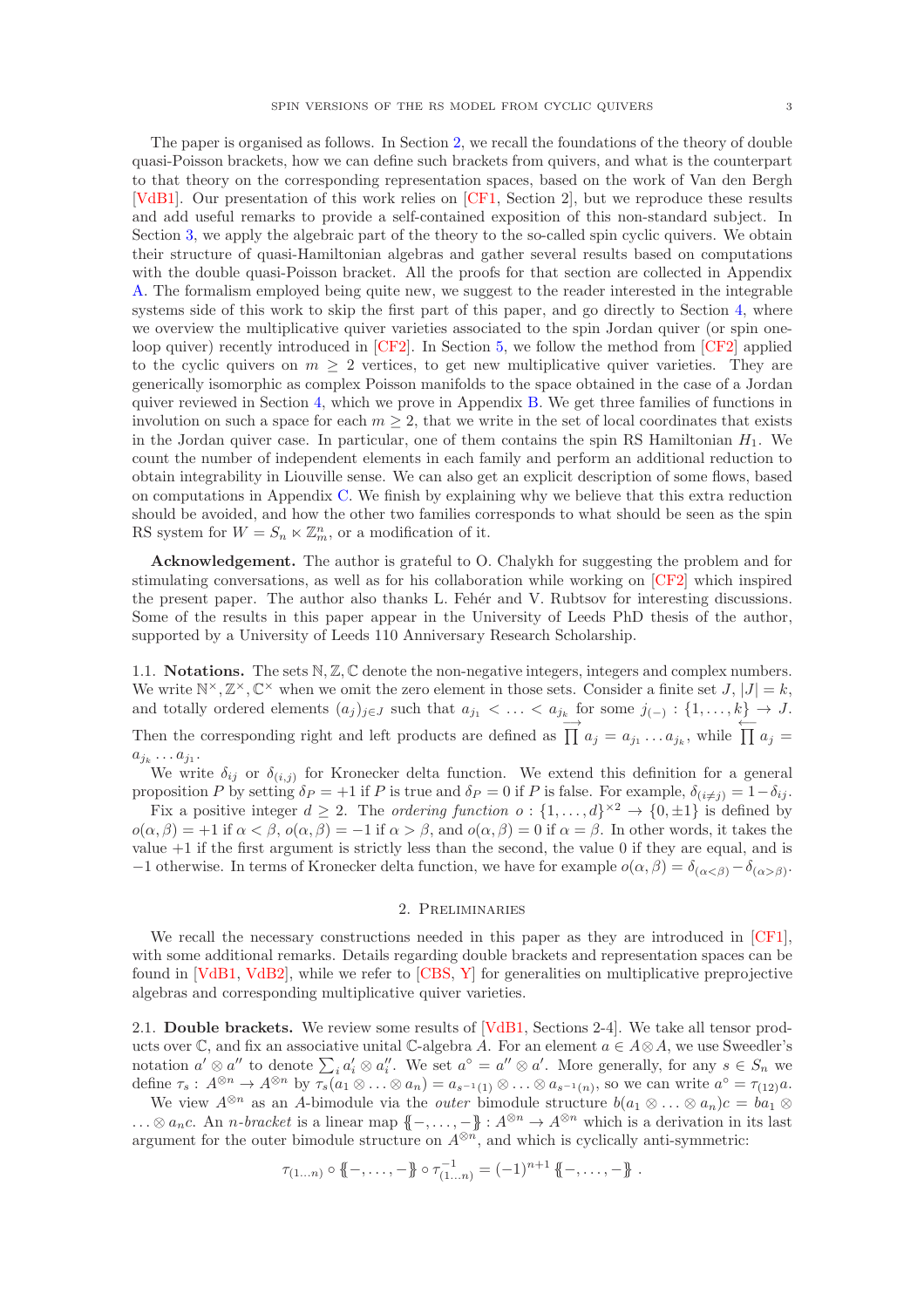The paper is organised as follows. In Section 2, we recall the foundations of the theory of double quasi-Poisson brackets, how we can define such brackets from quivers, and what is the counterpart to that theory on the corresponding representation spaces, based on the work of Van den Bergh [VdB1]. Our presentation of this work relies on [CF1, Section 2], but we reproduce these results and add useful remarks to provide a self-contained exposition of this non-standard subject. In Section 3, we apply the algebraic part of the theory to the so-called spin cyclic quivers. We obtain their structure of quasi-Hamiltonian algebras and gather several results based on computations with the double quasi-Poisson bracket. All the proofs for that section are collected in Appendix A. The formalism employed being quite new, we suggest to the reader interested in the integrable systems side of this work to skip the first part of this paper, and go directly to Section 4, where we overview the multiplicative quiver varieties associated to the spin Jordan quiver (or spin one-loop quiver) recently introduced in [CF2]. In Section 5, we follow the method from [CF2] applied to the cyclic quivers on $m \geq 2$ vertices, to get new multiplicative quiver varieties. They are generically isomorphic as complex Poisson manifolds to the space obtained in the case of a Jordan quiver reviewed in Section 4, which we prove in Appendix B. We get three families of functions in involution on such a space for each $m \geq 2$, that we write in the set of local coordinates that exists in the Jordan quiver case. In particular, one of them contains the spin RS Hamiltonian $H_1$. We count the number of independent elements in each family and perform an additional reduction to obtain integrability in Liouville sense. We can also get an explicit description of some flows, based on computations in Appendix C. We finish by explaining why we believe that this extra reduction should be avoided, and how the other two families corresponds to what should be seen as the spin RS system for $W = S_n \ltimes \mathbb{Z}_m^n$, or a modification of it.

**Acknowledgement.** The author is grateful to O. Chalykh for suggesting the problem and for stimulating conversations, as well as for his collaboration while working on [CF2] which inspired the present paper. The author also thanks L. Fehér and V. Rubtsov for interesting discussions. Some of the results in this paper appear in the University of Leeds PhD thesis of the author, supported by a University of Leeds 110 Anniversary Research Scholarship.

### 1.1. Notations.

The sets $\mathbb{N}, \mathbb{Z}, \mathbb{C}$ denote the non-negative integers, integers and complex numbers. We write $\mathbb{N}^\times, \mathbb{Z}^\times, \mathbb{C}^\times$ when we omit the zero element in those sets. Consider a finite set $J$, $|J| = k$, and totally ordered elements $(a_j)_{j \in J}$ such that $a_{j_1} < \ldots < a_{j_k}$ for some $j_{(-)} : \{1, \ldots, k\} \to J$. Then the corresponding right and left products are defined as $\overrightarrow{\prod} a_j = a_{j_1} \ldots a_{j_k}$, while $\overleftarrow{\prod} a_j = a_{j_k} \ldots a_{j_1}$.

We write $\delta_{ij}$ or $\delta_{(i,j)}$ for Kronecker delta function. We extend this definition for a general proposition $P$ by setting $\delta_P = +1$ if $P$ is true and $\delta_P = 0$ if $P$ is false. For example, $\delta_{(i \neq j)} = 1 - \delta_{ij}$.

Fix a positive integer $d \geq 2$. The *ordering function* $o : \{1, \ldots, d\}^{\times 2} \to \{0, \pm 1\}$ is defined by $o(\alpha, \beta) = +1$ if $\alpha < \beta$, $o(\alpha, \beta) = -1$ if $\alpha > \beta$, and $o(\alpha, \beta) = 0$ if $\alpha = \beta$. In other words, it takes the value $+1$ if the first argument is strictly less than the second, the value 0 if they are equal, and is $-1$ otherwise. In terms of Kronecker delta function, we have for example $o(\alpha, \beta) = \delta_{(\alpha < \beta)} - \delta_{(\alpha > \beta)}$.

## 2. Preliminaries

We recall the necessary constructions needed in this paper as they are introduced in [CF1], with some additional remarks. Details regarding double brackets and representation spaces can be found in [VdB1, VdB2], while we refer to [CBS, Y] for generalities on multiplicative preprojective algebras and corresponding multiplicative quiver varieties.

### 2.1. Double brackets.

We review some results of [VdB1, Sections 2-4]. We take all tensor products over $\mathbb{C}$, and fix an associative unital $\mathbb{C}$-algebra $A$. For an element $a \in A \otimes A$, we use Sweedler's notation $a' \otimes a''$ to denote $\sum_i a_i' \otimes a_i''$. We set $a^\circ = a'' \otimes a'$. More generally, for any $s \in S_n$ we define $\tau_s : A^{\otimes n} \to A^{\otimes n}$ by $\tau_s(a_1 \otimes \ldots \otimes a_n) = a_{s^{-1}(1)} \otimes \ldots \otimes a_{s^{-1}(n)}$, so we can write $a^\circ = \tau_{(12)} a$.

We view $A^{\otimes n}$ as an $A$-bimodule via the *outer* bimodule structure $b(a_1 \otimes \ldots \otimes a_n)c = ba_1 \otimes \ldots \otimes a_n c$. An *$n$-bracket* is a linear map $\{\!\!\{-, \ldots, -\}\!\!\} : A^{\otimes n} \to A^{\otimes n}$ which is a derivation in its last argument for the outer bimodule structure on $A^{\otimes n}$, and which is cyclically anti-symmetric:

$$\tau_{(1\ldots n)} \circ \{\!\!\{-, \ldots, -\}\!\!\} \circ \tau_{(1\ldots n)}^{-1} = (-1)^{n+1} \{\!\!\{-, \ldots, -\}\!\!\} \,.$$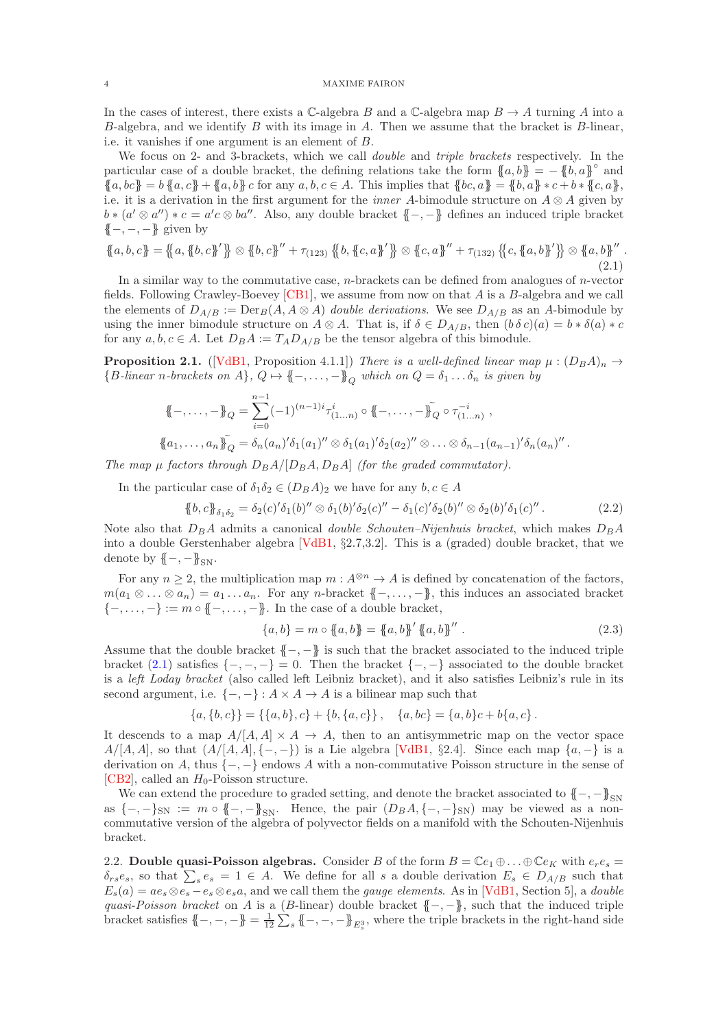In the cases of interest, there exists a $\mathbb{C}$-algebra $B$ and a $\mathbb{C}$-algebra map $B \to A$ turning $A$ into a $B$-algebra, and we identify $B$ with its image in $A$. Then we assume that the bracket is $B$-linear, i.e. it vanishes if one argument is an element of $B$.

We focus on 2- and 3-brackets, which we call *double* and *triple brackets* respectively. In the particular case of a double bracket, the defining relations take the form $\{\!\{a,b\}\!\} = -\{\!\{b,a\}\!\}^\circ$ and $\{\!\{a,bc\}\!\} = b\,\{\!\{a,c\}\!\} + \{\!\{a,b\}\!\}\,c$ for any $a,b,c \in A$. This implies that $\{\!\{bc,a\}\!\} = \{\!\{b,a\}\!\} * c + b * \{\!\{c,a\}\!\}$, i.e. it is a derivation in the first argument for the *inner* $A$-bimodule structure on $A \otimes A$ given by $b * (a' \otimes a'') * c = a'c \otimes ba''$. Also, any double bracket $\{\!\{-,-\}\!\}$ defines an induced triple bracket $\{\!\{-,-,-\}\!\}$ given by

$$\{\!\{a,b,c\}\!\} = \{\!\{a, \{\!\{b,c\}\!\}'\}\!\} \otimes \{\!\{b,c\}\!\}'' + \tau_{(123)}\,\{\!\{b, \{\!\{c,a\}\!\}'\}\!\} \otimes \{\!\{c,a\}\!\}'' + \tau_{(132)}\,\{\!\{c, \{\!\{a,b\}\!\}'\}\!\} \otimes \{\!\{a,b\}\!\}''\,. \tag{2.1}$$

In a similar way to the commutative case, $n$-brackets can be defined from analogues of $n$-vector fields. Following Crawley-Boevey [CB1], we assume from now on that $A$ is a $B$-algebra and we call the elements of $D_{A/B} := \mathrm{Der}_B(A, A\otimes A)$ *double derivations*. We see $D_{A/B}$ as an $A$-bimodule by using the inner bimodule structure on $A \otimes A$. That is, if $\delta \in D_{A/B}$, then $(b\,\delta\,c)(a) = b * \delta(a) * c$ for any $a,b,c \in A$. Let $D_B A := T_A D_{A/B}$ be the tensor algebra of this bimodule.

**Proposition 2.1.** ([VdB1, Proposition 4.1.1]) *There is a well-defined linear map $\mu : (D_BA)_n \to$ {$B$-linear $n$-brackets on $A$}, $Q \mapsto \{\!\{-,\ldots,-\}\!\}_Q$ which on $Q = \delta_1 \ldots \delta_n$ is given by*

$$\{\!\{-,\ldots,-\}\!\}_Q = \sum_{i=0}^{n-1} (-1)^{(n-1)i} \tau^i_{(1\ldots n)} \circ \{\!\{-,\ldots,-\}\!\}^{\sim}_Q \circ \tau^{-i}_{(1\ldots n)}\,,$$

$$\{\!\{a_1,\ldots,a_n\}\!\}^{\sim}_Q = \delta_n(a_n)'\delta_1(a_1)'' \otimes \delta_1(a_1)'\delta_2(a_2)'' \otimes \ldots \otimes \delta_{n-1}(a_{n-1})'\delta_n(a_n)''\,.$$

*The map $\mu$ factors through $D_BA/[D_BA, D_BA]$ (for the graded commutator).*

In the particular case of $\delta_1\delta_2 \in (D_BA)_2$ we have for any $b,c \in A$

$$\{\!\{b,c\}\!\}_{\delta_1\delta_2} = \delta_2(c)'\delta_1(b)'' \otimes \delta_1(b)'\delta_2(c)'' - \delta_1(c)'\delta_2(b)'' \otimes \delta_2(b)'\delta_1(c)''\,. \tag{2.2}$$

Note also that $D_BA$ admits a canonical *double Schouten–Nijenhuis bracket*, which makes $D_BA$ into a double Gerstenhaber algebra [VdB1, §2.7,3.2]. This is a (graded) double bracket, that we denote by $\{\!\{-,-\}\!\}_{\mathrm{SN}}$.

For any $n \geq 2$, the multiplication map $m : A^{\otimes n} \to A$ is defined by concatenation of the factors, $m(a_1 \otimes \ldots \otimes a_n) = a_1 \ldots a_n$. For any $n$-bracket $\{\!\{-,\ldots,-\}\!\}$, this induces an associated bracket $\{-,\ldots,-\} := m \circ \{\!\{-,\ldots,-\}\!\}$. In the case of a double bracket,

$$\{a,b\} = m \circ \{\!\{a,b\}\!\} = \{\!\{a,b\}\!\}'\,\{\!\{a,b\}\!\}''\,. \tag{2.3}$$

Assume that the double bracket $\{\!\{-,-\}\!\}$ is such that the bracket associated to the induced triple bracket (2.1) satisfies $\{-,-,-\} = 0$. Then the bracket $\{-,-\}$ associated to the double bracket is a *left Loday bracket* (also called left Leibniz bracket), and it also satisfies Leibniz's rule in its second argument, i.e. $\{-,-\} : A \times A \to A$ is a bilinear map such that

$$\{a,\{b,c\}\} = \{\{a,b\},c\} + \{b,\{a,c\}\}\,, \quad \{a,bc\} = \{a,b\}c + b\{a,c\}\,.$$

It descends to a map $A/[A,A] \times A \to A$, then to an antisymmetric map on the vector space $A/[A,A]$, so that $(A/[A,A], \{-,-\})$ is a Lie algebra [VdB1, §2.4]. Since each map $\{a,-\}$ is a derivation on $A$, thus $\{-,-\}$ endows $A$ with a non-commutative Poisson structure in the sense of [CB2], called an $H_0$-Poisson structure.

We can extend the procedure to graded setting, and denote the bracket associated to $\{\!\{-,-\}\!\}_{\mathrm{SN}}$ as $\{-,-\}_{\mathrm{SN}} := m \circ \{\!\{-,-\}\!\}_{\mathrm{SN}}$. Hence, the pair $(D_BA, \{-,-\}_{\mathrm{SN}})$ may be viewed as a non-commutative version of the algebra of polyvector fields on a manifold with the Schouten-Nijenhuis bracket.

2.2. **Double quasi-Poisson algebras.** Consider $B$ of the form $B = \mathbb{C}e_1 \oplus \ldots \oplus \mathbb{C}e_K$ with $e_re_s = \delta_{rs}e_s$, so that $\sum_s e_s = 1 \in A$. We define for all $s$ a double derivation $E_s \in D_{A/B}$ such that $E_s(a) = ae_s \otimes e_s - e_s \otimes e_s a$, and we call them the *gauge elements*. As in [VdB1, Section 5], a *double quasi-Poisson bracket* on $A$ is a ($B$-linear) double bracket $\{\!\{-,-\}\!\}$, such that the induced triple bracket satisfies $\{\!\{-,-,-\}\!\} = \frac{1}{12}\sum_s \{\!\{-,-,-\}\!\}_{E_s^3}$, where the triple brackets in the right-hand side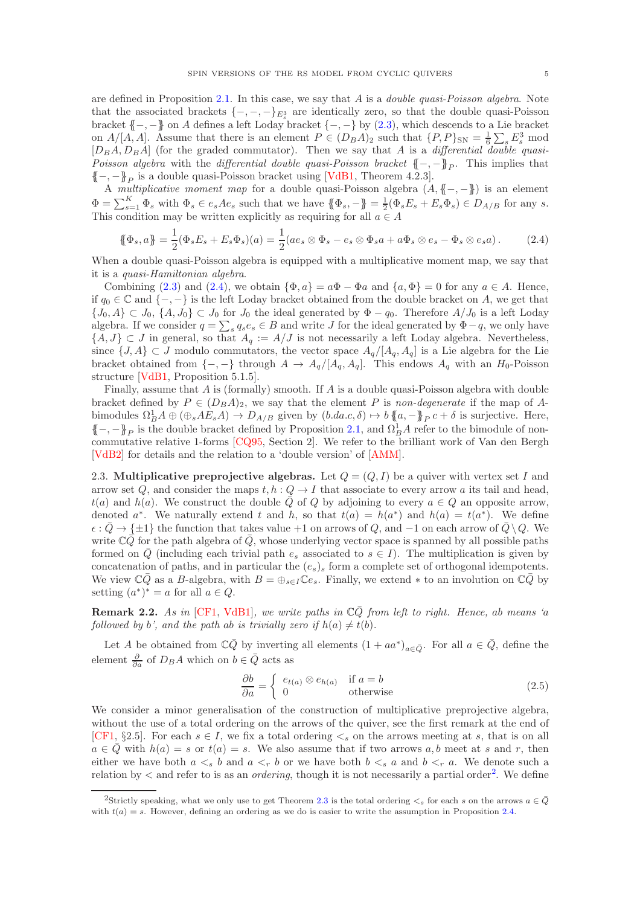are defined in Proposition 2.1. In this case, we say that $A$ is a *double quasi-Poisson algebra*. Note that the associated brackets $\{-,-,-\}_{E_s^3}$ are identically zero, so that the double quasi-Poisson bracket $\{\!\{-,-\}\!\}$ on $A$ defines a left Loday bracket $\{-,-\}$ by (2.3), which descends to a Lie bracket on $A/[A,A]$. Assume that there is an element $P\in(D_BA)_2$ such that $\{P,P\}_{\mathrm{SN}}=\frac{1}{6}\sum_s E_s^3 \mod [D_BA,D_BA]$ (for the graded commutator). Then we say that $A$ is a *differential double quasi-Poisson algebra* with the *differential double quasi-Poisson bracket* $\{\!\{-,-\}\!\}_P$. This implies that $\{\!\{-,-\}\!\}_P$ is a double quasi-Poisson bracket using [VdB1, Theorem 4.2.3].

A *multiplicative moment map* for a double quasi-Poisson algebra $(A,\{\!\{-,-\}\!\})$ is an element $\Phi=\sum_{s=1}^K\Phi_s$ with $\Phi_s\in e_sAe_s$ such that we have $\{\!\{\Phi_s,-\}\!\}=\frac{1}{2}(\Phi_sE_s+E_s\Phi_s)\in D_{A/B}$ for any $s$. This condition may be written explicitly as requiring for all $a\in A$

$$\{\!\{\Phi_s,a\}\!\}=\frac{1}{2}(\Phi_sE_s+E_s\Phi_s)(a)=\frac{1}{2}(ae_s\otimes\Phi_s-e_s\otimes\Phi_sa+a\Phi_s\otimes e_s-\Phi_s\otimes e_sa)\,. \tag{2.4}$$

When a double quasi-Poisson algebra is equipped with a multiplicative moment map, we say that it is a *quasi-Hamiltonian algebra*.

Combining (2.3) and (2.4), we obtain $\{\Phi,a\}=a\Phi-\Phi a$ and $\{a,\Phi\}=0$ for any $a\in A$. Hence, if $q_0\in\mathbb{C}$ and $\{-,-\}$ is the left Loday bracket obtained from the double bracket on $A$, we get that $\{J_0,A\}\subset J_0$, $\{A,J_0\}\subset J_0$ for $J_0$ the ideal generated by $\Phi-q_0$. Therefore $A/J_0$ is a left Loday algebra. If we consider $q=\sum_s q_se_s\in B$ and write $J$ for the ideal generated by $\Phi-q$, we only have $\{A,J\}\subset J$ in general, so that $A_q:=A/J$ is not necessarily a left Loday algebra. Nevertheless, since $\{J,A\}\subset J$ modulo commutators, the vector space $A_q/[A_q,A_q]$ is a Lie algebra for the Lie bracket obtained from $\{-,-\}$ through $A\to A_q/[A_q,A_q]$. This endows $A_q$ with an $H_0$-Poisson structure [VdB1, Proposition 5.1.5].

Finally, assume that $A$ is (formally) smooth. If $A$ is a double quasi-Poisson algebra with double bracket defined by $P\in(D_BA)_2$, we say that the element $P$ is *non-degenerate* if the map of $A$-bimodules $\Omega^1_BA\oplus(\oplus_sAE_sA)\to D_{A/B}$ given by $(b.da.c,\delta)\mapsto b\{\!\{a,-\}\!\}_P\,c+\delta$ is surjective. Here, $\{\!\{-,-\}\!\}_P$ is the double bracket defined by Proposition 2.1, and $\Omega^1_BA$ refer to the bimodule of noncommutative relative 1-forms [CQ95, Section 2]. We refer to the brilliant work of Van den Bergh [VdB2] for details and the relation to a 'double version' of [AMM].

## 2.3. Multiplicative preprojective algebras.

Let $Q=(Q,I)$ be a quiver with vertex set $I$ and arrow set $Q$, and consider the maps $t,h:Q\to I$ that associate to every arrow $a$ its tail and head, $t(a)$ and $h(a)$. We construct the double $\bar Q$ of $Q$ by adjoining to every $a\in Q$ an opposite arrow, denoted $a^*$. We naturally extend $t$ and $h$, so that $t(a)=h(a^*)$ and $h(a)=t(a^*)$. We define $\epsilon:\bar Q\to\{\pm1\}$ the function that takes value $+1$ on arrows of $Q$, and $-1$ on each arrow of $\bar Q\setminus Q$. We write $\mathbb{C}\bar Q$ for the path algebra of $\bar Q$, whose underlying vector space is spanned by all possible paths formed on $\bar Q$ (including each trivial path $e_s$ associated to $s\in I$). The multiplication is given by concatenation of paths, and in particular the $(e_s)_s$ form a complete set of orthogonal idempotents. We view $\mathbb{C}\bar Q$ as a $B$-algebra, with $B=\oplus_{s\in I}\mathbb{C}e_s$. Finally, we extend $*$ to an involution on $\mathbb{C}\bar Q$ by setting $(a^*)^*=a$ for all $a\in Q$.

**Remark 2.2.** *As in [CF1, VdB1], we write paths in $\mathbb{C}\bar Q$ from left to right. Hence, $ab$ means 'a followed by b', and the path $ab$ is trivially zero if $h(a)\neq t(b)$.*

Let $A$ be obtained from $\mathbb{C}\bar Q$ by inverting all elements $(1+aa^*)_{a\in\bar Q}$. For all $a\in\bar Q$, define the element $\frac{\partial}{\partial a}$ of $D_BA$ which on $b\in\bar Q$ acts as

$$\frac{\partial b}{\partial a}=\begin{cases} e_{t(a)}\otimes e_{h(a)} & \text{if } a=b\\ 0 & \text{otherwise}\end{cases} \tag{2.5}$$

We consider a minor generalisation of the construction of multiplicative preprojective algebra, without the use of a total ordering on the arrows of the quiver, see the first remark at the end of [CF1, §2.5]. For each $s\in I$, we fix a total ordering $<_s$ on the arrows meeting at $s$, that is on all $a\in\bar Q$ with $h(a)=s$ or $t(a)=s$. We also assume that if two arrows $a,b$ meet at $s$ and $r$, then either we have both $a<_s b$ and $a<_r b$ or we have both $b<_s a$ and $b<_r a$. We denote such a relation by $<$ and refer to is as an *ordering*, though it is not necessarily a partial order[2]. We define

[2] Strictly speaking, what we only use to get Theorem 2.3 is the total ordering $<_s$ for each $s$ on the arrows $a\in\bar Q$ with $t(a)=s$. However, defining an ordering as we do is easier to write the assumption in Proposition 2.4.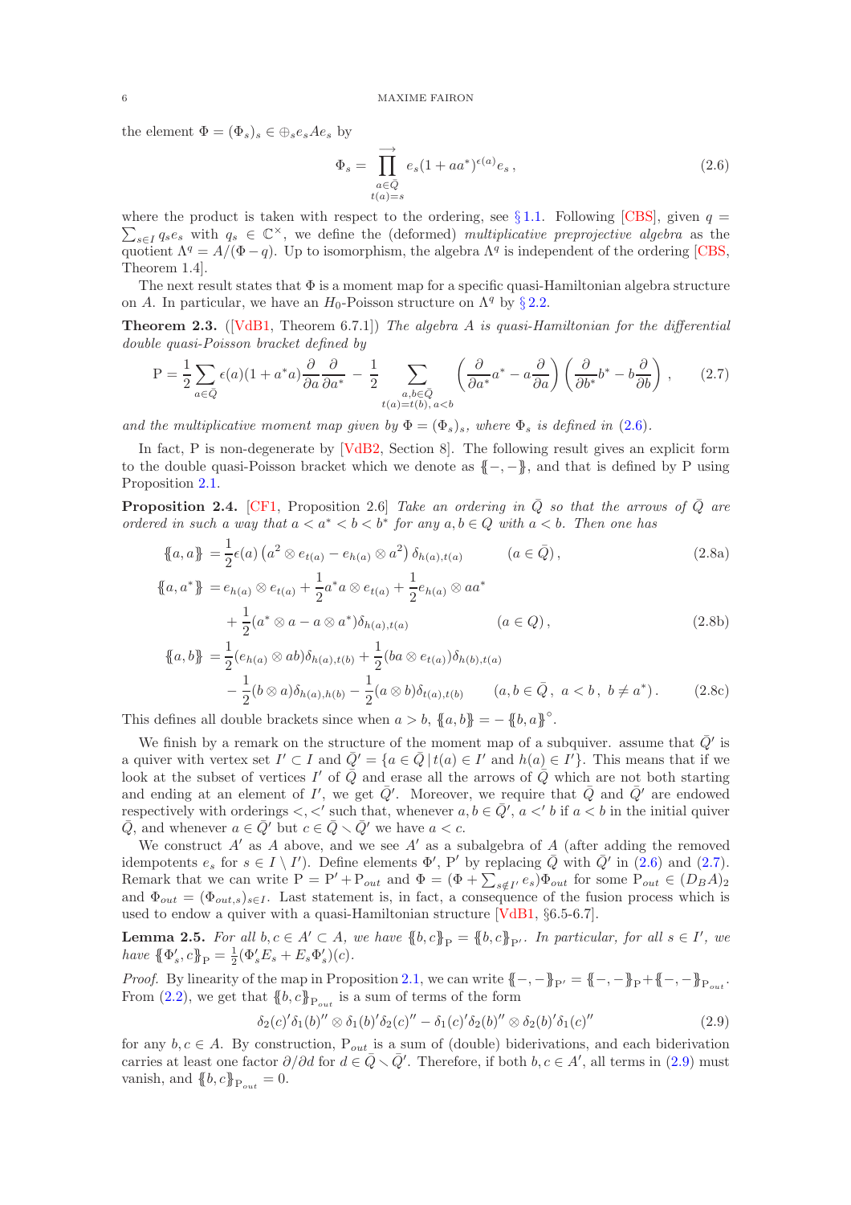the element $\Phi = (\Phi_s)_s \in \oplus_s e_s A e_s$ by

$$\Phi_s = \overrightarrow{\prod_{\substack{a\in\bar{Q}\\ t(a)=s}}} e_s(1+aa^*)^{\epsilon(a)}e_s\,, \tag{2.6}$$

where the product is taken with respect to the ordering, see § 1.1. Following [CBS], given $q = \sum_{s\in I} q_s e_s$ with $q_s \in \mathbb{C}^\times$, we define the (deformed) *multiplicative preprojective algebra* as the quotient $\Lambda^q = A/(\Phi - q)$. Up to isomorphism, the algebra $\Lambda^q$ is independent of the ordering [CBS, Theorem 1.4].

The next result states that $\Phi$ is a moment map for a specific quasi-Hamiltonian algebra structure on $A$. In particular, we have an $H_0$-Poisson structure on $\Lambda^q$ by § 2.2.

**Theorem 2.3.** ([VdB1, Theorem 6.7.1]) *The algebra $A$ is quasi-Hamiltonian for the differential double quasi-Poisson bracket defined by*

$$\mathrm{P} = \frac{1}{2}\sum_{a\in\bar{Q}} \epsilon(a)(1+a^*a)\frac{\partial}{\partial a}\frac{\partial}{\partial a^*} - \frac{1}{2}\sum_{\substack{a,b\in\bar{Q}\\ t(a)=t(b),\,a<b}} \left(\frac{\partial}{\partial a^*}a^* - a\frac{\partial}{\partial a}\right)\left(\frac{\partial}{\partial b^*}b^* - b\frac{\partial}{\partial b}\right), \tag{2.7}$$

*and the multiplicative moment map given by $\Phi = (\Phi_s)_s$, where $\Phi_s$ is defined in (2.6).*

In fact, P is non-degenerate by [VdB2, Section 8]. The following result gives an explicit form to the double quasi-Poisson bracket which we denote as $\{\!\{-,-\}\!\}$, and that is defined by P using Proposition 2.1.

**Proposition 2.4.** [CF1, Proposition 2.6] *Take an ordering in $\bar{Q}$ so that the arrows of $\bar{Q}$ are ordered in such a way that $a < a^* < b < b^*$ for any $a, b \in Q$ with $a < b$. Then one has*

$$\begin{aligned}
\{\!\{a,a\}\!\} &= \frac{1}{2}\epsilon(a)\left(a^2\otimes e_{t(a)} - e_{h(a)}\otimes a^2\right)\delta_{h(a),t(a)} \qquad\qquad (a\in\bar{Q})\,, &(2.8a)\\
\{\!\{a,a^*\}\!\} &= e_{h(a)}\otimes e_{t(a)} + \frac{1}{2}a^*a\otimes e_{t(a)} + \frac{1}{2}e_{h(a)}\otimes aa^* \\
&\quad + \frac{1}{2}(a^*\otimes a - a\otimes a^*)\delta_{h(a),t(a)} \qquad\qquad (a\in Q)\,, &(2.8b)\\
\{\!\{a,b\}\!\} &= \frac{1}{2}(e_{h(a)}\otimes ab)\delta_{h(a),t(b)} + \frac{1}{2}(ba\otimes e_{t(a)})\delta_{h(b),t(a)} \\
&\quad - \frac{1}{2}(b\otimes a)\delta_{h(a),h(b)} - \frac{1}{2}(a\otimes b)\delta_{t(a),t(b)} \qquad (a,b\in\bar{Q}\,,\ a<b\,,\ b\neq a^*)\,. &(2.8c)
\end{aligned}$$

This defines all double brackets since when $a > b$, $\{\!\{a,b\}\!\} = -\{\!\{b,a\}\!\}^\circ$.

We finish by a remark on the structure of the moment map of a subquiver. assume that $\bar{Q}'$ is a quiver with vertex set $I' \subset I$ and $\bar{Q}' = \{a \in \bar{Q} \,|\, t(a) \in I' \text{ and } h(a) \in I'\}$. This means that if we look at the subset of vertices $I'$ of $\bar{Q}$ and erase all the arrows of $\bar{Q}$ which are not both starting and ending at an element of $I'$, we get $\bar{Q}'$. Moreover, we require that $\bar{Q}$ and $\bar{Q}'$ are endowed respectively with orderings $<, <'$ such that, whenever $a, b \in \bar{Q}'$, $a <' b$ if $a < b$ in the initial quiver $\bar{Q}$, and whenever $a \in \bar{Q}'$ but $c \in \bar{Q} \setminus \bar{Q}'$ we have $a < c$.

We construct $A'$ as $A$ above, and we see $A'$ as a subalgebra of $A$ (after adding the removed idempotents $e_s$ for $s \in I \setminus I'$). Define elements $\Phi'$, $\mathrm{P}'$ by replacing $\bar{Q}$ with $\bar{Q}'$ in (2.6) and (2.7). Remark that we can write $\mathrm{P} = \mathrm{P}' + \mathrm{P}_{out}$ and $\Phi = (\Phi + \sum_{s\notin I'} e_s)\Phi_{out}$ for some $\mathrm{P}_{out} \in (D_B A)_2$ and $\Phi_{out} = (\Phi_{out,s})_{s\in I}$. Last statement is, in fact, a consequence of the fusion process which is used to endow a quiver with a quasi-Hamiltonian structure [VdB1, §6.5-6.7].

**Lemma 2.5.** *For all $b, c \in A' \subset A$, we have $\{\!\{b,c\}\!\}_{\mathrm{P}} = \{\!\{b,c\}\!\}_{\mathrm{P}'}$. In particular, for all $s \in I'$, we have $\{\!\{\Phi'_s, c\}\!\}_{\mathrm{P}} = \frac{1}{2}(\Phi'_s E_s + E_s \Phi'_s)(c)$.*

*Proof.* By linearity of the map in Proposition 2.1, we can write $\{\!\{-,-\}\!\}_{\mathrm{P}'} = \{\!\{-,-\}\!\}_{\mathrm{P}} + \{\!\{-,-\}\!\}_{\mathrm{P}_{out}}$. From (2.2), we get that $\{\!\{b,c\}\!\}_{\mathrm{P}_{out}}$ is a sum of terms of the form

$$\delta_2(c)'\delta_1(b)'' \otimes \delta_1(b)'\delta_2(c)'' - \delta_1(c)'\delta_2(b)'' \otimes \delta_2(b)'\delta_1(c)'' \tag{2.9}$$

for any $b, c \in A$. By construction, $\mathrm{P}_{out}$ is a sum of (double) biderivations, and each biderivation carries at least one factor $\partial/\partial d$ for $d \in \bar{Q} \setminus \bar{Q}'$. Therefore, if both $b, c \in A'$, all terms in (2.9) must vanish, and $\{\!\{b,c\}\!\}_{\mathrm{P}_{out}} = 0$.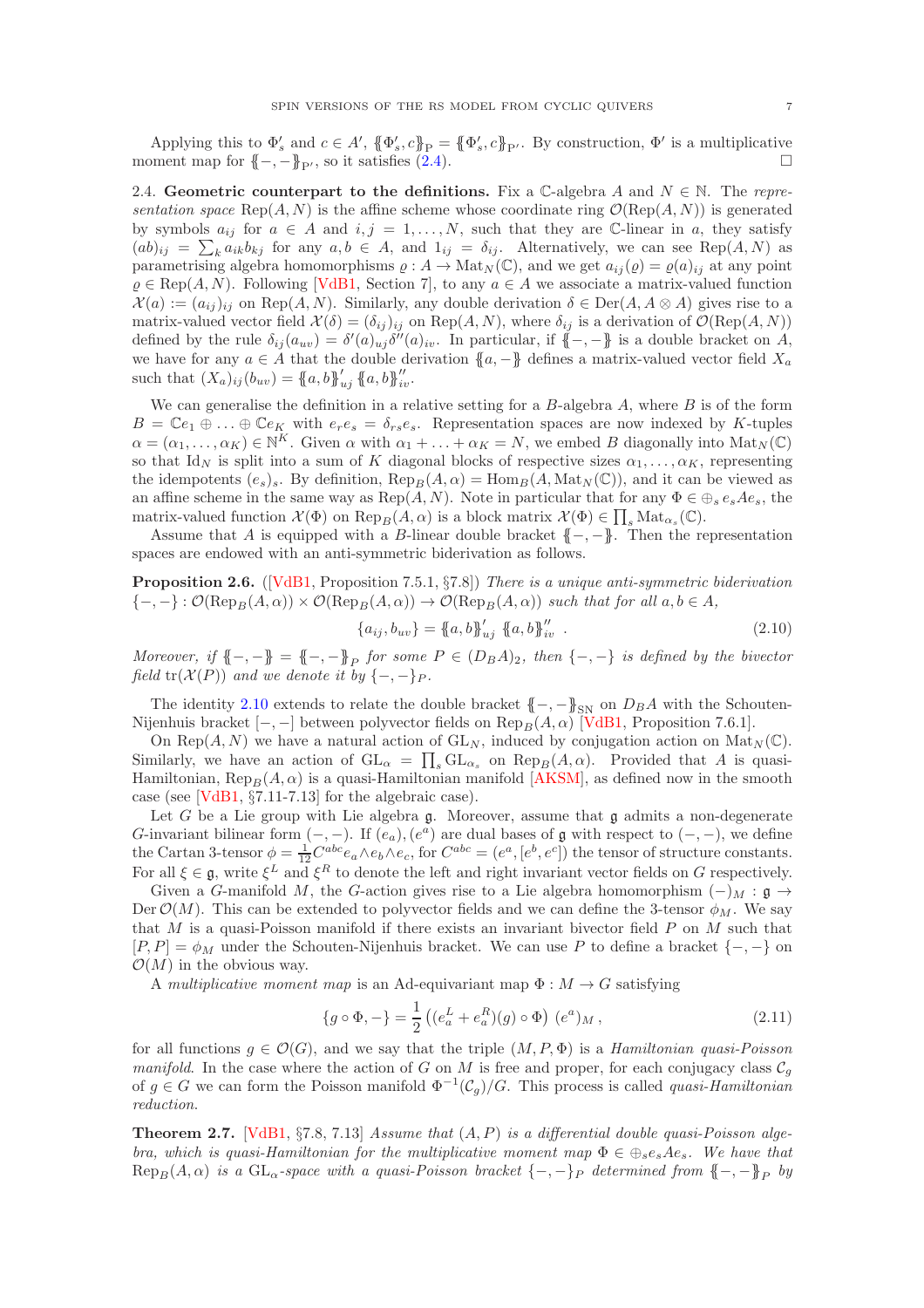Applying this to $\Phi'_s$ and $c \in A'$, $\{\!\{\Phi'_s, c\}\!\}_{\mathrm{P}} = \{\!\{\Phi'_s, c\}\!\}_{\mathrm{P}'}$. By construction, $\Phi'$ is a multiplicative moment map for $\{\!\{-,-\}\!\}_{\mathrm{P}'}$, so it satisfies (2.4). □

## 2.4. Geometric counterpart to the definitions.

Fix a $\mathbb{C}$-algebra $A$ and $N \in \mathbb{N}$. The *representation space* $\mathrm{Rep}(A, N)$ is the affine scheme whose coordinate ring $\mathcal{O}(\mathrm{Rep}(A, N))$ is generated by symbols $a_{ij}$ for $a \in A$ and $i, j = 1, \ldots, N$, such that they are $\mathbb{C}$-linear in $a$, they satisfy $(ab)_{ij} = \sum_k a_{ik} b_{kj}$ for any $a, b \in A$, and $1_{ij} = \delta_{ij}$. Alternatively, we can see $\mathrm{Rep}(A, N)$ as parametrising algebra homomorphisms $\varrho : A \to \mathrm{Mat}_N(\mathbb{C})$, and we get $a_{ij}(\varrho) = \varrho(a)_{ij}$ at any point $\varrho \in \mathrm{Rep}(A, N)$. Following [VdB1, Section 7], to any $a \in A$ we associate a matrix-valued function $\mathcal{X}(a) := (a_{ij})_{ij}$ on $\mathrm{Rep}(A, N)$. Similarly, any double derivation $\delta \in \mathrm{Der}(A, A \otimes A)$ gives rise to a matrix-valued vector field $\mathcal{X}(\delta) = (\delta_{ij})_{ij}$ on $\mathrm{Rep}(A, N)$, where $\delta_{ij}$ is a derivation of $\mathcal{O}(\mathrm{Rep}(A, N))$ defined by the rule $\delta_{ij}(a_{uv}) = \delta'(a)_{uj} \delta''(a)_{iv}$. In particular, if $\{\!\{-,-\}\!\}$ is a double bracket on $A$, we have for any $a \in A$ that the double derivation $\{\!\{a, -\}\!\}$ defines a matrix-valued vector field $X_a$ such that $(X_a)_{ij}(b_{uv}) = \{\!\{a, b\}\!\}'_{uj} \{\!\{a, b\}\!\}''_{iv}$.

We can generalise the definition in a relative setting for a $B$-algebra $A$, where $B$ is of the form $B = \mathbb{C}e_1 \oplus \ldots \oplus \mathbb{C}e_K$ with $e_r e_s = \delta_{rs} e_s$. Representation spaces are now indexed by $K$-tuples $\alpha = (\alpha_1, \ldots, \alpha_K) \in \mathbb{N}^K$. Given $\alpha$ with $\alpha_1 + \ldots + \alpha_K = N$, we embed $B$ diagonally into $\mathrm{Mat}_N(\mathbb{C})$ so that $\mathrm{Id}_N$ is split into a sum of $K$ diagonal blocks of respective sizes $\alpha_1, \ldots, \alpha_K$, representing the idempotents $(e_s)_s$. By definition, $\mathrm{Rep}_B(A, \alpha) = \mathrm{Hom}_B(A, \mathrm{Mat}_N(\mathbb{C}))$, and it can be viewed as an affine scheme in the same way as $\mathrm{Rep}(A, N)$. Note in particular that for any $\Phi \in \oplus_s e_s A e_s$, the matrix-valued function $\mathcal{X}(\Phi)$ on $\mathrm{Rep}_B(A, \alpha)$ is a block matrix $\mathcal{X}(\Phi) \in \prod_s \mathrm{Mat}_{\alpha_s}(\mathbb{C})$.

Assume that $A$ is equipped with a $B$-linear double bracket $\{\!\{-,-\}\!\}$. Then the representation spaces are endowed with an anti-symmetric biderivation as follows.

**Proposition 2.6.** ([VdB1, Proposition 7.5.1, §7.8]) *There is a unique anti-symmetric biderivation $\{-,-\} : \mathcal{O}(\mathrm{Rep}_B(A, \alpha)) \times \mathcal{O}(\mathrm{Rep}_B(A, \alpha)) \to \mathcal{O}(\mathrm{Rep}_B(A, \alpha))$ such that for all $a, b \in A$,*

$$\{a_{ij}, b_{uv}\} = \{\!\{a, b\}\!\}'_{uj} \, \{\!\{a, b\}\!\}''_{iv} \ . \tag{2.10}$$

*Moreover, if $\{\!\{-,-\}\!\} = \{\!\{-,-\}\!\}_P$ for some $P \in (D_B A)_2$, then $\{-,-\}$ is defined by the bivector field $\mathrm{tr}(\mathcal{X}(P))$ and we denote it by $\{-,-\}_P$.*

The identity 2.10 extends to relate the double bracket $\{\!\{-,-\}\!\}_{\mathrm{SN}}$ on $D_B A$ with the Schouten-Nijenhuis bracket $[-,-]$ between polyvector fields on $\mathrm{Rep}_B(A, \alpha)$ [VdB1, Proposition 7.6.1].

On $\mathrm{Rep}(A, N)$ we have a natural action of $\mathrm{GL}_N$, induced by conjugation action on $\mathrm{Mat}_N(\mathbb{C})$. Similarly, we have an action of $\mathrm{GL}_\alpha = \prod_s \mathrm{GL}_{\alpha_s}$ on $\mathrm{Rep}_B(A, \alpha)$. Provided that $A$ is quasi-Hamiltonian, $\mathrm{Rep}_B(A, \alpha)$ is a quasi-Hamiltonian manifold [AKSM], as defined now in the smooth case (see [VdB1, §7.11-7.13] for the algebraic case).

Let $G$ be a Lie group with Lie algebra $\mathfrak{g}$. Moreover, assume that $\mathfrak{g}$ admits a non-degenerate $G$-invariant bilinear form $(-,-)$. If $(e_a), (e^a)$ are dual bases of $\mathfrak{g}$ with respect to $(-,-)$, we define the Cartan 3-tensor $\phi = \frac{1}{12} C^{abc} e_a \wedge e_b \wedge e_c$, for $C^{abc} = (e^a, [e^b, e^c])$ the tensor of structure constants. For all $\xi \in \mathfrak{g}$, write $\xi^L$ and $\xi^R$ to denote the left and right invariant vector fields on $G$ respectively.

Given a $G$-manifold $M$, the $G$-action gives rise to a Lie algebra homomorphism $(-)_M : \mathfrak{g} \to \mathrm{Der}\, \mathcal{O}(M)$. This can be extended to polyvector fields and we can define the 3-tensor $\phi_M$. We say that $M$ is a quasi-Poisson manifold if there exists an invariant bivector field $P$ on $M$ such that $[P, P] = \phi_M$ under the Schouten-Nijenhuis bracket. We can use $P$ to define a bracket $\{-,-\}$ on $\mathcal{O}(M)$ in the obvious way.

A *multiplicative moment map* is an Ad-equivariant map $\Phi : M \to G$ satisfying

$$\{g \circ \Phi, -\} = \frac{1}{2} \left( (e_a^L + e_a^R)(g) \circ \Phi \right) \, (e^a)_M \,, \tag{2.11}$$

for all functions $g \in \mathcal{O}(G)$, and we say that the triple $(M, P, \Phi)$ is a *Hamiltonian quasi-Poisson manifold*. In the case where the action of $G$ on $M$ is free and proper, for each conjugacy class $\mathcal{C}_g$ of $g \in G$ we can form the Poisson manifold $\Phi^{-1}(\mathcal{C}_g)/G$. This process is called *quasi-Hamiltonian reduction*.

**Theorem 2.7.** [VdB1, §7.8, 7.13] *Assume that $(A, P)$ is a differential double quasi-Poisson algebra, which is quasi-Hamiltonian for the multiplicative moment map $\Phi \in \oplus_s e_s A e_s$. We have that $\mathrm{Rep}_B(A, \alpha)$ is a $\mathrm{GL}_\alpha$-space with a quasi-Poisson bracket $\{-,-\}_P$ determined from $\{\!\{-,-\}\!\}_P$ by*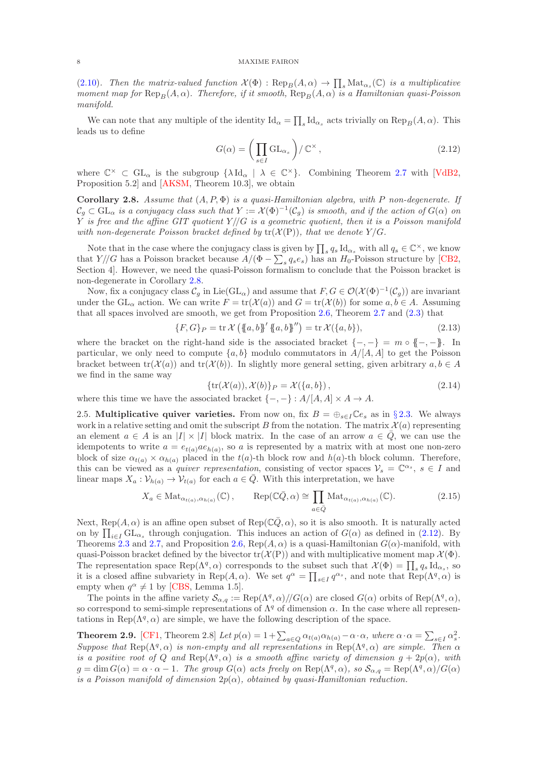(2.10). *Then the matrix-valued function $\mathcal{X}(\Phi) : \operatorname{Rep}_B(A,\alpha) \to \prod_s \operatorname{Mat}_{\alpha_s}(\mathbb{C})$ is a multiplicative moment map for $\operatorname{Rep}_B(A,\alpha)$. Therefore, if it smooth, $\operatorname{Rep}_B(A,\alpha)$ is a Hamiltonian quasi-Poisson manifold.*

We can note that any multiple of the identity $\operatorname{Id}_\alpha = \prod_s \operatorname{Id}_{\alpha_s}$ acts trivially on $\operatorname{Rep}_B(A,\alpha)$. This leads us to define

$$G(\alpha) = \left(\prod_{s\in I} \operatorname{GL}_{\alpha_s}\right)/\,\mathbb{C}^\times\,, \tag{2.12}$$

where $\mathbb{C}^\times \subset \operatorname{GL}_\alpha$ is the subgroup $\{\lambda \operatorname{Id}_\alpha \mid \lambda \in \mathbb{C}^\times\}$. Combining Theorem 2.7 with [VdB2, Proposition 5.2] and [AKSM, Theorem 10.3], we obtain

**Corollary 2.8.** *Assume that $(A,P,\Phi)$ is a quasi-Hamiltonian algebra, with $P$ non-degenerate. If $\mathcal{C}_g \subset \operatorname{GL}_\alpha$ is a conjugacy class such that $Y := \mathcal{X}(\Phi)^{-1}(\mathcal{C}_g)$ is smooth, and if the action of $G(\alpha)$ on $Y$ is free and the affine GIT quotient $Y/\!/G$ is a geometric quotient, then it is a Poisson manifold with non-degenerate Poisson bracket defined by $\operatorname{tr}(\mathcal{X}(\mathrm{P}))$, that we denote $Y/G$.*

Note that in the case where the conjugacy class is given by $\prod_s q_s \operatorname{Id}_{\alpha_s}$ with all $q_s \in \mathbb{C}^\times$, we know that $Y/\!/G$ has a Poisson bracket because $A/(\Phi - \sum_s q_s e_s)$ has an $H_0$-Poisson structure by [CB2, Section 4]. However, we need the quasi-Poisson formalism to conclude that the Poisson bracket is non-degenerate in Corollary 2.8.

Now, fix a conjugacy class $\mathcal{C}_g$ in $\operatorname{Lie}(\operatorname{GL}_\alpha)$ and assume that $F,G \in \mathcal{O}(\mathcal{X}(\Phi)^{-1}(\mathcal{C}_g))$ are invariant under the $\operatorname{GL}_\alpha$ action. We can write $F = \operatorname{tr}(\mathcal{X}(a))$ and $G = \operatorname{tr}(\mathcal{X}(b))$ for some $a,b \in A$. Assuming that all spaces involved are smooth, we get from Proposition 2.6, Theorem 2.7 and (2.3) that

$$\{F,G\}_P = \operatorname{tr}\mathcal{X}\left(\{\!\!\{a,b\}\!\!\}'\,\{\!\!\{a,b\}\!\!\}''\right) = \operatorname{tr}\mathcal{X}(\{a,b\}), \tag{2.13}$$

where the bracket on the right-hand side is the associated bracket $\{-,-\} = m \circ \{\!\!\{-,-\}\!\!\}$. In particular, we only need to compute $\{a,b\}$ modulo commutators in $A/[A,A]$ to get the Poisson bracket between $\operatorname{tr}(\mathcal{X}(a))$ and $\operatorname{tr}(\mathcal{X}(b))$. In slightly more general setting, given arbitrary $a,b \in A$ we find in the same way

$$\{\operatorname{tr}(\mathcal{X}(a)), \mathcal{X}(b)\}_P = \mathcal{X}(\{a,b\})\,, \tag{2.14}$$

where this time we have the associated bracket $\{-,-\} : A/[A,A] \times A \to A$.

2.5. **Multiplicative quiver varieties.** From now on, fix $B = \oplus_{s\in I}\mathbb{C}e_s$ as in §2.3. We always work in a relative setting and omit the subscript $B$ from the notation. The matrix $\mathcal{X}(a)$ representing an element $a \in A$ is an $|I| \times |I|$ block matrix. In the case of an arrow $a \in \bar{Q}$, we can use the idempotents to write $a = e_{t(a)} a e_{h(a)}$, so $a$ is represented by a matrix with at most one non-zero block of size $\alpha_{t(a)} \times \alpha_{h(a)}$ placed in the $t(a)$-th block row and $h(a)$-th block column. Therefore, this can be viewed as a *quiver representation*, consisting of vector spaces $\mathcal{V}_s = \mathbb{C}^{\alpha_s}$, $s \in I$ and linear maps $X_a : \mathcal{V}_{h(a)} \to \mathcal{V}_{t(a)}$ for each $a \in \bar{Q}$. With this interpretation, we have

$$X_a \in \operatorname{Mat}_{\alpha_{t(a)},\alpha_{h(a)}}(\mathbb{C})\,, \qquad \operatorname{Rep}(\mathbb{C}\bar{Q},\alpha) \cong \prod_{a\in\bar{Q}} \operatorname{Mat}_{\alpha_{t(a)},\alpha_{h(a)}}(\mathbb{C}). \tag{2.15}$$

Next, $\operatorname{Rep}(A,\alpha)$ is an affine open subset of $\operatorname{Rep}(\mathbb{C}\bar{Q},\alpha)$, so it is also smooth. It is naturally acted on by $\prod_{i\in I}\operatorname{GL}_{\alpha_s}$ through conjugation. This induces an action of $G(\alpha)$ as defined in (2.12). By Theorems 2.3 and 2.7, and Proposition 2.6, $\operatorname{Rep}(A,\alpha)$ is a quasi-Hamiltonian $G(\alpha)$-manifold, with quasi-Poisson bracket defined by the bivector $\operatorname{tr}(\mathcal{X}(\mathrm{P}))$ and with multiplicative moment map $\mathcal{X}(\Phi)$. The representation space $\operatorname{Rep}(\Lambda^q,\alpha)$ corresponds to the subset such that $\mathcal{X}(\Phi) = \prod_s q_s \operatorname{Id}_{\alpha_s}$, so it is a closed affine subvariety in $\operatorname{Rep}(A,\alpha)$. We set $q^\alpha = \prod_{s\in I} q^{\alpha_s}$, and note that $\operatorname{Rep}(\Lambda^q,\alpha)$ is empty when $q^\alpha \neq 1$ by [CBS, Lemma 1.5].

The points in the affine variety $\mathcal{S}_{\alpha,q} := \operatorname{Rep}(\Lambda^q,\alpha)/\!/G(\alpha)$ are closed $G(\alpha)$ orbits of $\operatorname{Rep}(\Lambda^q,\alpha)$, so correspond to semi-simple representations of $\Lambda^q$ of dimension $\alpha$. In the case where all representations in $\operatorname{Rep}(\Lambda^q,\alpha)$ are simple, we have the following description of the space.

**Theorem 2.9.** [CF1, Theorem 2.8] *Let $p(\alpha) = 1 + \sum_{a\in Q}\alpha_{t(a)}\alpha_{h(a)} - \alpha\cdot\alpha$, where $\alpha\cdot\alpha = \sum_{s\in I}\alpha_s^2$. Suppose that $\operatorname{Rep}(\Lambda^q,\alpha)$ is non-empty and all representations in $\operatorname{Rep}(\Lambda^q,\alpha)$ are simple. Then $\alpha$ is a positive root of $Q$ and $\operatorname{Rep}(\Lambda^q,\alpha)$ is a smooth affine variety of dimension $g + 2p(\alpha)$, with $g = \dim G(\alpha) = \alpha\cdot\alpha - 1$. The group $G(\alpha)$ acts freely on $\operatorname{Rep}(\Lambda^q,\alpha)$, so $\mathcal{S}_{\alpha,q} = \operatorname{Rep}(\Lambda^q,\alpha)/G(\alpha)$ is a Poisson manifold of dimension $2p(\alpha)$, obtained by quasi-Hamiltonian reduction.*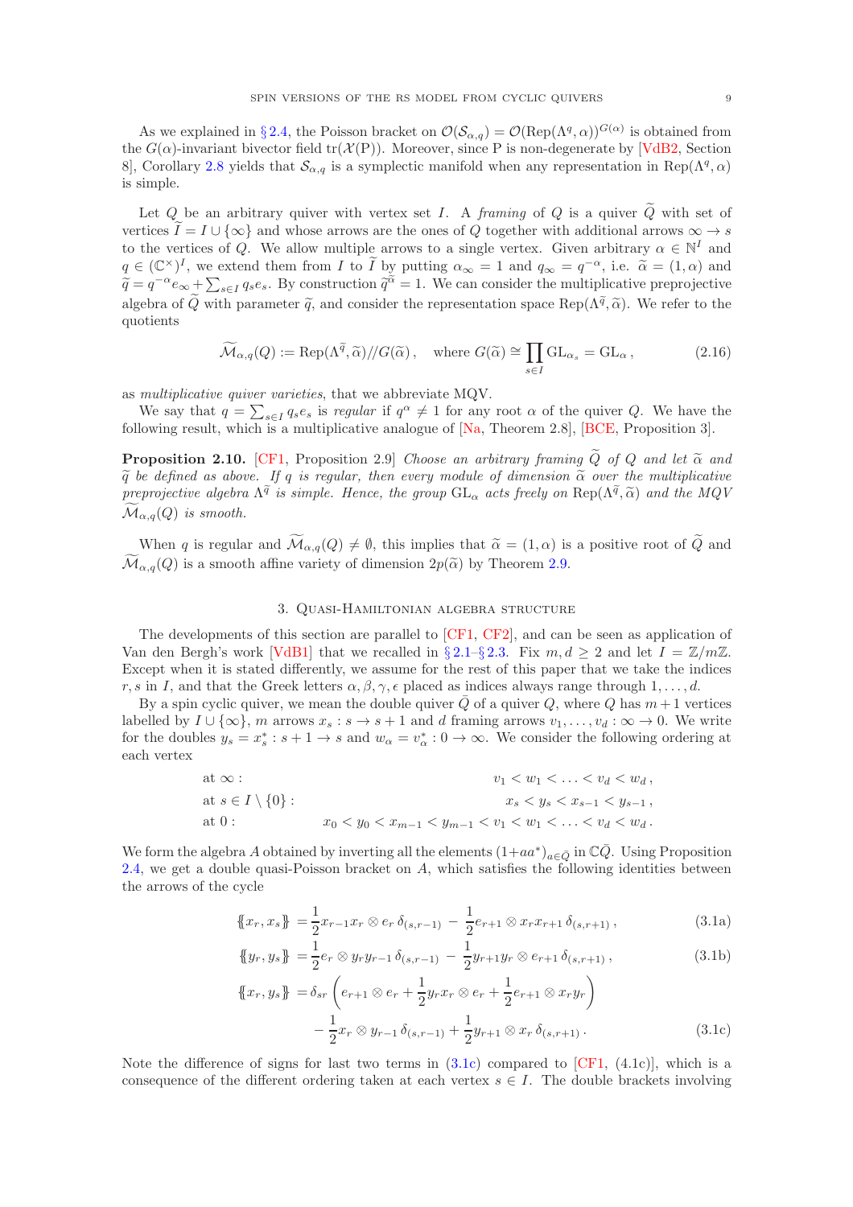As we explained in §2.4, the Poisson bracket on $\mathcal{O}(\mathcal{S}_{\alpha,q}) = \mathcal{O}(\operatorname{Rep}(\Lambda^q,\alpha))^{G(\alpha)}$ is obtained from the $G(\alpha)$-invariant bivector field $\operatorname{tr}(\mathcal{X}(\mathrm{P}))$. Moreover, since P is non-degenerate by [VdB2, Section 8], Corollary 2.8 yields that $\mathcal{S}_{\alpha,q}$ is a symplectic manifold when any representation in $\operatorname{Rep}(\Lambda^q,\alpha)$ is simple.

Let $Q$ be an arbitrary quiver with vertex set $I$. A *framing* of $Q$ is a quiver $\widetilde{Q}$ with set of vertices $\widetilde{I} = I \cup \{\infty\}$ and whose arrows are the ones of $Q$ together with additional arrows $\infty \to s$ to the vertices of $Q$. We allow multiple arrows to a single vertex. Given arbitrary $\alpha \in \mathbb{N}^I$ and $q \in (\mathbb{C}^\times)^I$, we extend them from $I$ to $\widetilde{I}$ by putting $\alpha_\infty = 1$ and $q_\infty = q^{-\alpha}$, i.e. $\widetilde{\alpha} = (1,\alpha)$ and $\widetilde{q} = q^{-\alpha}e_\infty + \sum_{s\in I} q_s e_s$. By construction $\widetilde{q}^{\widetilde{\alpha}} = 1$. We can consider the multiplicative preprojective algebra of $\widetilde{Q}$ with parameter $\widetilde{q}$, and consider the representation space $\operatorname{Rep}(\Lambda^{\widetilde{q}},\widetilde{\alpha})$. We refer to the quotients

$$\widetilde{\mathcal{M}}_{\alpha,q}(Q) := \operatorname{Rep}(\Lambda^{\widetilde{q}},\widetilde{\alpha})/\!/G(\widetilde{\alpha})\,, \quad \text{where } G(\widetilde{\alpha}) \cong \prod_{s\in I} \mathrm{GL}_{\alpha_s} = \mathrm{GL}_\alpha\,, \tag{2.16}$$

as *multiplicative quiver varieties*, that we abbreviate MQV.

We say that $q = \sum_{s\in I} q_s e_s$ is *regular* if $q^\alpha \neq 1$ for any root $\alpha$ of the quiver $Q$. We have the following result, which is a multiplicative analogue of [Na, Theorem 2.8], [BCE, Proposition 3].

**Proposition 2.10.** [CF1, Proposition 2.9] *Choose an arbitrary framing $\widetilde{Q}$ of $Q$ and let $\widetilde{\alpha}$ and $\widetilde{q}$ be defined as above. If $q$ is regular, then every module of dimension $\widetilde{\alpha}$ over the multiplicative preprojective algebra $\Lambda^{\widetilde{q}}$ is simple. Hence, the group $\mathrm{GL}_\alpha$ acts freely on $\operatorname{Rep}(\Lambda^{\widetilde{q}},\widetilde{\alpha})$ and the MQV $\widetilde{\mathcal{M}}_{\alpha,q}(Q)$ is smooth.*

When $q$ is regular and $\widetilde{\mathcal{M}}_{\alpha,q}(Q) \neq \emptyset$, this implies that $\widetilde{\alpha} = (1,\alpha)$ is a positive root of $\widetilde{Q}$ and $\widetilde{\mathcal{M}}_{\alpha,q}(Q)$ is a smooth affine variety of dimension $2p(\widetilde{\alpha})$ by Theorem 2.9.

## 3. Quasi-Hamiltonian algebra structure

The developments of this section are parallel to [CF1, CF2], and can be seen as application of Van den Bergh's work [VdB1] that we recalled in §2.1–§2.3. Fix $m,d \geq 2$ and let $I = \mathbb{Z}/m\mathbb{Z}$. Except when it is stated differently, we assume for the rest of this paper that we take the indices $r,s$ in $I$, and that the Greek letters $\alpha,\beta,\gamma,\epsilon$ placed as indices always range through $1,\ldots,d$.

By a spin cyclic quiver, we mean the double quiver $\bar{Q}$ of a quiver $Q$, where $Q$ has $m+1$ vertices labelled by $I \cup \{\infty\}$, $m$ arrows $x_s : s \to s+1$ and $d$ framing arrows $v_1,\ldots,v_d : \infty \to 0$. We write for the doubles $y_s = x_s^* : s+1 \to s$ and $w_\alpha = v_\alpha^* : 0 \to \infty$. We consider the following ordering at each vertex

$$\begin{aligned}
&\text{at } \infty: && v_1 < w_1 < \ldots < v_d < w_d\,,\\
&\text{at } s \in I\setminus\{0\}: && x_s < y_s < x_{s-1} < y_{s-1}\,,\\
&\text{at } 0: && x_0 < y_0 < x_{m-1} < y_{m-1} < v_1 < w_1 < \ldots < v_d < w_d\,.
\end{aligned}$$

We form the algebra $A$ obtained by inverting all the elements $(1+aa^*)_{a\in\bar{Q}}$ in $\mathbb{C}\bar{Q}$. Using Proposition 2.4, we get a double quasi-Poisson bracket on $A$, which satisfies the following identities between the arrows of the cycle

$$\{\!\{x_r,x_s\}\!\} = \frac{1}{2}x_{r-1}x_r \otimes e_r\,\delta_{(s,r-1)} - \frac{1}{2}e_{r+1}\otimes x_r x_{r+1}\,\delta_{(s,r+1)}\,, \tag{3.1a}$$

$$\{\!\{y_r,y_s\}\!\} = \frac{1}{2}e_r \otimes y_r y_{r-1}\,\delta_{(s,r-1)} - \frac{1}{2}y_{r+1}y_r \otimes e_{r+1}\,\delta_{(s,r+1)}\,, \tag{3.1b}$$

$$\begin{aligned}
\{\!\{x_r,y_s\}\!\} = &\,\delta_{sr}\left(e_{r+1}\otimes e_r + \frac{1}{2}y_r x_r \otimes e_r + \frac{1}{2}e_{r+1}\otimes x_r y_r\right)\\
&- \frac{1}{2}x_r \otimes y_{r-1}\,\delta_{(s,r-1)} + \frac{1}{2}y_{r+1}\otimes x_r\,\delta_{(s,r+1)}\,.
\end{aligned} \tag{3.1c}$$

Note the difference of signs for last two terms in (3.1c) compared to [CF1, (4.1c)], which is a consequence of the different ordering taken at each vertex $s \in I$. The double brackets involving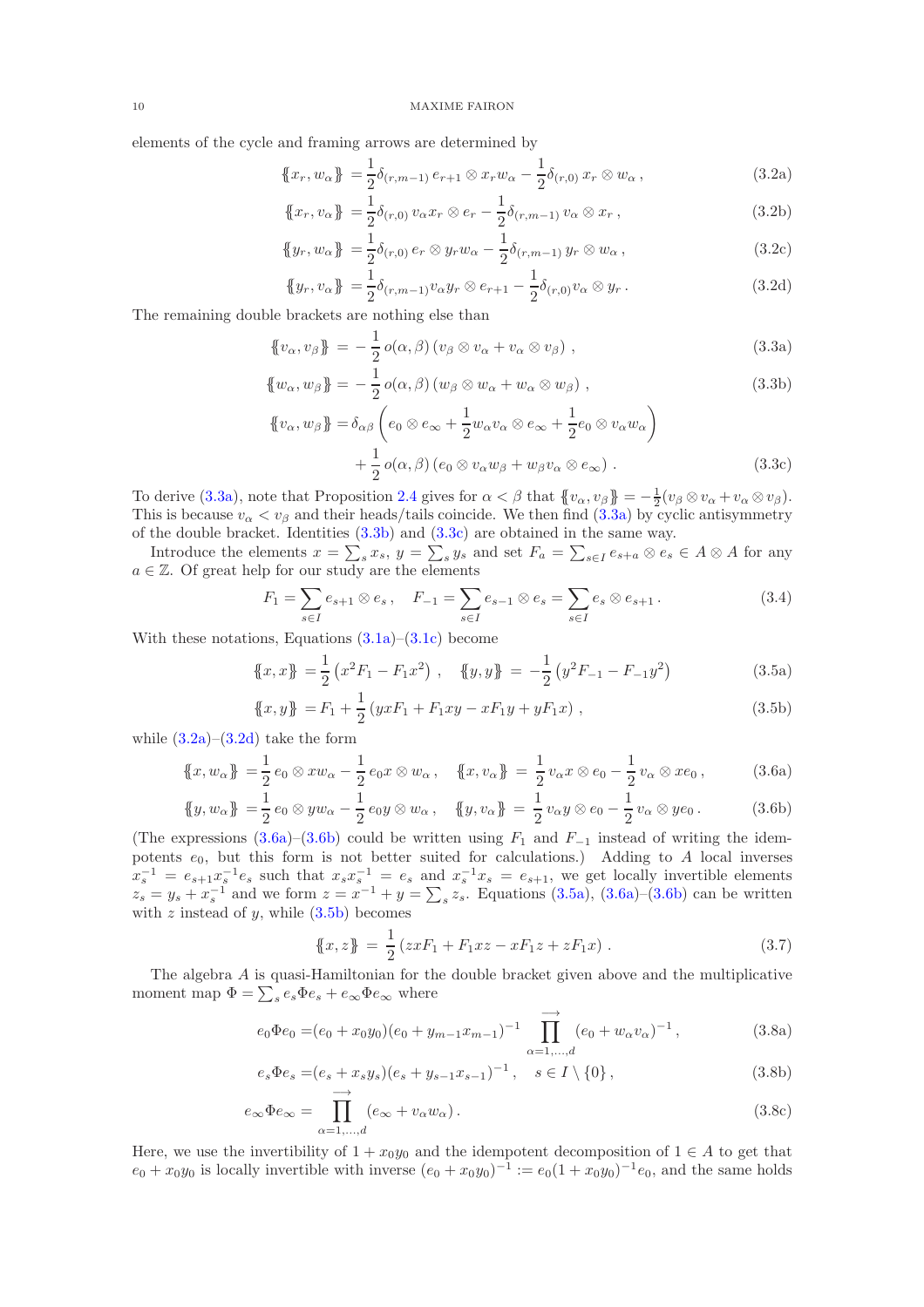elements of the cycle and framing arrows are determined by

$$\{\!\{x_r, w_\alpha\}\!\} = \frac{1}{2}\delta_{(r,m-1)}\, e_{r+1} \otimes x_r w_\alpha - \frac{1}{2}\delta_{(r,0)}\, x_r \otimes w_\alpha\,, \tag{3.2a}$$

$$\{\!\{x_r, v_\alpha\}\!\} = \frac{1}{2}\delta_{(r,0)}\, v_\alpha x_r \otimes e_r - \frac{1}{2}\delta_{(r,m-1)}\, v_\alpha \otimes x_r\,, \tag{3.2b}$$

$$\{\!\{y_r, w_\alpha\}\!\} = \frac{1}{2}\delta_{(r,0)}\, e_r \otimes y_r w_\alpha - \frac{1}{2}\delta_{(r,m-1)}\, y_r \otimes w_\alpha\,, \tag{3.2c}$$

$$\{\!\{y_r, v_\alpha\}\!\} = \frac{1}{2}\delta_{(r,m-1)} v_\alpha y_r \otimes e_{r+1} - \frac{1}{2}\delta_{(r,0)} v_\alpha \otimes y_r\,. \tag{3.2d}$$

The remaining double brackets are nothing else than

$$\{\!\{v_\alpha, v_\beta\}\!\} = -\frac{1}{2}\, o(\alpha,\beta)\,(v_\beta \otimes v_\alpha + v_\alpha \otimes v_\beta)\,, \tag{3.3a}$$

$$\{\!\{w_\alpha, w_\beta\}\!\} = -\frac{1}{2}\, o(\alpha,\beta)\,(w_\beta \otimes w_\alpha + w_\alpha \otimes w_\beta)\,, \tag{3.3b}$$

$$\begin{aligned}\{\!\{v_\alpha, w_\beta\}\!\} =& \delta_{\alpha\beta}\left(e_0 \otimes e_\infty + \frac{1}{2} w_\alpha v_\alpha \otimes e_\infty + \frac{1}{2} e_0 \otimes v_\alpha w_\alpha\right) \\ &+ \frac{1}{2}\, o(\alpha,\beta)\,(e_0 \otimes v_\alpha w_\beta + w_\beta v_\alpha \otimes e_\infty)\,.\end{aligned} \tag{3.3c}$$

To derive (3.3a), note that Proposition 2.4 gives for $\alpha < \beta$ that $\{\!\{v_\alpha, v_\beta\}\!\} = -\frac{1}{2}(v_\beta \otimes v_\alpha + v_\alpha \otimes v_\beta)$. This is because $v_\alpha < v_\beta$ and their heads/tails coincide. We then find (3.3a) by cyclic antisymmetry of the double bracket. Identities (3.3b) and (3.3c) are obtained in the same way.

Introduce the elements $x = \sum_s x_s$, $y = \sum_s y_s$ and set $F_a = \sum_{s\in I} e_{s+a} \otimes e_s \in A \otimes A$ for any $a \in \mathbb{Z}$. Of great help for our study are the elements

$$F_1 = \sum_{s\in I} e_{s+1} \otimes e_s\,, \quad F_{-1} = \sum_{s\in I} e_{s-1} \otimes e_s = \sum_{s\in I} e_s \otimes e_{s+1}\,. \tag{3.4}$$

With these notations, Equations (3.1a)–(3.1c) become

$$\{\!\{x, x\}\!\} = \frac{1}{2}\left(x^2 F_1 - F_1 x^2\right)\,, \quad \{\!\{y, y\}\!\} = -\frac{1}{2}\left(y^2 F_{-1} - F_{-1} y^2\right) \tag{3.5a}$$

$$\{\!\{x, y\}\!\} = F_1 + \frac{1}{2}\left(yxF_1 + F_1 xy - xF_1 y + yF_1 x\right)\,, \tag{3.5b}$$

while (3.2a)–(3.2d) take the form

$$\{\!\{x, w_\alpha\}\!\} = \frac{1}{2}\, e_0 \otimes x w_\alpha - \frac{1}{2}\, e_0 x \otimes w_\alpha\,, \quad \{\!\{x, v_\alpha\}\!\} = \frac{1}{2}\, v_\alpha x \otimes e_0 - \frac{1}{2}\, v_\alpha \otimes x e_0\,, \tag{3.6a}$$

$$\{\!\{y, w_\alpha\}\!\} = \frac{1}{2}\, e_0 \otimes y w_\alpha - \frac{1}{2}\, e_0 y \otimes w_\alpha\,, \quad \{\!\{y, v_\alpha\}\!\} = \frac{1}{2}\, v_\alpha y \otimes e_0 - \frac{1}{2}\, v_\alpha \otimes y e_0\,. \tag{3.6b}$$

(The expressions (3.6a)–(3.6b) could be written using $F_1$ and $F_{-1}$ instead of writing the idempotents $e_0$, but this form is not better suited for calculations.) Adding to $A$ local inverses $x_s^{-1} = e_{s+1} x_s^{-1} e_s$ such that $x_s x_s^{-1} = e_s$ and $x_s^{-1} x_s = e_{s+1}$, we get locally invertible elements $z_s = y_s + x_s^{-1}$ and we form $z = x^{-1} + y = \sum_s z_s$. Equations (3.5a), (3.6a)–(3.6b) can be written with $z$ instead of $y$, while (3.5b) becomes

$$\{\!\{x, z\}\!\} = \frac{1}{2}\left(zxF_1 + F_1 xz - xF_1 z + zF_1 x\right)\,. \tag{3.7}$$

The algebra $A$ is quasi-Hamiltonian for the double bracket given above and the multiplicative moment map $\Phi = \sum_s e_s \Phi e_s + e_\infty \Phi e_\infty$ where

$$e_0 \Phi e_0 = (e_0 + x_0 y_0)(e_0 + y_{m-1} x_{m-1})^{-1} \prod_{\alpha=1,\ldots,d}^{\longrightarrow} (e_0 + w_\alpha v_\alpha)^{-1}\,, \tag{3.8a}$$

$$e_s \Phi e_s = (e_s + x_s y_s)(e_s + y_{s-1} x_{s-1})^{-1}\,, \quad s \in I \setminus \{0\}\,, \tag{3.8b}$$

$$e_\infty \Phi e_\infty = \prod_{\alpha=1,\ldots,d}^{\longrightarrow} (e_\infty + v_\alpha w_\alpha)\,. \tag{3.8c}$$

Here, we use the invertibility of $1 + x_0 y_0$ and the idempotent decomposition of $1 \in A$ to get that $e_0 + x_0 y_0$ is locally invertible with inverse $(e_0 + x_0 y_0)^{-1} := e_0 (1 + x_0 y_0)^{-1} e_0$, and the same holds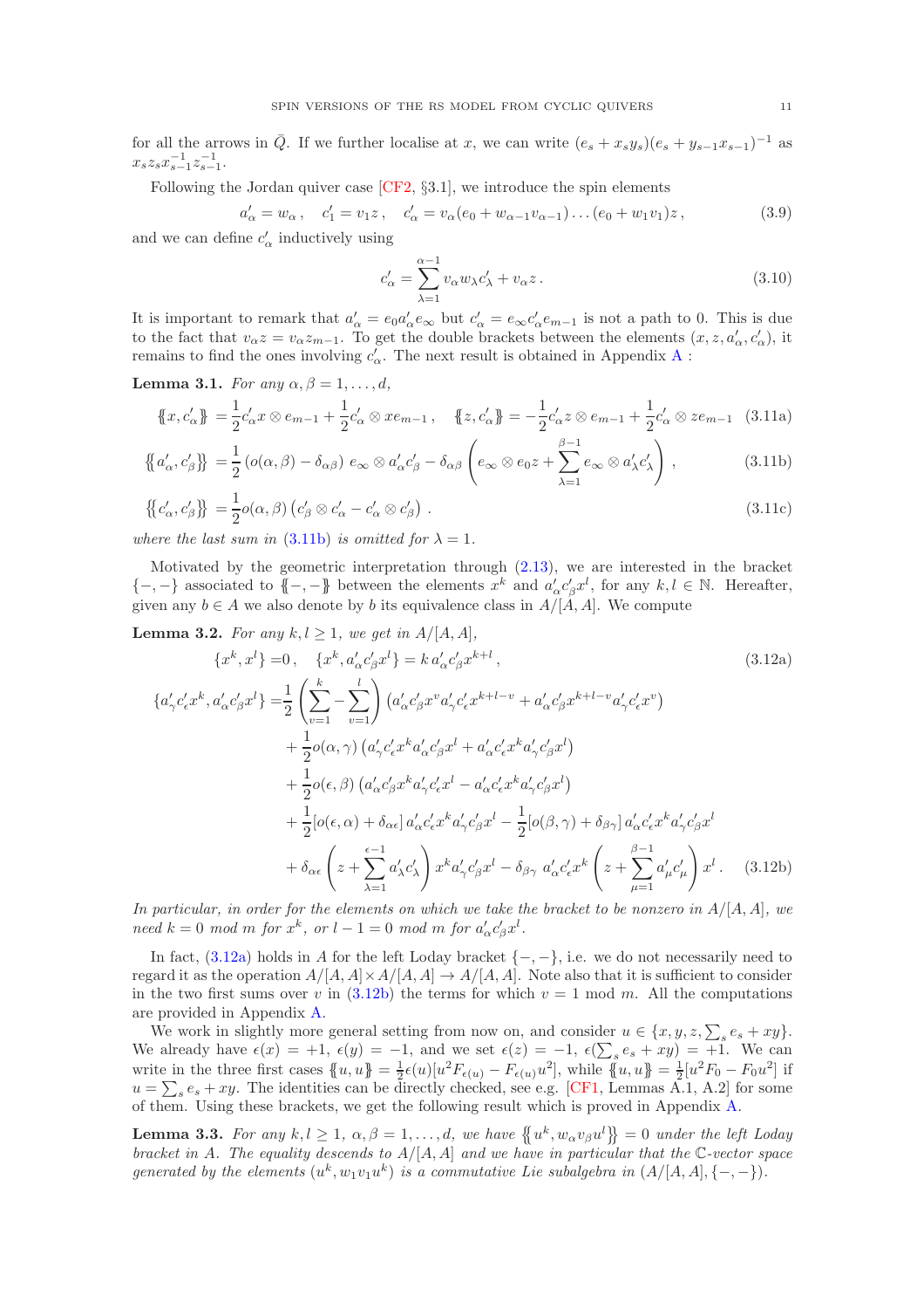for all the arrows in $\bar{Q}$. If we further localise at $x$, we can write $(e_s + x_s y_s)(e_s + y_{s-1}x_{s-1})^{-1}$ as $x_s z_s x_{s-1}^{-1} z_{s-1}^{-1}$.

Following the Jordan quiver case [CF2, §3.1], we introduce the spin elements

$$a'_\alpha = w_\alpha\,, \quad c'_1 = v_1 z\,, \quad c'_\alpha = v_\alpha(e_0 + w_{\alpha-1}v_{\alpha-1})\dots(e_0 + w_1 v_1)z\,, \tag{3.9}$$

and we can define $c'_\alpha$ inductively using

$$c'_\alpha = \sum_{\lambda=1}^{\alpha-1} v_\alpha w_\lambda c'_\lambda + v_\alpha z\,. \tag{3.10}$$

It is important to remark that $a'_\alpha = e_0 a'_\alpha e_\infty$ but $c'_\alpha = e_\infty c'_\alpha e_{m-1}$ is not a path to 0. This is due to the fact that $v_\alpha z = v_\alpha z_{m-1}$. To get the double brackets between the elements $(x, z, a'_\alpha, c'_\alpha)$, it remains to find the ones involving $c'_\alpha$. The next result is obtained in Appendix A :

**Lemma 3.1.** *For any $\alpha, \beta = 1, \dots, d$,*

$$\{\!\{x, c'_\alpha\}\!\} = \frac{1}{2}c'_\alpha x \otimes e_{m-1} + \frac{1}{2}c'_\alpha \otimes x e_{m-1}\,, \quad \{\!\{z, c'_\alpha\}\!\} = -\frac{1}{2}c'_\alpha z \otimes e_{m-1} + \frac{1}{2}c'_\alpha \otimes z e_{m-1} \tag{3.11a}$$

$$\{\!\{a'_\alpha, c'_\beta\}\!\} = \frac{1}{2}\left(o(\alpha,\beta) - \delta_{\alpha\beta}\right) e_\infty \otimes a'_\alpha c'_\beta - \delta_{\alpha\beta}\left(e_\infty \otimes e_0 z + \sum_{\lambda=1}^{\beta-1} e_\infty \otimes a'_\lambda c'_\lambda\right), \tag{3.11b}$$

$$\{\!\{c'_\alpha, c'_\beta\}\!\} = \frac{1}{2}o(\alpha,\beta)\left(c'_\beta \otimes c'_\alpha - c'_\alpha \otimes c'_\beta\right). \tag{3.11c}$$

*where the last sum in (3.11b) is omitted for $\lambda = 1$.*

Motivated by the geometric interpretation through (2.13), we are interested in the bracket $\{-,-\}$ associated to $\{\!\{-,-\}\!\}$ between the elements $x^k$ and $a'_\alpha c'_\beta x^l$, for any $k, l \in \mathbb{N}$. Hereafter, given any $b \in A$ we also denote by $b$ its equivalence class in $A/[A,A]$. We compute

**Lemma 3.2.** *For any $k, l \geq 1$, we get in $A/[A,A]$,*

$$\{x^k, x^l\} = 0\,, \quad \{x^k, a'_\alpha c'_\beta x^l\} = k\, a'_\alpha c'_\beta x^{k+l}\,, \tag{3.12a}$$

$$\begin{aligned}
\{a'_\gamma c'_\epsilon x^k, a'_\alpha c'_\beta x^l\} =& \frac{1}{2}\left(\sum_{v=1}^{k} - \sum_{v=1}^{l}\right)\left(a'_\alpha c'_\beta x^v a'_\gamma c'_\epsilon x^{k+l-v} + a'_\alpha c'_\beta x^{k+l-v} a'_\gamma c'_\epsilon x^v\right) \\
&+ \frac{1}{2}o(\alpha,\gamma)\left(a'_\gamma c'_\epsilon x^k a'_\alpha c'_\beta x^l + a'_\alpha c'_\epsilon x^k a'_\gamma c'_\beta x^l\right) \\
&+ \frac{1}{2}o(\epsilon,\beta)\left(a'_\alpha c'_\beta x^k a'_\gamma c'_\epsilon x^l - a'_\alpha c'_\epsilon x^k a'_\gamma c'_\beta x^l\right) \\
&+ \frac{1}{2}[o(\epsilon,\alpha) + \delta_{\alpha\epsilon}]\, a'_\alpha c'_\epsilon x^k a'_\gamma c'_\beta x^l - \frac{1}{2}[o(\beta,\gamma) + \delta_{\beta\gamma}]\, a'_\alpha c'_\epsilon x^k a'_\gamma c'_\beta x^l \\
&+ \delta_{\alpha\epsilon}\left(z + \sum_{\lambda=1}^{\epsilon-1} a'_\lambda c'_\lambda\right) x^k a'_\gamma c'_\beta x^l - \delta_{\beta\gamma}\, a'_\alpha c'_\epsilon x^k \left(z + \sum_{\mu=1}^{\beta-1} a'_\mu c'_\mu\right) x^l\,.
\end{aligned} \tag{3.12b}$$

*In particular, in order for the elements on which we take the bracket to be nonzero in $A/[A,A]$, we need $k = 0$ mod $m$ for $x^k$, or $l - 1 = 0$ mod $m$ for $a'_\alpha c'_\beta x^l$.*

In fact, (3.12a) holds in $A$ for the left Loday bracket $\{-,-\}$, i.e. we do not necessarily need to regard it as the operation $A/[A,A] \times A/[A,A] \to A/[A,A]$. Note also that it is sufficient to consider in the two first sums over $v$ in (3.12b) the terms for which $v = 1$ mod $m$. All the computations are provided in Appendix A.

We work in slightly more general setting from now on, and consider $u \in \{x, y, z, \sum_s e_s + xy\}$. We already have $\epsilon(x) = +1$, $\epsilon(y) = -1$, and we set $\epsilon(z) = -1$, $\epsilon(\sum_s e_s + xy) = +1$. We can write in the three first cases $\{\!\{u, u\}\!\} = \frac{1}{2}\epsilon(u)[u^2 F_{\epsilon(u)} - F_{\epsilon(u)} u^2]$, while $\{\!\{u, u\}\!\} = \frac{1}{2}[u^2 F_0 - F_0 u^2]$ if $u = \sum_s e_s + xy$. The identities can be directly checked, see e.g. [CF1, Lemmas A.1, A.2] for some of them. Using these brackets, we get the following result which is proved in Appendix A.

**Lemma 3.3.** *For any $k, l \geq 1$, $\alpha, \beta = 1, \dots, d$, we have $\{\!\{u^k, w_\alpha v_\beta u^l\}\!\} = 0$ under the left Loday bracket in $A$. The equality descends to $A/[A,A]$ and we have in particular that the $\mathbb{C}$-vector space generated by the elements $(u^k, w_1 v_1 u^k)$ is a commutative Lie subalgebra in $(A/[A,A], \{-,-\})$.*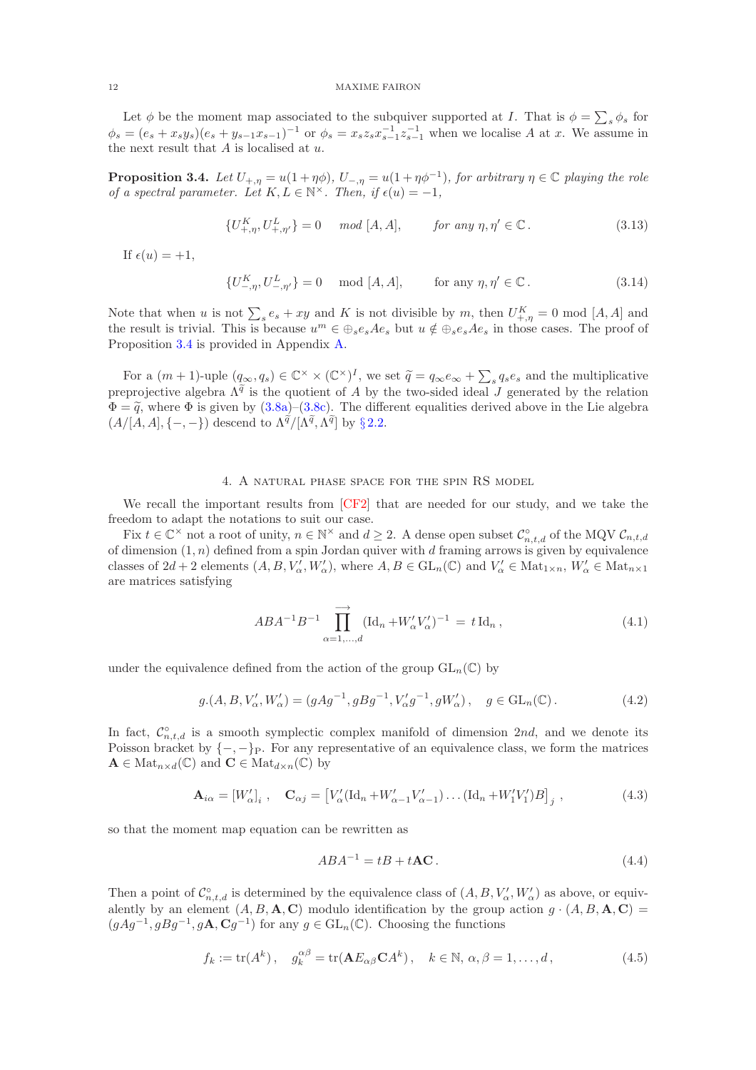Let $\phi$ be the moment map associated to the subquiver supported at $I$. That is $\phi = \sum_s \phi_s$ for $\phi_s = (e_s + x_s y_s)(e_s + y_{s-1}x_{s-1})^{-1}$ or $\phi_s = x_s z_s x_{s-1}^{-1} z_{s-1}^{-1}$ when we localise $A$ at $x$. We assume in the next result that $A$ is localised at $u$.

**Proposition 3.4.** *Let $U_{+,\eta} = u(1+\eta\phi)$, $U_{-,\eta} = u(1+\eta\phi^{-1})$, for arbitrary $\eta \in \mathbb{C}$ playing the role of a spectral parameter. Let $K, L \in \mathbb{N}^\times$. Then, if $\epsilon(u) = -1$,*

$$\{U_{+,\eta}^K, U_{+,\eta'}^L\} = 0 \quad \mathit{mod}\ [A,A], \qquad \textit{for any } \eta,\eta' \in \mathbb{C}\,. \tag{3.13}$$

If $\epsilon(u) = +1$,

$$\{U_{-,\eta}^K, U_{-,\eta'}^L\} = 0 \quad \mathrm{mod}\ [A,A], \qquad \text{for any } \eta,\eta' \in \mathbb{C}\,. \tag{3.14}$$

Note that when $u$ is not $\sum_s e_s + xy$ and $K$ is not divisible by $m$, then $U_{+,\eta}^K = 0$ mod $[A,A]$ and the result is trivial. This is because $u^m \in \oplus_s e_s A e_s$ but $u \notin \oplus_s e_s A e_s$ in those cases. The proof of Proposition 3.4 is provided in Appendix A.

For a $(m+1)$-uple $(q_\infty, q_s) \in \mathbb{C}^\times \times (\mathbb{C}^\times)^I$, we set $\widetilde{q} = q_\infty e_\infty + \sum_s q_s e_s$ and the multiplicative preprojective algebra $\Lambda^{\widetilde{q}}$ is the quotient of $A$ by the two-sided ideal $J$ generated by the relation $\Phi = \widetilde{q}$, where $\Phi$ is given by (3.8a)–(3.8c). The different equalities derived above in the Lie algebra $(A/[A,A], \{-,-\})$ descend to $\Lambda^{\widetilde{q}}/[\Lambda^{\widetilde{q}}, \Lambda^{\widetilde{q}}]$ by § 2.2.

## 4. A natural phase space for the spin RS model

We recall the important results from [CF2] that are needed for our study, and we take the freedom to adapt the notations to suit our case.

Fix $t \in \mathbb{C}^\times$ not a root of unity, $n \in \mathbb{N}^\times$ and $d \geq 2$. A dense open subset $\mathcal{C}^\circ_{n,t,d}$ of the MQV $\mathcal{C}_{n,t,d}$ of dimension $(1,n)$ defined from a spin Jordan quiver with $d$ framing arrows is given by equivalence classes of $2d+2$ elements $(A, B, V'_\alpha, W'_\alpha)$, where $A, B \in \mathrm{GL}_n(\mathbb{C})$ and $V'_\alpha \in \mathrm{Mat}_{1\times n}$, $W'_\alpha \in \mathrm{Mat}_{n\times 1}$ are matrices satisfying

$$ABA^{-1}B^{-1} \prod_{\alpha=1,\ldots,d}^{\longrightarrow} (\mathrm{Id}_n + W'_\alpha V'_\alpha)^{-1} = t\,\mathrm{Id}_n\,, \tag{4.1}$$

under the equivalence defined from the action of the group $\mathrm{GL}_n(\mathbb{C})$ by

$$g.(A, B, V'_\alpha, W'_\alpha) = (gAg^{-1}, gBg^{-1}, V'_\alpha g^{-1}, gW'_\alpha)\,, \quad g \in \mathrm{GL}_n(\mathbb{C})\,. \tag{4.2}$$

In fact, $\mathcal{C}^\circ_{n,t,d}$ is a smooth symplectic complex manifold of dimension $2nd$, and we denote its Poisson bracket by $\{-,-\}_{\mathrm{P}}$. For any representative of an equivalence class, we form the matrices $\mathbf{A} \in \mathrm{Mat}_{n\times d}(\mathbb{C})$ and $\mathbf{C} \in \mathrm{Mat}_{d\times n}(\mathbb{C})$ by

$$\mathbf{A}_{i\alpha} = [W'_\alpha]_i\,, \quad \mathbf{C}_{\alpha j} = \left[V'_\alpha(\mathrm{Id}_n + W'_{\alpha-1}V'_{\alpha-1}) \ldots (\mathrm{Id}_n + W'_1 V'_1)B\right]_j\,, \tag{4.3}$$

so that the moment map equation can be rewritten as

$$ABA^{-1} = tB + t\mathbf{A}\mathbf{C}\,. \tag{4.4}$$

Then a point of $\mathcal{C}^\circ_{n,t,d}$ is determined by the equivalence class of $(A, B, V'_\alpha, W'_\alpha)$ as above, or equivalently by an element $(A, B, \mathbf{A}, \mathbf{C})$ modulo identification by the group action $g \cdot (A, B, \mathbf{A}, \mathbf{C}) = (gAg^{-1}, gBg^{-1}, g\mathbf{A}, \mathbf{C}g^{-1})$ for any $g \in \mathrm{GL}_n(\mathbb{C})$. Choosing the functions

$$f_k := \mathrm{tr}(A^k)\,, \quad g_k^{\alpha\beta} = \mathrm{tr}(\mathbf{A}E_{\alpha\beta}\mathbf{C}A^k)\,, \quad k \in \mathbb{N},\ \alpha,\beta = 1,\ldots,d\,, \tag{4.5}$$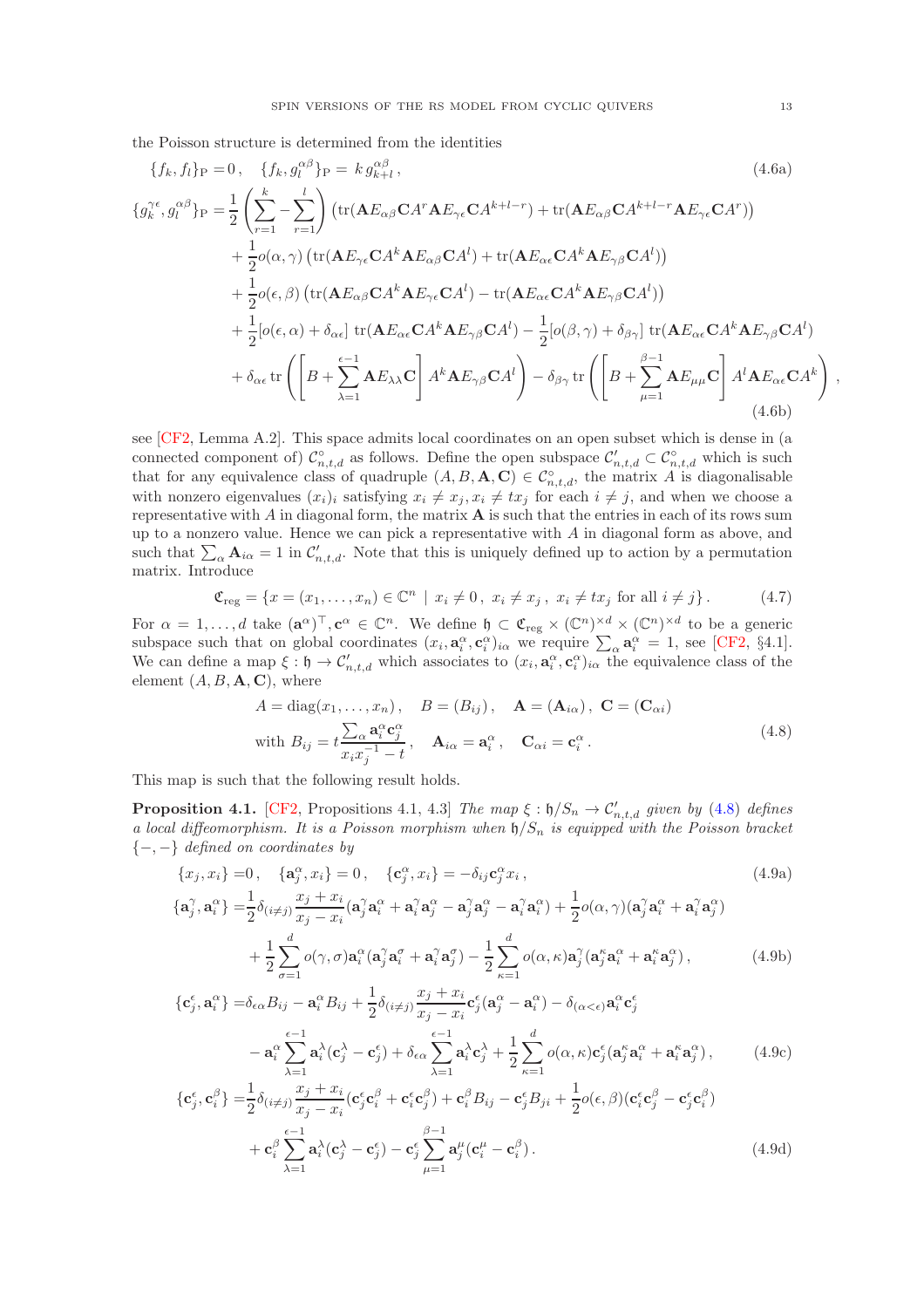the Poisson structure is determined from the identities

$$\{f_k, f_l\}_{\mathrm{P}} = 0\,, \quad \{f_k, g_l^{\alpha\beta}\}_{\mathrm{P}} = k\, g_{k+l}^{\alpha\beta}\,, \tag{4.6a}$$

$$\begin{aligned}
\{g_k^{\gamma\epsilon}, g_l^{\alpha\beta}\}_{\mathrm{P}} =& \frac{1}{2}\left(\sum_{r=1}^{k} - \sum_{r=1}^{l}\right)\left(\mathrm{tr}(\mathbf{A}E_{\alpha\beta}\mathbf{C}A^r\mathbf{A}E_{\gamma\epsilon}\mathbf{C}A^{k+l-r}) + \mathrm{tr}(\mathbf{A}E_{\alpha\beta}\mathbf{C}A^{k+l-r}\mathbf{A}E_{\gamma\epsilon}\mathbf{C}A^r)\right) \\
&+ \frac{1}{2}o(\alpha,\gamma)\left(\mathrm{tr}(\mathbf{A}E_{\gamma\epsilon}\mathbf{C}A^k\mathbf{A}E_{\alpha\beta}\mathbf{C}A^l) + \mathrm{tr}(\mathbf{A}E_{\alpha\epsilon}\mathbf{C}A^k\mathbf{A}E_{\gamma\beta}\mathbf{C}A^l)\right) \\
&+ \frac{1}{2}o(\epsilon,\beta)\left(\mathrm{tr}(\mathbf{A}E_{\alpha\beta}\mathbf{C}A^k\mathbf{A}E_{\gamma\epsilon}\mathbf{C}A^l) - \mathrm{tr}(\mathbf{A}E_{\alpha\epsilon}\mathbf{C}A^k\mathbf{A}E_{\gamma\beta}\mathbf{C}A^l)\right) \\
&+ \frac{1}{2}[o(\epsilon,\alpha) + \delta_{\alpha\epsilon}]\ \mathrm{tr}(\mathbf{A}E_{\alpha\epsilon}\mathbf{C}A^k\mathbf{A}E_{\gamma\beta}\mathbf{C}A^l) - \frac{1}{2}[o(\beta,\gamma) + \delta_{\beta\gamma}]\ \mathrm{tr}(\mathbf{A}E_{\alpha\epsilon}\mathbf{C}A^k\mathbf{A}E_{\gamma\beta}\mathbf{C}A^l) \\
&+ \delta_{\alpha\epsilon}\,\mathrm{tr}\left(\left[B + \sum_{\lambda=1}^{\epsilon-1}\mathbf{A}E_{\lambda\lambda}\mathbf{C}\right]A^k\mathbf{A}E_{\gamma\beta}\mathbf{C}A^l\right) - \delta_{\beta\gamma}\,\mathrm{tr}\left(\left[B + \sum_{\mu=1}^{\beta-1}\mathbf{A}E_{\mu\mu}\mathbf{C}\right]A^l\mathbf{A}E_{\alpha\epsilon}\mathbf{C}A^k\right)\,,
\end{aligned} \tag{4.6b}$$

see [CF2, Lemma A.2]. This space admits local coordinates on an open subset which is dense in (a connected component of) $\mathcal{C}^{\circ}_{n,t,d}$ as follows. Define the open subspace $\mathcal{C}'_{n,t,d} \subset \mathcal{C}^{\circ}_{n,t,d}$ which is such that for any equivalence class of quadruple $(A, B, \mathbf{A}, \mathbf{C}) \in \mathcal{C}^{\circ}_{n,t,d}$, the matrix $A$ is diagonalisable with nonzero eigenvalues $(x_i)_i$ satisfying $x_i \neq x_j, x_i \neq tx_j$ for each $i \neq j$, and when we choose a representative with $A$ in diagonal form, the matrix $\mathbf{A}$ is such that the entries in each of its rows sum up to a nonzero value. Hence we can pick a representative with $A$ in diagonal form as above, and such that $\sum_\alpha \mathbf{A}_{i\alpha} = 1$ in $\mathcal{C}'_{n,t,d}$. Note that this is uniquely defined up to action by a permutation matrix. Introduce

$$\mathfrak{C}_{\mathrm{reg}} = \{x = (x_1, \ldots, x_n) \in \mathbb{C}^n \mid x_i \neq 0\,,\ x_i \neq x_j\,,\ x_i \neq tx_j \text{ for all } i \neq j\}\,. \tag{4.7}$$

For $\alpha = 1, \ldots, d$ take $(\mathbf{a}^\alpha)^\top, \mathbf{c}^\alpha \in \mathbb{C}^n$. We define $\mathfrak{h} \subset \mathfrak{C}_{\mathrm{reg}} \times (\mathbb{C}^n)^{\times d} \times (\mathbb{C}^n)^{\times d}$ to be a generic subspace such that on global coordinates $(x_i, \mathbf{a}_i^\alpha, \mathbf{c}_i^\alpha)_{i\alpha}$ we require $\sum_\alpha \mathbf{a}_i^\alpha = 1$, see [CF2, §4.1]. We can define a map $\xi : \mathfrak{h} \to \mathcal{C}'_{n,t,d}$ which associates to $(x_i, \mathbf{a}_i^\alpha, \mathbf{c}_i^\alpha)_{i\alpha}$ the equivalence class of the element $(A, B, \mathbf{A}, \mathbf{C})$, where

$$\begin{aligned}
&A = \mathrm{diag}(x_1, \ldots, x_n)\,, \quad B = (B_{ij})\,, \quad \mathbf{A} = (\mathbf{A}_{i\alpha})\,,\ \mathbf{C} = (\mathbf{C}_{\alpha i}) \\
&\text{with } B_{ij} = t\frac{\sum_\alpha \mathbf{a}_i^\alpha \mathbf{c}_j^\alpha}{x_i x_j^{-1} - t}\,, \quad \mathbf{A}_{i\alpha} = \mathbf{a}_i^\alpha\,, \quad \mathbf{C}_{\alpha i} = \mathbf{c}_i^\alpha\,.
\end{aligned} \tag{4.8}$$

This map is such that the following result holds.

**Proposition 4.1.** [CF2, Propositions 4.1, 4.3] *The map $\xi : \mathfrak{h}/S_n \to \mathcal{C}'_{n,t,d}$ given by (4.8) defines a local diffeomorphism. It is a Poisson morphism when $\mathfrak{h}/S_n$ is equipped with the Poisson bracket $\{-,-\}$ defined on coordinates by*

$$\{x_j, x_i\} = 0\,, \quad \{\mathbf{a}_j^\alpha, x_i\} = 0\,, \quad \{\mathbf{c}_j^\alpha, x_i\} = -\delta_{ij}\mathbf{c}_j^\alpha x_i\,, \tag{4.9a}$$

$$\begin{aligned}
\{\mathbf{a}_j^\gamma, \mathbf{a}_i^\alpha\} =& \frac{1}{2}\delta_{(i\neq j)}\frac{x_j + x_i}{x_j - x_i}(\mathbf{a}_j^\gamma\mathbf{a}_i^\alpha + \mathbf{a}_i^\gamma\mathbf{a}_j^\alpha - \mathbf{a}_j^\gamma\mathbf{a}_j^\alpha - \mathbf{a}_i^\gamma\mathbf{a}_i^\alpha) + \frac{1}{2}o(\alpha,\gamma)(\mathbf{a}_j^\gamma\mathbf{a}_i^\alpha + \mathbf{a}_i^\gamma\mathbf{a}_j^\alpha) \\
&+ \frac{1}{2}\sum_{\sigma=1}^{d} o(\gamma,\sigma)\mathbf{a}_i^\alpha(\mathbf{a}_j^\sigma\mathbf{a}_i^\gamma + \mathbf{a}_i^\gamma\mathbf{a}_j^\sigma) - \frac{1}{2}\sum_{\kappa=1}^{d} o(\alpha,\kappa)\mathbf{a}_j^\gamma(\mathbf{a}_j^\kappa\mathbf{a}_i^\alpha + \mathbf{a}_i^\kappa\mathbf{a}_j^\alpha)\,,
\end{aligned} \tag{4.9b}$$

$$\begin{aligned}
\{\mathbf{c}_j^\epsilon, \mathbf{a}_i^\alpha\} =& \delta_{\epsilon\alpha}B_{ij} - \mathbf{a}_i^\alpha B_{ij} + \frac{1}{2}\delta_{(i\neq j)}\frac{x_j + x_i}{x_j - x_i}\mathbf{c}_j^\epsilon(\mathbf{a}_j^\alpha - \mathbf{a}_i^\alpha) - \delta_{(\alpha<\epsilon)}\mathbf{a}_i^\alpha\mathbf{c}_j^\epsilon \\
&- \mathbf{a}_i^\alpha\sum_{\lambda=1}^{\epsilon-1}\mathbf{a}_i^\lambda(\mathbf{c}_j^\lambda - \mathbf{c}_j^\epsilon) + \delta_{\epsilon\alpha}\sum_{\lambda=1}^{\epsilon-1}\mathbf{a}_i^\lambda\mathbf{c}_j^\lambda + \frac{1}{2}\sum_{\kappa=1}^{d} o(\alpha,\kappa)\mathbf{c}_j^\epsilon(\mathbf{a}_j^\kappa\mathbf{a}_i^\alpha + \mathbf{a}_i^\kappa\mathbf{a}_j^\alpha)\,,
\end{aligned} \tag{4.9c}$$

$$\begin{aligned}
\{\mathbf{c}_j^\epsilon, \mathbf{c}_i^\beta\} =& \frac{1}{2}\delta_{(i\neq j)}\frac{x_j + x_i}{x_j - x_i}(\mathbf{c}_j^\epsilon\mathbf{c}_i^\beta + \mathbf{c}_i^\epsilon\mathbf{c}_j^\beta) + \mathbf{c}_i^\beta B_{ij} - \mathbf{c}_j^\epsilon B_{ji} + \frac{1}{2}o(\epsilon,\beta)(\mathbf{c}_i^\epsilon\mathbf{c}_j^\beta - \mathbf{c}_j^\epsilon\mathbf{c}_i^\beta) \\
&+ \mathbf{c}_i^\beta\sum_{\lambda=1}^{\epsilon-1}\mathbf{a}_i^\lambda(\mathbf{c}_j^\lambda - \mathbf{c}_j^\epsilon) - \mathbf{c}_j^\epsilon\sum_{\mu=1}^{\beta-1}\mathbf{a}_j^\mu(\mathbf{c}_i^\mu - \mathbf{c}_i^\beta)\,.
\end{aligned} \tag{4.9d}$$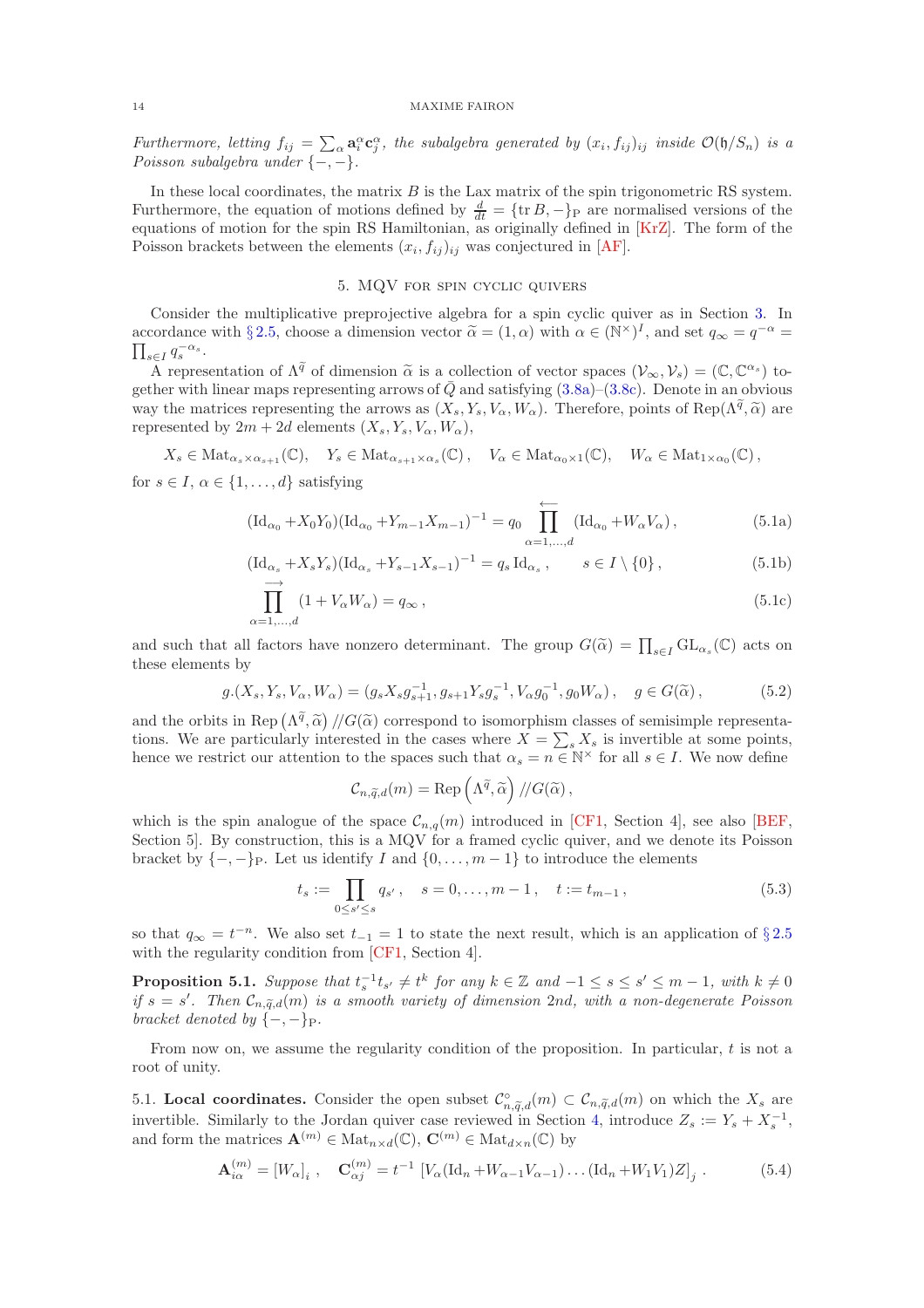*Furthermore, letting $f_{ij} = \sum_\alpha \mathbf{a}_i^\alpha \mathbf{c}_j^\alpha$, the subalgebra generated by $(x_i, f_{ij})_{ij}$ inside $\mathcal{O}(\mathfrak{h}/S_n)$ is a Poisson subalgebra under $\{-,-\}$.*

In these local coordinates, the matrix $B$ is the Lax matrix of the spin trigonometric RS system. Furthermore, the equation of motions defined by $\frac{d}{dt} = \{\operatorname{tr} B, -\}_{\mathrm{P}}$ are normalised versions of the equations of motion for the spin RS Hamiltonian, as originally defined in [KrZ]. The form of the Poisson brackets between the elements $(x_i, f_{ij})_{ij}$ was conjectured in [AF].

## 5. MQV for spin cyclic quivers

Consider the multiplicative preprojective algebra for a spin cyclic quiver as in Section 3. In accordance with § 2.5, choose a dimension vector $\widetilde{\alpha} = (1, \alpha)$ with $\alpha \in (\mathbb{N}^\times)^I$, and set $q_\infty = q^{-\alpha} = \prod_{s \in I} q_s^{-\alpha_s}$.

A representation of $\Lambda^{\widetilde{q}}$ of dimension $\widetilde{\alpha}$ is a collection of vector spaces $(\mathcal{V}_\infty, \mathcal{V}_s) = (\mathbb{C}, \mathbb{C}^{\alpha_s})$ together with linear maps representing arrows of $\bar{Q}$ and satisfying (3.8a)–(3.8c). Denote in an obvious way the matrices representing the arrows as $(X_s, Y_s, V_\alpha, W_\alpha)$. Therefore, points of $\operatorname{Rep}(\Lambda^{\widetilde{q}}, \widetilde{\alpha})$ are represented by $2m + 2d$ elements $(X_s, Y_s, V_\alpha, W_\alpha)$,

$$X_s \in \operatorname{Mat}_{\alpha_s \times \alpha_{s+1}}(\mathbb{C}), \quad Y_s \in \operatorname{Mat}_{\alpha_{s+1} \times \alpha_s}(\mathbb{C}), \quad V_\alpha \in \operatorname{Mat}_{\alpha_0 \times 1}(\mathbb{C}), \quad W_\alpha \in \operatorname{Mat}_{1 \times \alpha_0}(\mathbb{C}),$$

for $s \in I$, $\alpha \in \{1, \ldots, d\}$ satisfying

$$(\operatorname{Id}_{\alpha_0} + X_0 Y_0)(\operatorname{Id}_{\alpha_0} + Y_{m-1} X_{m-1})^{-1} = q_0 \prod_{\alpha=1,\ldots,d}^{\longleftarrow} (\operatorname{Id}_{\alpha_0} + W_\alpha V_\alpha), \tag{5.1a}$$

$$(\operatorname{Id}_{\alpha_s} + X_s Y_s)(\operatorname{Id}_{\alpha_s} + Y_{s-1} X_{s-1})^{-1} = q_s \operatorname{Id}_{\alpha_s}, \qquad s \in I \setminus \{0\}, \tag{5.1b}$$

$$\prod_{\alpha=1,\ldots,d}^{\longrightarrow} (1 + V_\alpha W_\alpha) = q_\infty, \tag{5.1c}$$

and such that all factors have nonzero determinant. The group $G(\widetilde{\alpha}) = \prod_{s \in I} \operatorname{GL}_{\alpha_s}(\mathbb{C})$ acts on these elements by

$$g.(X_s, Y_s, V_\alpha, W_\alpha) = (g_s X_s g_{s+1}^{-1}, g_{s+1} Y_s g_s^{-1}, V_\alpha g_0^{-1}, g_0 W_\alpha), \quad g \in G(\widetilde{\alpha}), \tag{5.2}$$

and the orbits in $\operatorname{Rep}(\Lambda^{\widetilde{q}}, \widetilde{\alpha}) /\!/ G(\widetilde{\alpha})$ correspond to isomorphism classes of semisimple representations. We are particularly interested in the cases where $X = \sum_s X_s$ is invertible at some points, hence we restrict our attention to the spaces such that $\alpha_s = n \in \mathbb{N}^\times$ for all $s \in I$. We now define

$$\mathcal{C}_{n,\widetilde{q},d}(m) = \operatorname{Rep}\left(\Lambda^{\widetilde{q}}, \widetilde{\alpha}\right) /\!/ G(\widetilde{\alpha}),$$

which is the spin analogue of the space $\mathcal{C}_{n,q}(m)$ introduced in [CF1, Section 4], see also [BEF, Section 5]. By construction, this is a MQV for a framed cyclic quiver, and we denote its Poisson bracket by $\{-,-\}_{\mathrm{P}}$. Let us identify $I$ and $\{0, \ldots, m-1\}$ to introduce the elements

$$t_s := \prod_{0 \le s' \le s} q_{s'}, \quad s = 0, \ldots, m-1, \quad t := t_{m-1}, \tag{5.3}$$

so that $q_\infty = t^{-n}$. We also set $t_{-1} = 1$ to state the next result, which is an application of § 2.5 with the regularity condition from [CF1, Section 4].

**Proposition 5.1.** *Suppose that $t_s^{-1} t_{s'} \neq t^k$ for any $k \in \mathbb{Z}$ and $-1 \le s \le s' \le m-1$, with $k \neq 0$ if $s = s'$. Then $\mathcal{C}_{n,\widetilde{q},d}(m)$ is a smooth variety of dimension $2nd$, with a non-degenerate Poisson bracket denoted by $\{-,-\}_{\mathrm{P}}$.*

From now on, we assume the regularity condition of the proposition. In particular, $t$ is not a root of unity.

5.1. **Local coordinates.** Consider the open subset $\mathcal{C}^\circ_{n,\widetilde{q},d}(m) \subset \mathcal{C}_{n,\widetilde{q},d}(m)$ on which the $X_s$ are invertible. Similarly to the Jordan quiver case reviewed in Section 4, introduce $Z_s := Y_s + X_s^{-1}$, and form the matrices $\mathbf{A}^{(m)} \in \operatorname{Mat}_{n \times d}(\mathbb{C})$, $\mathbf{C}^{(m)} \in \operatorname{Mat}_{d \times n}(\mathbb{C})$ by

$$\mathbf{A}^{(m)}_{i\alpha} = [W_\alpha]_i, \quad \mathbf{C}^{(m)}_{\alpha j} = t^{-1} \left[V_\alpha (\operatorname{Id}_n + W_{\alpha-1} V_{\alpha-1}) \ldots (\operatorname{Id}_n + W_1 V_1) Z\right]_j. \tag{5.4}$$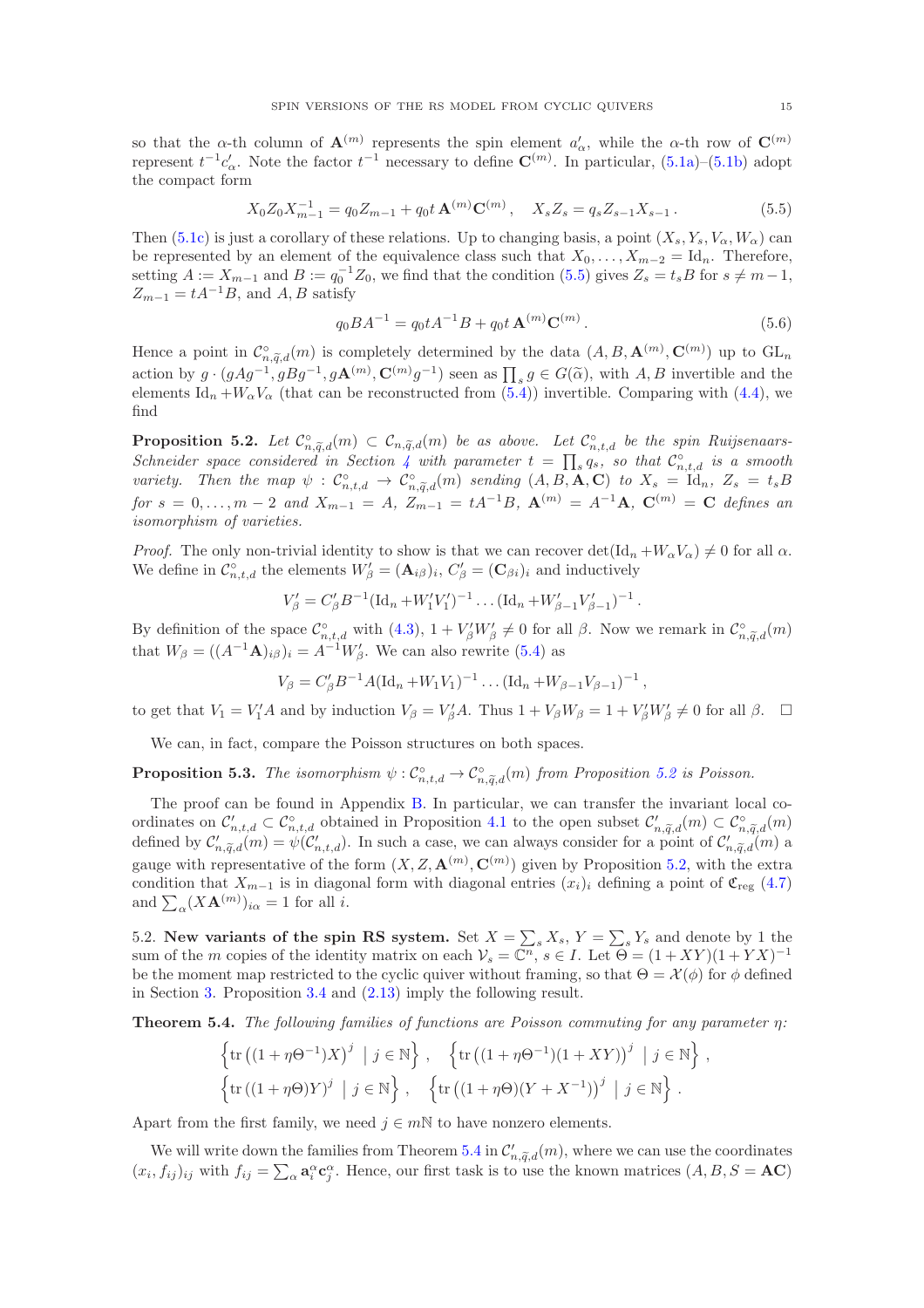so that the $\alpha$-th column of $\mathbf{A}^{(m)}$ represents the spin element $a'_\alpha$, while the $\alpha$-th row of $\mathbf{C}^{(m)}$ represent $t^{-1}c'_\alpha$. Note the factor $t^{-1}$ necessary to define $\mathbf{C}^{(m)}$. In particular, (5.1a)–(5.1b) adopt the compact form

$$X_0 Z_0 X_{m-1}^{-1} = q_0 Z_{m-1} + q_0 t\, \mathbf{A}^{(m)}\mathbf{C}^{(m)}\,, \quad X_s Z_s = q_s Z_{s-1} X_{s-1}\,. \tag{5.5}$$

Then (5.1c) is just a corollary of these relations. Up to changing basis, a point $(X_s, Y_s, V_\alpha, W_\alpha)$ can be represented by an element of the equivalence class such that $X_0, \ldots, X_{m-2} = \mathrm{Id}_n$. Therefore, setting $A := X_{m-1}$ and $B := q_0^{-1} Z_0$, we find that the condition (5.5) gives $Z_s = t_s B$ for $s \neq m-1$, $Z_{m-1} = tA^{-1}B$, and $A, B$ satisfy

$$q_0 B A^{-1} = q_0 t A^{-1} B + q_0 t\, \mathbf{A}^{(m)}\mathbf{C}^{(m)}\,. \tag{5.6}$$

Hence a point in $\mathcal{C}^\circ_{n,\widetilde{q},d}(m)$ is completely determined by the data $(A, B, \mathbf{A}^{(m)}, \mathbf{C}^{(m)})$ up to $\mathrm{GL}_n$ action by $g \cdot (gAg^{-1}, gBg^{-1}, g\mathbf{A}^{(m)}, \mathbf{C}^{(m)}g^{-1})$ seen as $\prod_s g \in G(\widetilde{\alpha})$, with $A, B$ invertible and the elements $\mathrm{Id}_n + W_\alpha V_\alpha$ (that can be reconstructed from (5.4)) invertible. Comparing with (4.4), we find

**Proposition 5.2.** *Let $\mathcal{C}^\circ_{n,\widetilde{q},d}(m) \subset \mathcal{C}_{n,\widetilde{q},d}(m)$ be as above. Let $\mathcal{C}^\circ_{n,t,d}$ be the spin Ruijsenaars-Schneider space considered in Section 4 with parameter $t = \prod_s q_s$, so that $\mathcal{C}^\circ_{n,t,d}$ is a smooth variety. Then the map $\psi : \mathcal{C}^\circ_{n,t,d} \to \mathcal{C}^\circ_{n,\widetilde{q},d}(m)$ sending $(A, B, \mathbf{A}, \mathbf{C})$ to $X_s = \mathrm{Id}_n$, $Z_s = t_s B$ for $s = 0, \ldots, m-2$ and $X_{m-1} = A$, $Z_{m-1} = tA^{-1}B$, $\mathbf{A}^{(m)} = A^{-1}\mathbf{A}$, $\mathbf{C}^{(m)} = \mathbf{C}$ defines an isomorphism of varieties.*

*Proof.* The only non-trivial identity to show is that we can recover $\det(\mathrm{Id}_n + W_\alpha V_\alpha) \neq 0$ for all $\alpha$. We define in $\mathcal{C}^\circ_{n,t,d}$ the elements $W'_\beta = (\mathbf{A}_{i\beta})_i$, $C'_\beta = (\mathbf{C}_{\beta i})_i$ and inductively

$$V'_\beta = C'_\beta B^{-1} (\mathrm{Id}_n + W'_1 V'_1)^{-1} \ldots (\mathrm{Id}_n + W'_{\beta-1} V'_{\beta-1})^{-1}\,.$$

By definition of the space $\mathcal{C}^\circ_{n,t,d}$ with (4.3), $1 + V'_\beta W'_\beta \neq 0$ for all $\beta$. Now we remark in $\mathcal{C}^\circ_{n,\widetilde{q},d}(m)$ that $W_\beta = ((A^{-1}\mathbf{A})_{i\beta})_i = A^{-1} W'_\beta$. We can also rewrite (5.4) as

$$V_\beta = C'_\beta B^{-1} A (\mathrm{Id}_n + W_1 V_1)^{-1} \ldots (\mathrm{Id}_n + W_{\beta-1} V_{\beta-1})^{-1}\,,$$

to get that $V_1 = V'_1 A$ and by induction $V_\beta = V'_\beta A$. Thus $1 + V_\beta W_\beta = 1 + V'_\beta W'_\beta \neq 0$ for all $\beta$. □

We can, in fact, compare the Poisson structures on both spaces.

**Proposition 5.3.** *The isomorphism $\psi : \mathcal{C}^\circ_{n,t,d} \to \mathcal{C}^\circ_{n,\widetilde{q},d}(m)$ from Proposition 5.2 is Poisson.*

The proof can be found in Appendix B. In particular, we can transfer the invariant local coordinates on $\mathcal{C}'_{n,t,d} \subset \mathcal{C}^\circ_{n,t,d}$ obtained in Proposition 4.1 to the open subset $\mathcal{C}'_{n,\widetilde{q},d}(m) \subset \mathcal{C}^\circ_{n,\widetilde{q},d}(m)$ defined by $\mathcal{C}'_{n,\widetilde{q},d}(m) = \psi(\mathcal{C}'_{n,t,d})$. In such a case, we can always consider for a point of $\mathcal{C}'_{n,\widetilde{q},d}(m)$ a gauge with representative of the form $(X, Z, \mathbf{A}^{(m)}, \mathbf{C}^{(m)})$ given by Proposition 5.2, with the extra condition that $X_{m-1}$ is in diagonal form with diagonal entries $(x_i)_i$ defining a point of $\mathfrak{C}_{\mathrm{reg}}$ (4.7) and $\sum_\alpha (X\mathbf{A}^{(m)})_{i\alpha} = 1$ for all $i$.

### 5.2. New variants of the spin RS system.

Set $X = \sum_s X_s$, $Y = \sum_s Y_s$ and denote by 1 the sum of the $m$ copies of the identity matrix on each $\mathcal{V}_s = \mathbb{C}^n$, $s \in I$. Let $\Theta = (1 + XY)(1 + YX)^{-1}$ be the moment map restricted to the cyclic quiver without framing, so that $\Theta = \mathcal{X}(\phi)$ for $\phi$ defined in Section 3. Proposition 3.4 and (2.13) imply the following result.

**Theorem 5.4.** *The following families of functions are Poisson commuting for any parameter $\eta$:*

$$\left\{ \mathrm{tr}\left((1 + \eta\Theta^{-1})X\right)^j \;\middle|\; j \in \mathbb{N} \right\}, \quad \left\{ \mathrm{tr}\left((1 + \eta\Theta^{-1})(1 + XY)\right)^j \;\middle|\; j \in \mathbb{N} \right\},$$
$$\left\{ \mathrm{tr}\left((1 + \eta\Theta)Y\right)^j \;\middle|\; j \in \mathbb{N} \right\}, \quad \left\{ \mathrm{tr}\left((1 + \eta\Theta)(Y + X^{-1})\right)^j \;\middle|\; j \in \mathbb{N} \right\}.$$

Apart from the first family, we need $j \in m\mathbb{N}$ to have nonzero elements.

We will write down the families from Theorem 5.4 in $\mathcal{C}'_{n,\widetilde{q},d}(m)$, where we can use the coordinates $(x_i, f_{ij})_{ij}$ with $f_{ij} = \sum_\alpha \mathbf{a}_i^\alpha \mathbf{c}_j^\alpha$. Hence, our first task is to use the known matrices $(A, B, S = \mathbf{A}\mathbf{C})$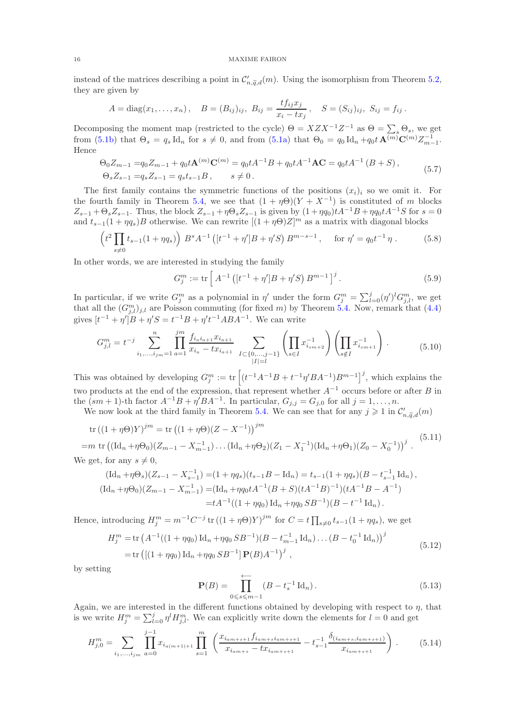instead of the matrices describing a point in $\mathcal{C}'_{n,\widetilde{q},d}(m)$. Using the isomorphism from Theorem 5.2, they are given by

$$A = \operatorname{diag}(x_1,\dots,x_n)\,, \quad B=(B_{ij})_{ij},\ B_{ij}=\frac{t f_{ij} x_j}{x_i - t x_j}\,, \quad S=(S_{ij})_{ij},\ S_{ij}=f_{ij}\,.$$

Decomposing the moment map (restricted to the cycle) $\Theta = XZX^{-1}Z^{-1}$ as $\Theta=\sum_s \Theta_s$, we get from (5.1b) that $\Theta_s = q_s \operatorname{Id}_n$ for $s\neq 0$, and from (5.1a) that $\Theta_0 = q_0 \operatorname{Id}_n + q_0 t\, \mathbf{A}^{(m)}\mathbf{C}^{(m)} Z_{m-1}^{-1}$. Hence

$$\begin{aligned}
\Theta_0 Z_{m-1} =& q_0 Z_{m-1} + q_0 t \mathbf{A}^{(m)}\mathbf{C}^{(m)} = q_0 t A^{-1} B + q_0 t A^{-1}\mathbf{A}\mathbf{C} = q_0 t A^{-1}\left(B+S\right), \\
\Theta_s Z_{s-1} =& q_s Z_{s-1} = q_s t_{s-1} B\,, \qquad s\neq 0\,.
\end{aligned} \tag{5.7}$$

The first family contains the symmetric functions of the positions $(x_i)_i$ so we omit it. For the fourth family in Theorem 5.4, we see that $(1+\eta\Theta)(Y+X^{-1})$ is constituted of $m$ blocks $Z_{s-1}+\Theta_s Z_{s-1}$. Thus, the block $Z_{s-1}+\eta\Theta_s Z_{s-1}$ is given by $(1+\eta q_0)tA^{-1}B + \eta q_0 t A^{-1} S$ for $s=0$ and $t_{s-1}(1+\eta q_s)B$ otherwise. We can rewrite $[(1+\eta\Theta)Z]^m$ as a matrix with diagonal blocks

$$\Big(t^2 \prod_{s\neq 0} t_{s-1}(1+\eta q_s)\Big)\ B^s A^{-1}\left([t^{-1}+\eta']B + \eta' S\right) B^{m-s-1}\,, \quad \text{for } \eta' = q_0 t^{-1}\eta\,. \tag{5.8}$$

In other words, we are interested in studying the family

$$G_j^m := \operatorname{tr}\Big[\, A^{-1}\left([t^{-1}+\eta']B+\eta' S\right) B^{m-1}\Big]^j\,. \tag{5.9}$$

In particular, if we write $G_j^m$ as a polynomial in $\eta'$ under the form $G_j^m = \sum_{l=0}^j (\eta')^l G_{j,l}^m$, we get that all the $(G_{j,l}^m)_{j,l}$ are Poisson commuting (for fixed $m$) by Theorem 5.4. Now, remark that (4.4) gives $[t^{-1}+\eta']B + \eta' S = t^{-1}B + \eta' t^{-1} ABA^{-1}$. We can write

$$G_{j,l}^m = t^{-j} \sum_{i_1,\dots,i_{jm}=1}^n \prod_{a=1}^{jm} \frac{f_{i_a i_{a+1}} x_{i_{a+1}}}{x_{i_a} - t x_{i_{a+1}}} \sum_{\substack{I\subset\{0,\dots,j-1\}\\ |I|=l}} \Big(\prod_{s\in I} x^{-1}_{i_{sm+2}}\Big)\Big(\prod_{s\notin I} x^{-1}_{i_{sm+1}}\Big)\,. \tag{5.10}$$

This was obtained by developing $G_j^m := \operatorname{tr}\Big[(t^{-1}A^{-1}B + t^{-1}\eta' BA^{-1})B^{m-1}\Big]^j$, which explains the two products at the end of the expression, that represent whether $A^{-1}$ occurs before or after $B$ in the $(sm+1)$-th factor $A^{-1}B+\eta' BA^{-1}$. In particular, $G_{j,j}=G_{j,0}$ for all $j=1,\dots,n$.

We now look at the third family in Theorem 5.4. We can see that for any $j\geqslant 1$ in $\mathcal{C}'_{n,\widetilde{q},d}(m)$

$$\begin{aligned}
&\operatorname{tr}\left((1+\eta\Theta)Y\right)^{jm} = \operatorname{tr}\left((1+\eta\Theta)(Z-X^{-1})\right)^{jm} \\
=& m\ \operatorname{tr}\left((\operatorname{Id}_n + \eta\Theta_0)(Z_{m-1}-X_{m-1}^{-1})\dots(\operatorname{Id}_n+\eta\Theta_2)(Z_1 - X_1^{-1})(\operatorname{Id}_n+\eta\Theta_1)(Z_0-X_0^{-1})\right)^j\,.
\end{aligned} \tag{5.11}$$

We get, for any $s\neq 0$,

$$\begin{aligned}
(\operatorname{Id}_n+\eta\Theta_s)(Z_{s-1}-X_{s-1}^{-1}) =& (1+\eta q_s)(t_{s-1}B - \operatorname{Id}_n) = t_{s-1}(1+\eta q_s)(B - t_{s-1}^{-1}\operatorname{Id}_n)\,,\\
(\operatorname{Id}_n+\eta\Theta_0)(Z_{m-1}-X_{m-1}^{-1}) =& (\operatorname{Id}_n + \eta q_0 t A^{-1}(B+S)(tA^{-1}B)^{-1})(tA^{-1}B - A^{-1})\\
=& tA^{-1}((1+\eta q_0)\operatorname{Id}_n + \eta q_0\, SB^{-1})(B - t^{-1}\operatorname{Id}_n)\,.
\end{aligned}$$

Hence, introducing $H_j^m = m^{-1}C^{-j}\operatorname{tr}\left((1+\eta\Theta)Y\right)^{jm}$ for $C = t\prod_{s\neq 0} t_{s-1}(1+\eta q_s)$, we get

$$\begin{aligned}
H_j^m =& \operatorname{tr}\left(A^{-1}((1+\eta q_0)\operatorname{Id}_n + \eta q_0\, SB^{-1})(B - t_{m-1}^{-1}\operatorname{Id}_n)\dots(B - t_0^{-1}\operatorname{Id}_n)\right)^j \\
=& \operatorname{tr}\left([(1+\eta q_0)\operatorname{Id}_n + \eta q_0\, SB^{-1}]\,\mathbf{P}(B) A^{-1}\right)^j\,,
\end{aligned} \tag{5.12}$$

by setting

$$\mathbf{P}(B) = \overleftarrow{\prod_{0\leqslant s\leqslant m-1}} (B - t_s^{-1}\operatorname{Id}_n)\,. \tag{5.13}$$

Again, we are interested in the different functions obtained by developing with respect to $\eta$, that is we write $H_j^m = \sum_{l=0}^j \eta^l H_{j,l}^m$. We can explicitly write down the elements for $l=0$ and get

$$H_{j,0}^m = \sum_{i_1,\dots,i_{jm}} \prod_{a=0}^{j-1} x_{i_{a(m+1)+1}} \prod_{s=1}^m \left(\frac{x_{i_{am+s+1}} f_{i_{am+s} i_{am+s+1}}}{x_{i_{am+s}} - t x_{i_{am+s+1}}} - t_{s-1}^{-1}\frac{\delta_{(i_{am+s},i_{am+s+1})}}{x_{i_{am+s+1}}}\right)\,. \tag{5.14}$$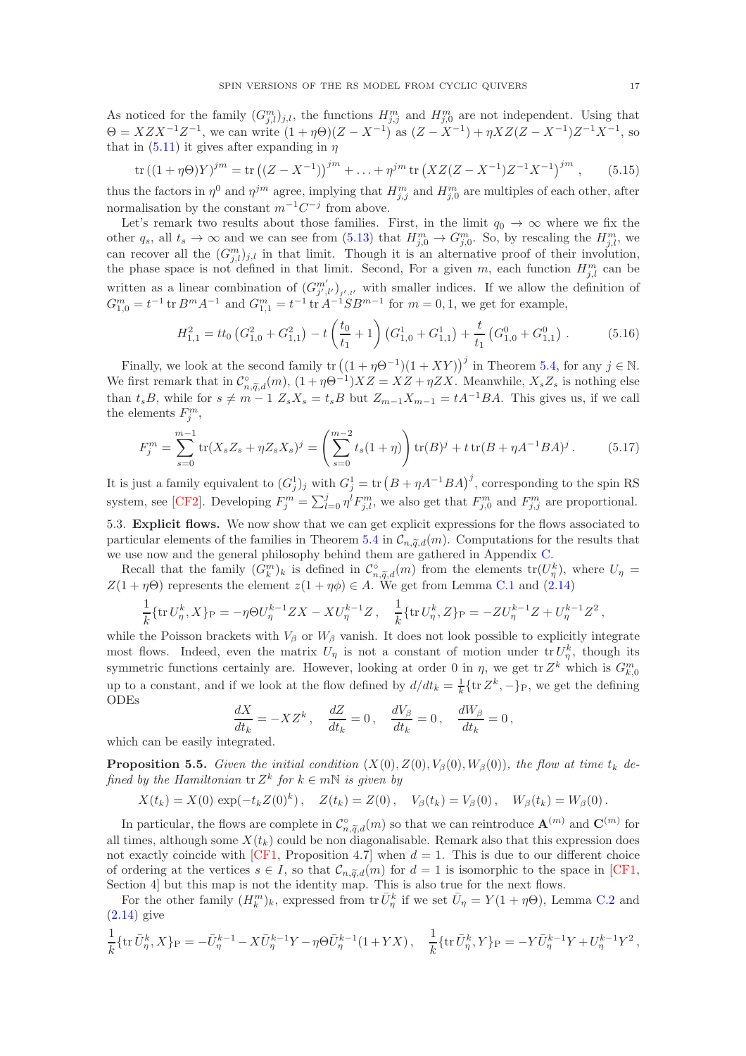As noticed for the family $(G^m_{j,l})_{j,l}$, the functions $H^m_{j,j}$ and $H^m_{j,0}$ are not independent. Using that $\Theta = XZX^{-1}Z^{-1}$, we can write $(1+\eta\Theta)(Z-X^{-1})$ as $(Z-X^{-1}) + \eta XZ(Z-X^{-1})Z^{-1}X^{-1}$, so that in (5.11) it gives after expanding in $\eta$

$$\operatorname{tr}\left((1+\eta\Theta)Y\right)^{jm} = \operatorname{tr}\left((Z-X^{-1})\right)^{jm} + \ldots + \eta^{jm}\operatorname{tr}\left(XZ(Z-X^{-1})Z^{-1}X^{-1}\right)^{jm}, \tag{5.15}$$

thus the factors in $\eta^0$ and $\eta^{jm}$ agree, implying that $H^m_{j,j}$ and $H^m_{j,0}$ are multiples of each other, after normalisation by the constant $m^{-1}C^{-j}$ from above.

Let's remark two results about those families. First, in the limit $q_0 \to \infty$ where we fix the other $q_s$, all $t_s \to \infty$ and we can see from (5.13) that $H^m_{j,0} \to G^m_{j,0}$. So, by rescaling the $H^m_{j,l}$, we can recover all the $(G^m_{j,l})_{j,l}$ in that limit. Though it is an alternative proof of their involution, the phase space is not defined in that limit. Second, For a given $m$, each function $H^m_{j,l}$ can be written as a linear combination of $(G^{m'}_{j',l'})_{j',l'}$ with smaller indices. If we allow the definition of $G^m_{1,0} = t^{-1}\operatorname{tr} B^m A^{-1}$ and $G^m_{1,1} = t^{-1}\operatorname{tr} A^{-1}SB^{m-1}$ for $m=0,1$, we get for example,

$$H^2_{1,1} = tt_0\left(G^2_{1,0}+G^2_{1,1}\right) - t\left(\frac{t_0}{t_1}+1\right)\left(G^1_{1,0}+G^1_{1,1}\right) + \frac{t}{t_1}\left(G^0_{1,0}+G^0_{1,1}\right). \tag{5.16}$$

Finally, we look at the second family $\operatorname{tr}\left((1+\eta\Theta^{-1})(1+XY)\right)^j$ in Theorem 5.4, for any $j\in\mathbb{N}$. We first remark that in $\mathcal{C}^\circ_{n,\widetilde{q},d}(m)$, $(1+\eta\Theta^{-1})XZ = XZ + \eta ZX$. Meanwhile, $X_sZ_s$ is nothing else than $t_sB$, while for $s \neq m-1$ $Z_sX_s = t_sB$ but $Z_{m-1}X_{m-1} = tA^{-1}BA$. This gives us, if we call the elements $F^m_j$,

$$F^m_j = \sum_{s=0}^{m-1}\operatorname{tr}(X_sZ_s + \eta Z_sX_s)^j = \left(\sum_{s=0}^{m-2} t_s(1+\eta)\right)\operatorname{tr}(B)^j + t\operatorname{tr}(B+\eta A^{-1}BA)^j. \tag{5.17}$$

It is just a family equivalent to $(G^1_j)_j$ with $G^1_j = \operatorname{tr}\left(B+\eta A^{-1}BA\right)^j$, corresponding to the spin RS system, see [CF2]. Developing $F^m_j = \sum_{l=0}^{j}\eta^l F^m_{j,l}$, we also get that $F^m_{j,0}$ and $F^m_{j,j}$ are proportional.

**5.3. Explicit flows.** We now show that we can get explicit expressions for the flows associated to particular elements of the families in Theorem 5.4 in $\mathcal{C}_{n,\widetilde{q},d}(m)$. Computations for the results that we use now and the general philosophy behind them are gathered in Appendix C.

Recall that the family $(G^m_k)_k$ is defined in $\mathcal{C}^\circ_{n,\widetilde{q},d}(m)$ from the elements $\operatorname{tr}(U^k_\eta)$, where $U_\eta = Z(1+\eta\Theta)$ represents the element $z(1+\eta\phi) \in A$. We get from Lemma C.1 and (2.14)

$$\frac{1}{k}\{\operatorname{tr} U^k_\eta, X\}_{\mathrm{P}} = -\eta\Theta U^{k-1}_\eta ZX - XU^{k-1}_\eta Z\,, \quad \frac{1}{k}\{\operatorname{tr} U^k_\eta, Z\}_{\mathrm{P}} = -ZU^{k-1}_\eta Z + U^{k-1}_\eta Z^2\,,$$

while the Poisson brackets with $V_\beta$ or $W_\beta$ vanish. It does not look possible to explicitly integrate most flows. Indeed, even the matrix $U_\eta$ is not a constant of motion under $\operatorname{tr} U^k_\eta$, though its symmetric functions certainly are. However, looking at order 0 in $\eta$, we get $\operatorname{tr} Z^k$ which is $G^m_{k,0}$ up to a constant, and if we look at the flow defined by $d/dt_k = \frac{1}{k}\{\operatorname{tr} Z^k, -\}_{\mathrm{P}}$, we get the defining ODEs

$$\frac{dX}{dt_k} = -XZ^k\,, \quad \frac{dZ}{dt_k} = 0\,, \quad \frac{dV_\beta}{dt_k} = 0\,, \quad \frac{dW_\beta}{dt_k} = 0\,,$$

which can be easily integrated.

**Proposition 5.5.** *Given the initial condition $(X(0), Z(0), V_\beta(0), W_\beta(0))$, the flow at time $t_k$ defined by the Hamiltonian $\operatorname{tr} Z^k$ for $k \in m\mathbb{N}$ is given by*

$$X(t_k) = X(0)\exp(-t_kZ(0)^k)\,, \quad Z(t_k) = Z(0)\,, \quad V_\beta(t_k) = V_\beta(0)\,, \quad W_\beta(t_k) = W_\beta(0)\,.$$

In particular, the flows are complete in $\mathcal{C}^\circ_{n,\widetilde{q},d}(m)$ so that we can reintroduce $\mathbf{A}^{(m)}$ and $\mathbf{C}^{(m)}$ for all times, although some $X(t_k)$ could be non diagonalisable. Remark also that this expression does not exactly coincide with [CF1, Proposition 4.7] when $d=1$. This is due to our different choice of ordering at the vertices $s \in I$, so that $\mathcal{C}_{n,\widetilde{q},d}(m)$ for $d=1$ is isomorphic to the space in [CF1, Section 4] but this map is not the identity map. This is also true for the next flows.

For the other family $(H^m_k)_k$, expressed from $\operatorname{tr}\bar{U}^k_\eta$ if we set $\bar{U}_\eta = Y(1+\eta\Theta)$, Lemma C.2 and (2.14) give

$$\frac{1}{k}\{\operatorname{tr}\bar{U}^k_\eta, X\}_{\mathrm{P}} = -\bar{U}^{k-1}_\eta - X\bar{U}^{k-1}_\eta Y - \eta\Theta\bar{U}^{k-1}_\eta(1+YX)\,, \quad \frac{1}{k}\{\operatorname{tr}\bar{U}^k_\eta, Y\}_{\mathrm{P}} = -Y\bar{U}^{k-1}_\eta Y + U^{k-1}_\eta Y^2\,,$$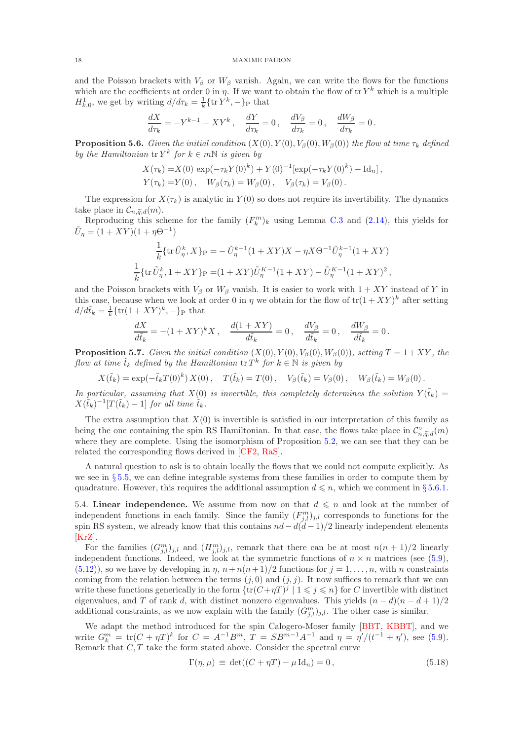and the Poisson brackets with $V_\beta$ or $W_\beta$ vanish. Again, we can write the flows for the functions which are the coefficients at order 0 in $\eta$. If we want to obtain the flow of $\operatorname{tr} Y^k$ which is a multiple $H^1_{k,0}$, we get by writing $d/d\tau_k = \frac{1}{k}\{\operatorname{tr} Y^k, -\}_{\mathrm{P}}$ that

$$\frac{dX}{d\tau_k} = -Y^{k-1} - XY^k\,, \quad \frac{dY}{d\tau_k} = 0\,, \quad \frac{dV_\beta}{d\tau_k} = 0\,, \quad \frac{dW_\beta}{d\tau_k} = 0\,.$$

**Proposition 5.6.** *Given the initial condition $(X(0), Y(0), V_\beta(0), W_\beta(0))$ the flow at time $\tau_k$ defined by the Hamiltonian $\operatorname{tr} Y^k$ for $k \in m\mathbb{N}$ is given by*

$$\begin{aligned}
X(\tau_k) =& X(0)\, \exp(-\tau_k Y(0)^k) + Y(0)^{-1}[\exp(-\tau_k Y(0)^k) - \mathrm{Id}_n]\,, \\
Y(\tau_k) =& Y(0)\,, \quad W_\beta(\tau_k) = W_\beta(0)\,, \quad V_\beta(\tau_k) = V_\beta(0)\,.
\end{aligned}$$

The expression for $X(\tau_k)$ is analytic in $Y(0)$ so does not require its invertibility. The dynamics take place in $\mathcal{C}_{n,\tilde{q},d}(m)$.

Reproducing this scheme for the family $(F^m_k)_k$ using Lemma C.3 and (2.14), this yields for $\tilde{U}_\eta = (1+XY)(1+\eta\Theta^{-1})$

$$\begin{aligned}
\frac{1}{k}\{\operatorname{tr} \tilde{U}^k_\eta, X\}_{\mathrm{P}} =& -\tilde{U}^{k-1}_\eta (1+XY)X - \eta X\Theta^{-1}\tilde{U}^{k-1}_\eta(1+XY) \\
\frac{1}{k}\{\operatorname{tr} \tilde{U}^k_\eta, 1+XY\}_{\mathrm{P}} =& (1+XY)\tilde{U}^{K-1}_\eta(1+XY) - \tilde{U}^{K-1}_\eta(1+XY)^2\,,
\end{aligned}$$

and the Poisson brackets with $V_\beta$ or $W_\beta$ vanish. It is easier to work with $1+XY$ instead of $Y$ in this case, because when we look at order 0 in $\eta$ we obtain for the flow of $\operatorname{tr}(1+XY)^k$ after setting $d/d\tilde{t}_k = \frac{1}{k}\{\operatorname{tr}(1+XY)^k, -\}_{\mathrm{P}}$ that

$$\frac{dX}{d\tilde{t}_k} = -(1+XY)^k X\,, \quad \frac{d(1+XY)}{d\tilde{t}_k} = 0\,, \quad \frac{dV_\beta}{d\tilde{t}_k} = 0\,, \quad \frac{dW_\beta}{d\tilde{t}_k} = 0\,.$$

**Proposition 5.7.** *Given the initial condition $(X(0), Y(0), V_\beta(0), W_\beta(0))$, setting $T = 1+XY$, the flow at time $\tilde{t}_k$ defined by the Hamiltonian $\operatorname{tr} T^k$ for $k \in \mathbb{N}$ is given by*

$$X(\tilde{t}_k) = \exp(-\tilde{t}_k T(0)^k)\, X(0)\,, \quad T(\tilde{t}_k) = T(0)\,, \quad V_\beta(\tilde{t}_k) = V_\beta(0)\,, \quad W_\beta(\tilde{t}_k) = W_\beta(0)\,.$$

*In particular, assuming that $X(0)$ is invertible, this completely determines the solution $Y(\tilde{t}_k) = X(\tilde{t}_k)^{-1}[T(\tilde{t}_k) - 1]$ for all time $\tilde{t}_k$.*

The extra assumption that $X(0)$ is invertible is satisfied in our interpretation of this family as being the one containing the spin RS Hamiltonian. In that case, the flows take place in $\mathcal{C}^\circ_{n,\tilde{q},d}(m)$ where they are complete. Using the isomorphism of Proposition 5.2, we can see that they can be related the corresponding flows derived in [CF2, RaS].

A natural question to ask is to obtain locally the flows that we could not compute explicitly. As we see in § 5.5, we can define integrable systems from these families in order to compute them by quadrature. However, this requires the additional assumption $d \leqslant n$, which we comment in § 5.6.1.

## 5.4. Linear independence.

We assume from now on that $d \leqslant n$ and look at the number of independent functions in each family. Since the family $(F^m_{j,l})_{j,l}$ corresponds to functions for the spin RS system, we already know that this contains $nd - d(d-1)/2$ linearly independent elements [KrZ].

For the families $(G^m_{j,l})_{j,l}$ and $(H^m_{j,l})_{j,l}$, remark that there can be at most $n(n+1)/2$ linearly independent functions. Indeed, we look at the symmetric functions of $n \times n$ matrices (see (5.9), (5.12)), so we have by developing in $\eta$, $n + n(n+1)/2$ functions for $j = 1, \ldots, n$, with $n$ constraints coming from the relation between the terms $(j,0)$ and $(j,j)$. It now suffices to remark that we can write these functions generically in the form $\{\operatorname{tr}(C+\eta T)^j \mid 1 \leqslant j \leqslant n\}$ for $C$ invertible with distinct eigenvalues, and $T$ of rank $d$, with distinct nonzero eigenvalues. This yields $(n-d)(n-d+1)/2$ additional constraints, as we now explain with the family $(G^m_{j,l})_{j,l}$. The other case is similar.

We adapt the method introduced for the spin Calogero-Moser family [BBT, KBBT], and we write $G^m_k = \operatorname{tr}(C+\eta T)^k$ for $C = A^{-1}B^m$, $T = SB^{m-1}A^{-1}$ and $\eta = \eta'/(t^{-1}+\eta')$, see (5.9). Remark that $C, T$ take the form stated above. Consider the spectral curve

$$\Gamma(\eta, \mu) \equiv \det((C+\eta T) - \mu\,\mathrm{Id}_n) = 0\,, \tag{5.18}$$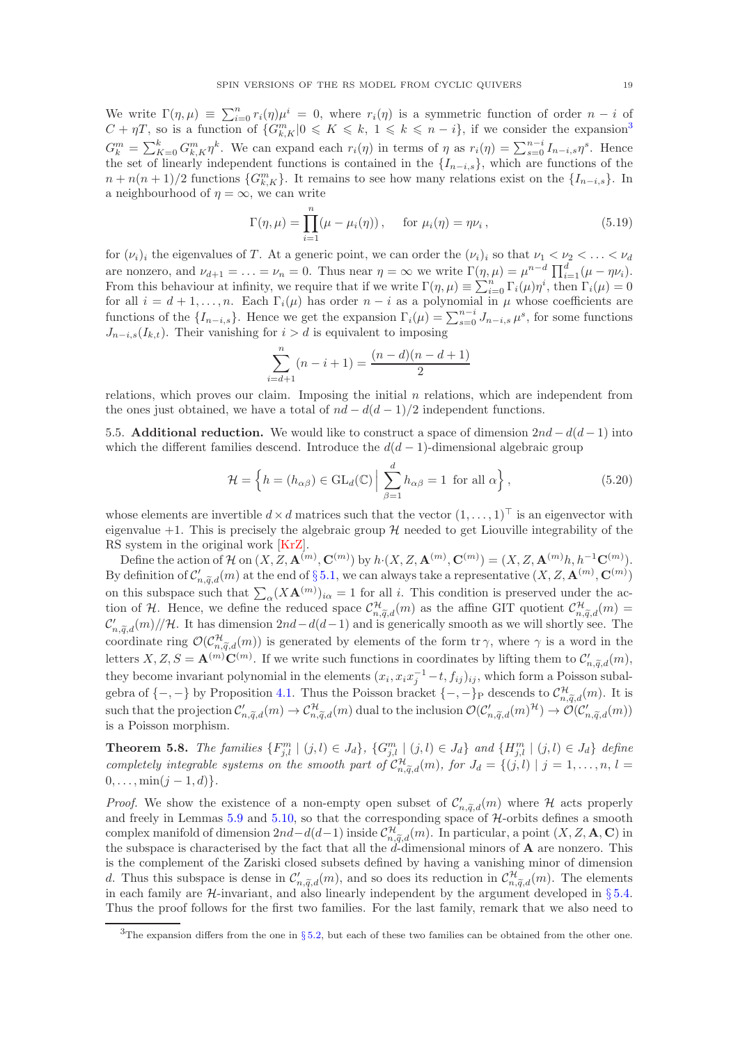We write $\Gamma(\eta,\mu) \equiv \sum_{i=0}^{n} r_i(\eta)\mu^i = 0$, where $r_i(\eta)$ is a symmetric function of order $n-i$ of $C+\eta T$, so is a function of $\{G^m_{k,K} | 0 \leqslant K \leqslant k,\ 1 \leqslant k \leqslant n-i\}$, if we consider the expansion[3] $G^m_k = \sum_{K=0}^{k} G^m_{k,K}\eta^k$. We can expand each $r_i(\eta)$ in terms of $\eta$ as $r_i(\eta) = \sum_{s=0}^{n-i} I_{n-i,s}\eta^s$. Hence the set of linearly independent functions is contained in the $\{I_{n-i,s}\}$, which are functions of the $n + n(n+1)/2$ functions $\{G^m_{k,K}\}$. It remains to see how many relations exist on the $\{I_{n-i,s}\}$. In a neighbourhood of $\eta = \infty$, we can write

$$\Gamma(\eta,\mu) = \prod_{i=1}^{n} (\mu - \mu_i(\eta)), \quad \text{ for } \mu_i(\eta) = \eta\nu_i, \tag{5.19}$$

for $(\nu_i)_i$ the eigenvalues of $T$. At a generic point, we can order the $(\nu_i)_i$ so that $\nu_1 < \nu_2 < \ldots < \nu_d$ are nonzero, and $\nu_{d+1} = \ldots = \nu_n = 0$. Thus near $\eta = \infty$ we write $\Gamma(\eta,\mu) = \mu^{n-d}\prod_{i=1}^{d}(\mu - \eta\nu_i)$. From this behaviour at infinity, we require that if we write $\Gamma(\eta,\mu) \equiv \sum_{i=0}^{n}\Gamma_i(\mu)\eta^i$, then $\Gamma_i(\mu) = 0$ for all $i = d+1,\ldots,n$. Each $\Gamma_i(\mu)$ has order $n-i$ as a polynomial in $\mu$ whose coefficients are functions of the $\{I_{n-i,s}\}$. Hence we get the expansion $\Gamma_i(\mu) = \sum_{s=0}^{n-i} J_{n-i,s}\,\mu^s$, for some functions $J_{n-i,s}(I_{k,t})$. Their vanishing for $i > d$ is equivalent to imposing

$$\sum_{i=d+1}^{n} (n-i+1) = \frac{(n-d)(n-d+1)}{2}$$

relations, which proves our claim. Imposing the initial $n$ relations, which are independent from the ones just obtained, we have a total of $nd - d(d-1)/2$ independent functions.

## 5.5. Additional reduction.

We would like to construct a space of dimension $2nd - d(d-1)$ into which the different families descend. Introduce the $d(d-1)$-dimensional algebraic group

$$\mathcal{H} = \Big\{ h = (h_{\alpha\beta}) \in \mathrm{GL}_d(\mathbb{C}) \,\Big|\, \sum_{\beta=1}^{d} h_{\alpha\beta} = 1 \text{ for all } \alpha \Big\}, \tag{5.20}$$

whose elements are invertible $d \times d$ matrices such that the vector $(1,\ldots,1)^\top$ is an eigenvector with eigenvalue $+1$. This is precisely the algebraic group $\mathcal{H}$ needed to get Liouville integrability of the RS system in the original work [KrZ].

Define the action of $\mathcal{H}$ on $(X, Z, \mathbf{A}^{(m)}, \mathbf{C}^{(m)})$ by $h \cdot (X, Z, \mathbf{A}^{(m)}, \mathbf{C}^{(m)}) = (X, Z, \mathbf{A}^{(m)}h, h^{-1}\mathbf{C}^{(m)})$. By definition of $\mathcal{C}'_{n,\widetilde{q},d}(m)$ at the end of § 5.1, we can always take a representative $(X, Z, \mathbf{A}^{(m)}, \mathbf{C}^{(m)})$ on this subspace such that $\sum_\alpha (X\mathbf{A}^{(m)})_{i\alpha} = 1$ for all $i$. This condition is preserved under the action of $\mathcal{H}$. Hence, we define the reduced space $\mathcal{C}^{\mathcal{H}}_{n,\widetilde{q},d}(m)$ as the affine GIT quotient $\mathcal{C}^{\mathcal{H}}_{n,\widetilde{q},d}(m) = \mathcal{C}'_{n,\widetilde{q},d}(m)/\!/\mathcal{H}$. It has dimension $2nd - d(d-1)$ and is generically smooth as we will shortly see. The coordinate ring $\mathcal{O}(\mathcal{C}^{\mathcal{H}}_{n,\widetilde{q},d}(m))$ is generated by elements of the form $\operatorname{tr}\gamma$, where $\gamma$ is a word in the letters $X, Z, S = \mathbf{A}^{(m)}\mathbf{C}^{(m)}$. If we write such functions in coordinates by lifting them to $\mathcal{C}'_{n,\widetilde{q},d}(m)$, they become invariant polynomial in the elements $(x_i, x_i x_j^{-1} - t, f_{ij})_{ij}$, which form a Poisson subalgebra of $\{-,-\}$ by Proposition 4.1. Thus the Poisson bracket $\{-,-\}_{\mathrm{P}}$ descends to $\mathcal{C}^{\mathcal{H}}_{n,\widetilde{q},d}(m)$. It is such that the projection $\mathcal{C}'_{n,\widetilde{q},d}(m) \to \mathcal{C}^{\mathcal{H}}_{n,\widetilde{q},d}(m)$ dual to the inclusion $\mathcal{O}(\mathcal{C}'_{n,\widetilde{q},d}(m)^{\mathcal{H}}) \to \mathcal{O}(\mathcal{C}'_{n,\widetilde{q},d}(m))$ is a Poisson morphism.

**Theorem 5.8.** *The families $\{F^m_{j,l} \mid (j,l) \in J_d\}$, $\{G^m_{j,l} \mid (j,l) \in J_d\}$ and $\{H^m_{j,l} \mid (j,l) \in J_d\}$ define completely integrable systems on the smooth part of $\mathcal{C}^{\mathcal{H}}_{n,\widetilde{q},d}(m)$, for $J_d = \{(j,l) \mid j = 1,\ldots,n,\ l = 0,\ldots,\min(j-1,d)\}$.*

*Proof.* We show the existence of a non-empty open subset of $\mathcal{C}'_{n,\widetilde{q},d}(m)$ where $\mathcal{H}$ acts properly and freely in Lemmas 5.9 and 5.10, so that the corresponding space of $\mathcal{H}$-orbits defines a smooth complex manifold of dimension $2nd - d(d-1)$ inside $\mathcal{C}^{\mathcal{H}}_{n,\widetilde{q},d}(m)$. In particular, a point $(X, Z, \mathbf{A}, \mathbf{C})$ in the subspace is characterised by the fact that all the $d$-dimensional minors of $\mathbf{A}$ are nonzero. This is the complement of the Zariski closed subsets defined by having a vanishing minor of dimension $d$. Thus this subspace is dense in $\mathcal{C}'_{n,\widetilde{q},d}(m)$, and so does its reduction in $\mathcal{C}^{\mathcal{H}}_{n,\widetilde{q},d}(m)$. The elements in each family are $\mathcal{H}$-invariant, and also linearly independent by the argument developed in § 5.4. Thus the proof follows for the first two families. For the last family, remark that we also need to

[3] The expansion differs from the one in § 5.2, but each of these two families can be obtained from the other one.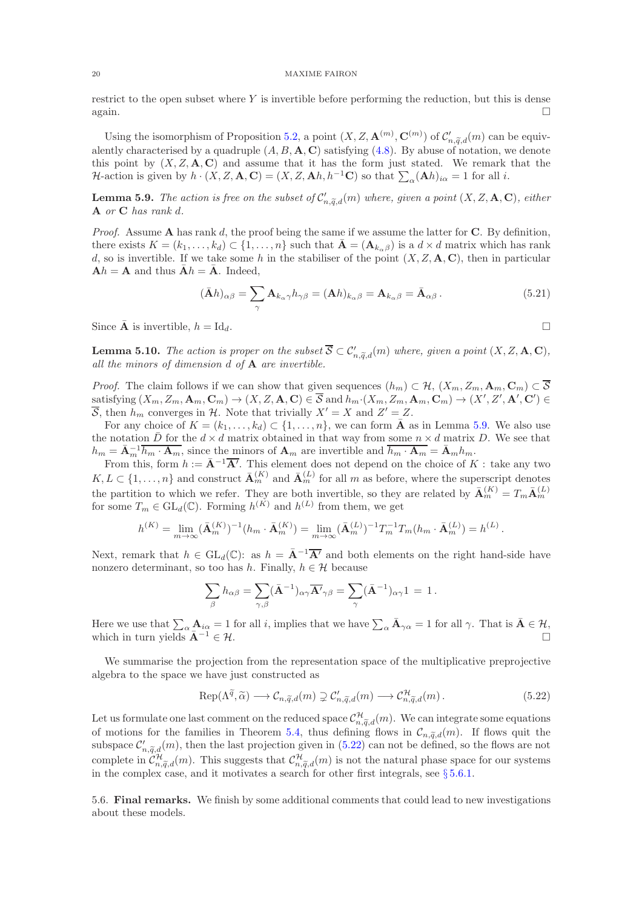restrict to the open subset where $Y$ is invertible before performing the reduction, but this is dense again. $\square$

Using the isomorphism of Proposition 5.2, a point $(X, Z, \mathbf{A}^{(m)}, \mathbf{C}^{(m)})$ of $\mathcal{C}'_{n,\widetilde{q},d}(m)$ can be equivalently characterised by a quadruple $(A, B, \mathbf{A}, \mathbf{C})$ satisfying (4.8). By abuse of notation, we denote this point by $(X, Z, \mathbf{A}, \mathbf{C})$ and assume that it has the form just stated. We remark that the $\mathcal{H}$-action is given by $h \cdot (X, Z, \mathbf{A}, \mathbf{C}) = (X, Z, \mathbf{A}h, h^{-1}\mathbf{C})$ so that $\sum_\alpha (\mathbf{A}h)_{i\alpha} = 1$ for all $i$.

**Lemma 5.9.** *The action is free on the subset of $\mathcal{C}'_{n,\widetilde{q},d}(m)$ where, given a point $(X, Z, \mathbf{A}, \mathbf{C})$, either $\mathbf{A}$ or $\mathbf{C}$ has rank $d$.*

*Proof.* Assume $\mathbf{A}$ has rank $d$, the proof being the same if we assume the latter for $\mathbf{C}$. By definition, there exists $K = (k_1, \ldots, k_d) \subset \{1, \ldots, n\}$ such that $\bar{\mathbf{A}} = (\mathbf{A}_{k_\alpha \beta})$ is a $d \times d$ matrix which has rank $d$, so is invertible. If we take some $h$ in the stabiliser of the point $(X, Z, \mathbf{A}, \mathbf{C})$, then in particular $\mathbf{A}h = \mathbf{A}$ and thus $\bar{\mathbf{A}}h = \bar{\mathbf{A}}$. Indeed,

$$(\bar{\mathbf{A}}h)_{\alpha\beta} = \sum_\gamma \mathbf{A}_{k_\alpha \gamma} h_{\gamma\beta} = (\mathbf{A}h)_{k_\alpha \beta} = \mathbf{A}_{k_\alpha \beta} = \bar{\mathbf{A}}_{\alpha\beta} \,. \tag{5.21}$$

Since $\bar{\mathbf{A}}$ is invertible, $h = \mathrm{Id}_d$. $\square$

**Lemma 5.10.** *The action is proper on the subset $\overline{\mathcal{S}} \subset \mathcal{C}'_{n,\widetilde{q},d}(m)$ where, given a point $(X, Z, \mathbf{A}, \mathbf{C})$, all the minors of dimension $d$ of $\mathbf{A}$ are invertible.*

*Proof.* The claim follows if we can show that given sequences $(h_m) \subset \mathcal{H}$, $(X_m, Z_m, \mathbf{A}_m, \mathbf{C}_m) \subset \overline{\mathcal{S}}$ satisfying $(X_m, Z_m, \mathbf{A}_m, \mathbf{C}_m) \to (X, Z, \mathbf{A}, \mathbf{C}) \in \overline{\mathcal{S}}$ and $h_m \cdot (X_m, Z_m, \mathbf{A}_m, \mathbf{C}_m) \to (X', Z', \mathbf{A}', \mathbf{C}') \in \overline{\mathcal{S}}$, then $h_m$ converges in $\mathcal{H}$. Note that trivially $X' = X$ and $Z' = Z$.

For any choice of $K = (k_1, \ldots, k_d) \subset \{1, \ldots, n\}$, we can form $\bar{\mathbf{A}}$ as in Lemma 5.9. We also use the notation $\bar{D}$ for the $d \times d$ matrix obtained in that way from some $n \times d$ matrix $D$. We see that $h_m = \bar{\mathbf{A}}_m^{-1} \overline{h_m \cdot \mathbf{A}_m}$, since the minors of $\mathbf{A}_m$ are invertible and $\overline{h_m \cdot \mathbf{A}_m} = \bar{\mathbf{A}}_m h_m$.

From this, form $h := \bar{\mathbf{A}}^{-1}\overline{\mathbf{A}'}$. This element does not depend on the choice of $K$ : take any two $K, L \subset \{1, \ldots, n\}$ and construct $\bar{\mathbf{A}}_m^{(K)}$ and $\bar{\mathbf{A}}_m^{(L)}$ for all $m$ as before, where the superscript denotes the partition to which we refer. They are both invertible, so they are related by $\bar{\mathbf{A}}_m^{(K)} = T_m \bar{\mathbf{A}}_m^{(L)}$ for some $T_m \in \mathrm{GL}_d(\mathbb{C})$. Forming $h^{(K)}$ and $h^{(L)}$ from them, we get

$$h^{(K)} = \lim_{m\to\infty} (\bar{\mathbf{A}}_m^{(K)})^{-1} (h_m \cdot \bar{\mathbf{A}}_m^{(K)}) = \lim_{m\to\infty} (\bar{\mathbf{A}}_m^{(L)})^{-1} T_m^{-1} T_m (h_m \cdot \bar{\mathbf{A}}_m^{(L)}) = h^{(L)} \,.$$

Next, remark that $h \in \mathrm{GL}_d(\mathbb{C})$: as $h = \bar{\mathbf{A}}^{-1}\overline{\mathbf{A}'}$ and both elements on the right hand-side have nonzero determinant, so too has $h$. Finally, $h \in \mathcal{H}$ because

$$\sum_\beta h_{\alpha\beta} = \sum_{\gamma,\beta} (\bar{\mathbf{A}}^{-1})_{\alpha\gamma} \overline{\mathbf{A}'}_{\gamma\beta} = \sum_\gamma (\bar{\mathbf{A}}^{-1})_{\alpha\gamma} 1 \, = \, 1 \,.$$

Here we use that $\sum_\alpha \mathbf{A}_{i\alpha} = 1$ for all $i$, implies that we have $\sum_\alpha \bar{\mathbf{A}}_{\gamma\alpha} = 1$ for all $\gamma$. That is $\bar{\mathbf{A}} \in \mathcal{H}$, which in turn yields $\bar{\mathbf{A}}^{-1} \in \mathcal{H}$. $\square$

We summarise the projection from the representation space of the multiplicative preprojective algebra to the space we have just constructed as

$$\mathrm{Rep}(\Lambda^{\widetilde{q}}, \widetilde{\alpha}) \longrightarrow \mathcal{C}_{n,\widetilde{q},d}(m) \supsetneq \mathcal{C}'_{n,\widetilde{q},d}(m) \longrightarrow \mathcal{C}^{\mathcal{H}}_{n,\widetilde{q},d}(m) \,. \tag{5.22}$$

Let us formulate one last comment on the reduced space $\mathcal{C}^{\mathcal{H}}_{n,\widetilde{q},d}(m)$. We can integrate some equations of motions for the families in Theorem 5.4, thus defining flows in $\mathcal{C}_{n,\widetilde{q},d}(m)$. If flows quit the subspace $\mathcal{C}'_{n,\widetilde{q},d}(m)$, then the last projection given in (5.22) can not be defined, so the flows are not complete in $\mathcal{C}^{\mathcal{H}}_{n,\widetilde{q},d}(m)$. This suggests that $\mathcal{C}^{\mathcal{H}}_{n,\widetilde{q},d}(m)$ is not the natural phase space for our systems in the complex case, and it motivates a search for other first integrals, see § 5.6.1.

## 5.6. Final remarks.

We finish by some additional comments that could lead to new investigations about these models.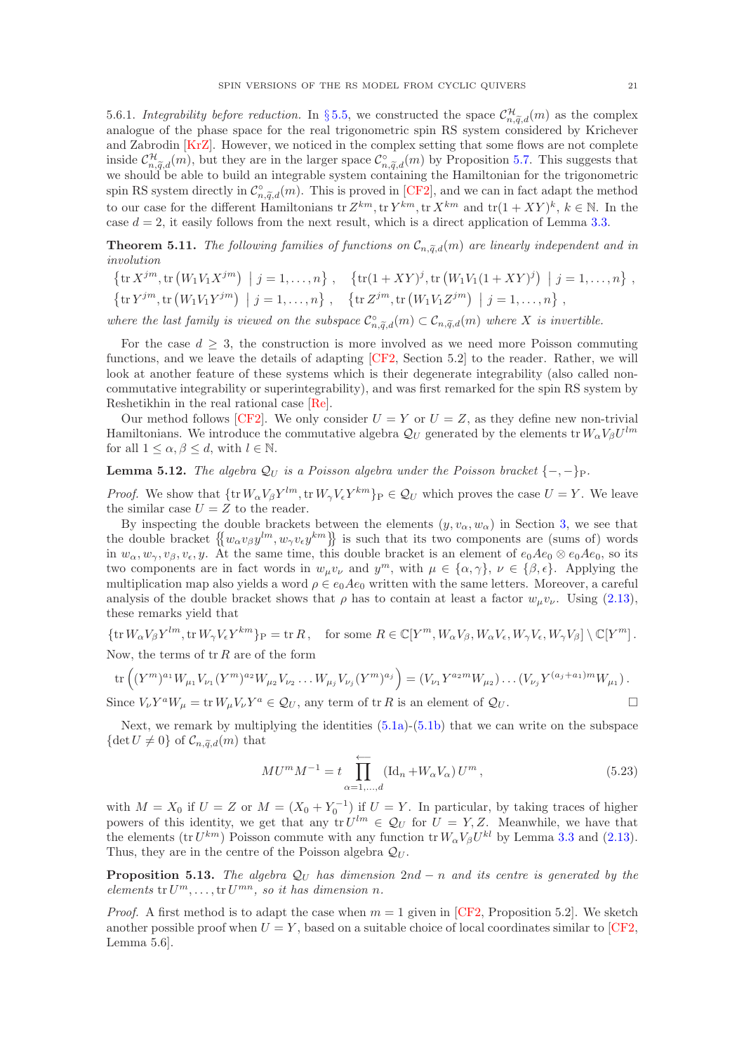5.6.1. *Integrability before reduction.* In §5.5, we constructed the space $\mathcal{C}^{\mathcal{H}}_{n,\widetilde{q},d}(m)$ as the complex analogue of the phase space for the real trigonometric spin RS system considered by Krichever and Zabrodin [KrZ]. However, we noticed in the complex setting that some flows are not complete inside $\mathcal{C}^{\mathcal{H}}_{n,\widetilde{q},d}(m)$, but they are in the larger space $\mathcal{C}^{\circ}_{n,\widetilde{q},d}(m)$ by Proposition 5.7. This suggests that we should be able to build an integrable system containing the Hamiltonian for the trigonometric spin RS system directly in $\mathcal{C}^{\circ}_{n,\widetilde{q},d}(m)$. This is proved in [CF2], and we can in fact adapt the method to our case for the different Hamiltonians $\operatorname{tr} Z^{km}, \operatorname{tr} Y^{km}, \operatorname{tr} X^{km}$ and $\operatorname{tr}(1+XY)^k$, $k \in \mathbb{N}$. In the case $d=2$, it easily follows from the next result, which is a direct application of Lemma 3.3.

**Theorem 5.11.** *The following families of functions on $\mathcal{C}_{n,\widetilde{q},d}(m)$ are linearly independent and in involution*

$$\left\{\operatorname{tr} X^{jm}, \operatorname{tr}\left(W_1V_1X^{jm}\right) \mid j=1,\dots,n\right\}, \quad \left\{\operatorname{tr}(1+XY)^j, \operatorname{tr}\left(W_1V_1(1+XY)^j\right) \mid j=1,\dots,n\right\},$$
$$\left\{\operatorname{tr} Y^{jm}, \operatorname{tr}\left(W_1V_1Y^{jm}\right) \mid j=1,\dots,n\right\}, \quad \left\{\operatorname{tr} Z^{jm}, \operatorname{tr}\left(W_1V_1Z^{jm}\right) \mid j=1,\dots,n\right\},$$

*where the last family is viewed on the subspace $\mathcal{C}^{\circ}_{n,\widetilde{q},d}(m) \subset \mathcal{C}_{n,\widetilde{q},d}(m)$ where $X$ is invertible.*

For the case $d \geq 3$, the construction is more involved as we need more Poisson commuting functions, and we leave the details of adapting [CF2, Section 5.2] to the reader. Rather, we will look at another feature of these systems which is their degenerate integrability (also called non-commutative integrability or superintegrability), and was first remarked for the spin RS system by Reshetikhin in the real rational case [Re].

Our method follows [CF2]. We only consider $U=Y$ or $U=Z$, as they define new non-trivial Hamiltonians. We introduce the commutative algebra $\mathcal{Q}_U$ generated by the elements $\operatorname{tr} W_\alpha V_\beta U^{lm}$ for all $1 \leq \alpha, \beta \leq d$, with $l \in \mathbb{N}$.

**Lemma 5.12.** *The algebra $\mathcal{Q}_U$ is a Poisson algebra under the Poisson bracket $\{-,-\}_{\mathrm{P}}$.*

*Proof.* We show that $\{\operatorname{tr} W_\alpha V_\beta Y^{lm}, \operatorname{tr} W_\gamma V_\epsilon Y^{km}\}_{\mathrm{P}} \in \mathcal{Q}_U$ which proves the case $U=Y$. We leave the similar case $U=Z$ to the reader.

By inspecting the double brackets between the elements $(y, v_\alpha, w_\alpha)$ in Section 3, we see that the double bracket $\{\!\{w_\alpha v_\beta y^{lm}, w_\gamma v_\epsilon y^{km}\}\!\}$ is such that its two components are (sums of) words in $w_\alpha, w_\gamma, v_\beta, v_\epsilon, y$. At the same time, this double bracket is an element of $e_0Ae_0 \otimes e_0Ae_0$, so its two components are in fact words in $w_\mu v_\nu$ and $y^m$, with $\mu \in \{\alpha,\gamma\}$, $\nu \in \{\beta,\epsilon\}$. Applying the multiplication map also yields a word $\rho \in e_0Ae_0$ written with the same letters. Moreover, a careful analysis of the double bracket shows that $\rho$ has to contain at least a factor $w_\mu v_\nu$. Using (2.13), these remarks yield that

$$\{\operatorname{tr} W_\alpha V_\beta Y^{lm}, \operatorname{tr} W_\gamma V_\epsilon Y^{km}\}_{\mathrm{P}} = \operatorname{tr} R\,, \quad \text{for some } R \in \mathbb{C}[Y^m, W_\alpha V_\beta, W_\alpha V_\epsilon, W_\gamma V_\epsilon, W_\gamma V_\beta] \setminus \mathbb{C}[Y^m]\,.$$

Now, the terms of $\operatorname{tr} R$ are of the form

$$\operatorname{tr}\left((Y^m)^{a_1} W_{\mu_1} V_{\nu_1} (Y^m)^{a_2} W_{\mu_2} V_{\nu_2} \dots W_{\mu_j} V_{\nu_j} (Y^m)^{a_j}\right) = (V_{\nu_1} Y^{a_2 m} W_{\mu_2}) \dots (V_{\nu_j} Y^{(a_j+a_1)m} W_{\mu_1})\,.$$

Since $V_\nu Y^a W_\mu = \operatorname{tr} W_\mu V_\nu Y^a \in \mathcal{Q}_U$, any term of $\operatorname{tr} R$ is an element of $\mathcal{Q}_U$. $\square$

Next, we remark by multiplying the identities (5.1a)-(5.1b) that we can write on the subspace $\{\det U \neq 0\}$ of $\mathcal{C}_{n,\widetilde{q},d}(m)$ that

$$M U^m M^{-1} = t \prod_{\alpha=1,\dots,d}^{\longleftarrow} (\mathrm{Id}_n + W_\alpha V_\alpha)\, U^m\,, \tag{5.23}$$

with $M = X_0$ if $U = Z$ or $M = (X_0 + Y_0^{-1})$ if $U = Y$. In particular, by taking traces of higher powers of this identity, we get that any $\operatorname{tr} U^{lm} \in \mathcal{Q}_U$ for $U = Y, Z$. Meanwhile, we have that the elements $(\operatorname{tr} U^{km})$ Poisson commute with any function $\operatorname{tr} W_\alpha V_\beta U^{kl}$ by Lemma 3.3 and (2.13). Thus, they are in the centre of the Poisson algebra $\mathcal{Q}_U$.

**Proposition 5.13.** *The algebra $\mathcal{Q}_U$ has dimension $2nd - n$ and its centre is generated by the elements $\operatorname{tr} U^m, \dots, \operatorname{tr} U^{mn}$, so it has dimension $n$.*

*Proof.* A first method is to adapt the case when $m=1$ given in [CF2, Proposition 5.2]. We sketch another possible proof when $U = Y$, based on a suitable choice of local coordinates similar to [CF2, Lemma 5.6].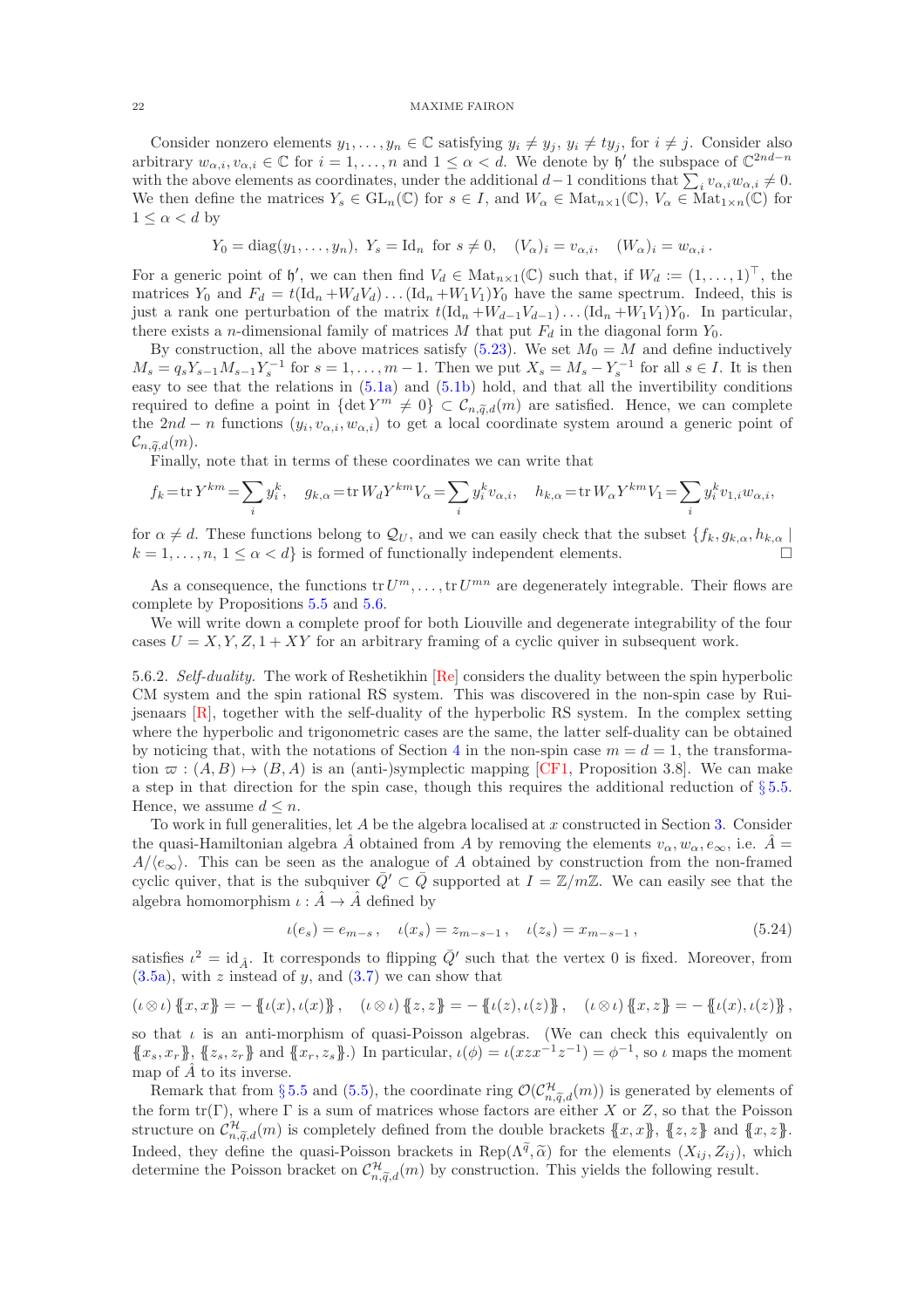Consider nonzero elements $y_1,\dots,y_n \in \mathbb{C}$ satisfying $y_i \neq y_j$, $y_i \neq t y_j$, for $i\neq j$. Consider also arbitrary $w_{\alpha,i}, v_{\alpha,i} \in \mathbb{C}$ for $i=1,\dots,n$ and $1\leq \alpha < d$. We denote by $\mathfrak{h}'$ the subspace of $\mathbb{C}^{2nd-n}$ with the above elements as coordinates, under the additional $d-1$ conditions that $\sum_i v_{\alpha,i}w_{\alpha,i}\neq 0$. We then define the matrices $Y_s \in \mathrm{GL}_n(\mathbb{C})$ for $s\in I$, and $W_\alpha \in \mathrm{Mat}_{n\times 1}(\mathbb{C})$, $V_\alpha \in \mathrm{Mat}_{1\times n}(\mathbb{C})$ for $1\leq \alpha < d$ by

$$Y_0 = \mathrm{diag}(y_1,\dots,y_n),\ Y_s = \mathrm{Id}_n \ \text{ for } s\neq 0, \quad (V_\alpha)_i = v_{\alpha,i}, \quad (W_\alpha)_i = w_{\alpha,i}\,.$$

For a generic point of $\mathfrak{h}'$, we can then find $V_d \in \mathrm{Mat}_{n\times 1}(\mathbb{C})$ such that, if $W_d := (1,\dots,1)^\top$, the matrices $Y_0$ and $F_d = t(\mathrm{Id}_n + W_d V_d)\dots(\mathrm{Id}_n+W_1V_1)Y_0$ have the same spectrum. Indeed, this is just a rank one perturbation of the matrix $t(\mathrm{Id}_n+W_{d-1}V_{d-1})\dots(\mathrm{Id}_n+W_1V_1)Y_0$. In particular, there exists a $n$-dimensional family of matrices $M$ that put $F_d$ in the diagonal form $Y_0$.

By construction, all the above matrices satisfy (5.23). We set $M_0=M$ and define inductively $M_s = q_s Y_{s-1} M_{s-1} Y_s^{-1}$ for $s=1,\dots,m-1$. Then we put $X_s = M_s - Y_s^{-1}$ for all $s\in I$. It is then easy to see that the relations in (5.1a) and (5.1b) hold, and that all the invertibility conditions required to define a point in $\{\det Y^m \neq 0\}\subset \mathcal{C}_{n,\tilde{q},d}(m)$ are satisfied. Hence, we can complete the $2nd-n$ functions $(y_i, v_{\alpha,i}, w_{\alpha,i})$ to get a local coordinate system around a generic point of $\mathcal{C}_{n,\tilde{q},d}(m)$.

Finally, note that in terms of these coordinates we can write that

$$f_k = \mathrm{tr}\, Y^{km} = \sum_i y_i^k,\quad g_{k,\alpha} = \mathrm{tr}\, W_d Y^{km} V_\alpha = \sum_i y_i^k v_{\alpha,i},\quad h_{k,\alpha} = \mathrm{tr}\, W_\alpha Y^{km} V_1 = \sum_i y_i^k v_{1,i} w_{\alpha,i},$$

for $\alpha \neq d$. These functions belong to $\mathcal{Q}_U$, and we can easily check that the subset $\{f_k, g_{k,\alpha}, h_{k,\alpha} \mid k=1,\dots,n,\ 1\leq \alpha<d\}$ is formed of functionally independent elements. □

As a consequence, the functions $\mathrm{tr}\, U^m,\dots,\mathrm{tr}\, U^{mn}$ are degenerately integrable. Their flows are complete by Propositions 5.5 and 5.6.

We will write down a complete proof for both Liouville and degenerate integrability of the four cases $U = X, Y, Z, 1+XY$ for an arbitrary framing of a cyclic quiver in subsequent work.

5.6.2. *Self-duality.* The work of Reshetikhin [Re] considers the duality between the spin hyperbolic CM system and the spin rational RS system. This was discovered in the non-spin case by Ruijsenaars [R], together with the self-duality of the hyperbolic RS system. In the complex setting where the hyperbolic and trigonometric cases are the same, the latter self-duality can be obtained by noticing that, with the notations of Section 4 in the non-spin case $m=d=1$, the transformation $\varpi : (A,B)\mapsto (B,A)$ is an (anti-)symplectic mapping [CF1, Proposition 3.8]. We can make a step in that direction for the spin case, though this requires the additional reduction of § 5.5. Hence, we assume $d\leq n$.

To work in full generalities, let $A$ be the algebra localised at $x$ constructed in Section 3. Consider the quasi-Hamiltonian algebra $\hat{A}$ obtained from $A$ by removing the elements $v_\alpha, w_\alpha, e_\infty$, i.e. $\hat{A} = A/\langle e_\infty\rangle$. This can be seen as the analogue of $A$ obtained by construction from the non-framed cyclic quiver, that is the subquiver $\bar{Q}'\subset \bar{Q}$ supported at $I=\mathbb{Z}/m\mathbb{Z}$. We can easily see that the algebra homomorphism $\iota : \hat{A}\to\hat{A}$ defined by

$$\iota(e_s) = e_{m-s}\,,\quad \iota(x_s) = z_{m-s-1}\,,\quad \iota(z_s) = x_{m-s-1}\,, \tag{5.24}$$

satisfies $\iota^2 = \mathrm{id}_{\hat{A}}$. It corresponds to flipping $\bar{Q}'$ such that the vertex 0 is fixed. Moreover, from (3.5a), with $z$ instead of $y$, and (3.7) we can show that

$$(\iota\otimes\iota)\,\{\!\{x,x\}\!\} = -\{\!\{\iota(x),\iota(x)\}\!\}\,,\quad (\iota\otimes\iota)\,\{\!\{z,z\}\!\} = -\{\!\{\iota(z),\iota(z)\}\!\}\,,\quad (\iota\otimes\iota)\,\{\!\{x,z\}\!\} = -\{\!\{\iota(x),\iota(z)\}\!\}\,,$$

so that $\iota$ is an anti-morphism of quasi-Poisson algebras. (We can check this equivalently on $\{\!\{x_s,x_r\}\!\}$, $\{\!\{z_s,z_r\}\!\}$ and $\{\!\{x_r,z_s\}\!\}$.) In particular, $\iota(\phi) = \iota(xzx^{-1}z^{-1}) = \phi^{-1}$, so $\iota$ maps the moment map of $\hat{A}$ to its inverse.

Remark that from § 5.5 and (5.5), the coordinate ring $\mathcal{O}(\mathcal{C}^{\mathcal{H}}_{n,\tilde{q},d}(m))$ is generated by elements of the form $\mathrm{tr}(\Gamma)$, where $\Gamma$ is a sum of matrices whose factors are either $X$ or $Z$, so that the Poisson structure on $\mathcal{C}^{\mathcal{H}}_{n,\tilde{q},d}(m)$ is completely defined from the double brackets $\{\!\{x,x\}\!\}$, $\{\!\{z,z\}\!\}$ and $\{\!\{x,z\}\!\}$. Indeed, they define the quasi-Poisson brackets in $\mathrm{Rep}(\Lambda^{\tilde{q}},\tilde{\alpha})$ for the elements $(X_{ij}, Z_{ij})$, which determine the Poisson bracket on $\mathcal{C}^{\mathcal{H}}_{n,\tilde{q},d}(m)$ by construction. This yields the following result.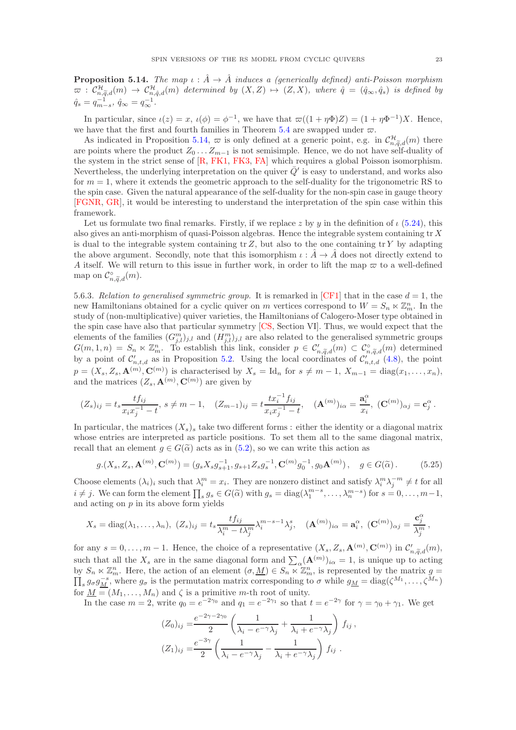**Proposition 5.14.** *The map $\iota : \hat{A} \to \hat{A}$ induces a (generically defined) anti-Poisson morphism $\varpi : \mathcal{C}^{\mathcal{H}}_{n,\widetilde{q},d}(m) \to \mathcal{C}^{\mathcal{H}}_{n,\hat{q},d}(m)$ determined by $(X,Z) \mapsto (Z,X)$, where $\hat{q} = (\hat{q}_\infty, \hat{q}_s)$ is defined by $\hat{q}_s = q^{-1}_{m-s}$, $\hat{q}_\infty = q^{-1}_\infty$.*

In particular, since $\iota(z) = x$, $\iota(\phi) = \phi^{-1}$, we have that $\varpi((1+\eta\Phi)Z) = (1+\eta\Phi^{-1})X$. Hence, we have that the first and fourth families in Theorem 5.4 are swapped under $\varpi$.

As indicated in Proposition 5.14, $\varpi$ is only defined at a generic point, e.g. in $\mathcal{C}^{\mathcal{H}}_{n,\widetilde{q},d}(m)$ there are points where the product $Z_0 \dots Z_{m-1}$ is not semisimple. Hence, we do not have self-duality of the system in the strict sense of [R, FK1, FK3, FA] which requires a global Poisson isomorphism. Nevertheless, the underlying interpretation on the quiver $\bar{Q}'$ is easy to understand, and works also for $m = 1$, where it extends the geometric approach to the self-duality for the trigonometric RS to the spin case. Given the natural appearance of the self-duality for the non-spin case in gauge theory [FGNR, GR], it would be interesting to understand the interpretation of the spin case within this framework.

Let us formulate two final remarks. Firstly, if we replace $z$ by $y$ in the definition of $\iota$ (5.24), this also gives an anti-morphism of quasi-Poisson algebras. Hence the integrable system containing $\operatorname{tr} X$ is dual to the integrable system containing $\operatorname{tr} Z$, but also to the one containing $\operatorname{tr} Y$ by adapting the above argument. Secondly, note that this isomorphism $\iota : \hat{A} \to \hat{A}$ does not directly extend to $A$ itself. We will return to this issue in further work, in order to lift the map $\varpi$ to a well-defined map on $\mathcal{C}^\circ_{n,\widetilde{q},d}(m)$.

5.6.3. *Relation to generalised symmetric group.* It is remarked in [CF1] that in the case $d = 1$, the new Hamiltonians obtained for a cyclic quiver on $m$ vertices correspond to $W = S_n \ltimes \mathbb{Z}^n_m$. In the study of (non-multiplicative) quiver varieties, the Hamiltonians of Calogero-Moser type obtained in the spin case have also that particular symmetry [CS, Section VI]. Thus, we would expect that the elements of the families $(G^m_{j,l})_{j,l}$ and $(H^m_{j,l})_{j,l}$ are also related to the generalised symmetric groups $G(m,1,n) = S_n \ltimes \mathbb{Z}^n_m$. To establish this link, consider $p \in \mathcal{C}'_{n,\widetilde{q},d}(m) \subset \mathcal{C}^\circ_{n,\widetilde{q},d}(m)$ determined by a point of $\mathcal{C}'_{n,t,d}$ as in Proposition 5.2. Using the local coordinates of $\mathcal{C}'_{n,t,d}$ (4.8), the point $p = (X_s, Z_s, \mathbf{A}^{(m)}, \mathbf{C}^{(m)})$ is characterised by $X_s = \operatorname{Id}_n$ for $s \neq m-1$, $X_{m-1} = \operatorname{diag}(x_1, \dots, x_n)$, and the matrices $(Z_s, \mathbf{A}^{(m)}, \mathbf{C}^{(m)})$ are given by

$$(Z_s)_{ij} = t_s \frac{t f_{ij}}{x_i x_j^{-1} - t},\ s \neq m-1, \quad (Z_{m-1})_{ij} = t \frac{t x_i^{-1} f_{ij}}{x_i x_j^{-1} - t}, \quad (\mathbf{A}^{(m)})_{i\alpha} = \frac{\mathbf{a}^\alpha_i}{x_i},\ (\mathbf{C}^{(m)})_{\alpha j} = \mathbf{c}^\alpha_j\,.$$

In particular, the matrices $(X_s)_s$ take two different forms : either the identity or a diagonal matrix whose entries are interpreted as particle positions. To set them all to the same diagonal matrix, recall that an element $g \in G(\widetilde{\alpha})$ acts as in (5.2), so we can write this action as

$$g.(X_s, Z_s, \mathbf{A}^{(m)}, \mathbf{C}^{(m)}) = (g_s X_s g^{-1}_{s+1}, g_{s+1} Z_s g^{-1}_s, \mathbf{C}^{(m)} g^{-1}_0, g_0 \mathbf{A}^{(m)})\,, \quad g \in G(\widetilde{\alpha})\,. \tag{5.25}$$

Choose elements $(\lambda_i)_i$ such that $\lambda^m_i = x_i$. They are nonzero distinct and satisfy $\lambda^m_i \lambda^{-m}_j \neq t$ for all $i \neq j$. We can form the element $\prod_s g_s \in G(\widetilde{\alpha})$ with $g_s = \operatorname{diag}(\lambda^{m-s}_1, \dots, \lambda^{m-s}_n)$ for $s = 0, \dots, m-1$, and acting on $p$ in its above form yields

$$X_s = \operatorname{diag}(\lambda_1, \dots, \lambda_n),\ (Z_s)_{ij} = t_s \frac{t f_{ij}}{\lambda^m_i - t\lambda^m_j} \lambda^{m-s-1}_i \lambda^s_j, \quad (\mathbf{A}^{(m)})_{i\alpha} = \mathbf{a}^\alpha_i,\ (\mathbf{C}^{(m)})_{\alpha j} = \frac{\mathbf{c}^\alpha_j}{\lambda^m_j}\,,$$

for any $s = 0, \dots, m-1$. Hence, the choice of a representative $(X_s, Z_s, \mathbf{A}^{(m)}, \mathbf{C}^{(m)})$ in $\mathcal{C}'_{n,\widetilde{q},d}(m)$, such that all the $X_s$ are in the same diagonal form and $\sum_\alpha (\mathbf{A}^{(m)})_{i\alpha} = 1$, is unique up to acting by $S_n \ltimes \mathbb{Z}^n_m$. Here, the action of an element $(\sigma, \underline{M}) \in S_n \ltimes \mathbb{Z}^n_m$, is represented by the matrix $g = \prod_s g_\sigma g^{-s}_{\underline{M}}$, where $g_\sigma$ is the permutation matrix corresponding to $\sigma$ while $g_{\underline{M}} = \operatorname{diag}(\zeta^{M_1}, \dots, \zeta^{M_n})$ for $\underline{M} = (M_1, \dots, M_n)$ and $\zeta$ is a primitive $m$-th root of unity.

In the case $m = 2$, write $q_0 = e^{-2\gamma_0}$ and $q_1 = e^{-2\gamma_1}$ so that $t = e^{-2\gamma}$ for $\gamma = \gamma_0 + \gamma_1$. We get

$$(Z_0)_{ij} = \frac{e^{-2\gamma - 2\gamma_0}}{2} \left( \frac{1}{\lambda_i - e^{-\gamma}\lambda_j} + \frac{1}{\lambda_i + e^{-\gamma}\lambda_j} \right) f_{ij}\,,$$

$$(Z_1)_{ij} = \frac{e^{-3\gamma}}{2} \left( \frac{1}{\lambda_i - e^{-\gamma}\lambda_j} - \frac{1}{\lambda_i + e^{-\gamma}\lambda_j} \right) f_{ij}\,.$$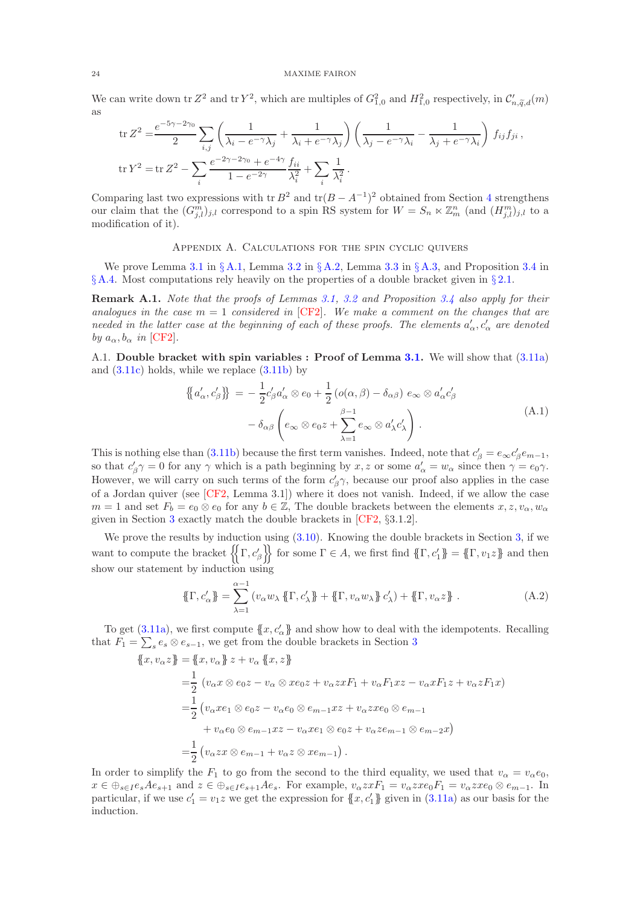We can write down $\operatorname{tr} Z^2$ and $\operatorname{tr} Y^2$, which are multiples of $G^2_{1,0}$ and $H^2_{1,0}$ respectively, in $\mathcal{C}'_{n,\widetilde{q},d}(m)$ as

$$
\begin{aligned}
\operatorname{tr} Z^2 =& \frac{e^{-5\gamma-2\gamma_0}}{2} \sum_{i,j} \left( \frac{1}{\lambda_i - e^{-\gamma}\lambda_j} + \frac{1}{\lambda_i + e^{-\gamma}\lambda_j} \right) \left( \frac{1}{\lambda_j - e^{-\gamma}\lambda_i} - \frac{1}{\lambda_j + e^{-\gamma}\lambda_i} \right) f_{ij} f_{ji}\,, \\
\operatorname{tr} Y^2 =& \operatorname{tr} Z^2 - \sum_i \frac{e^{-2\gamma-2\gamma_0} + e^{-4\gamma}}{1-e^{-2\gamma}} \frac{f_{ii}}{\lambda_i^2} + \sum_i \frac{1}{\lambda_i^2}\,.
\end{aligned}
$$

Comparing last two expressions with $\operatorname{tr} B^2$ and $\operatorname{tr}(B - A^{-1})^2$ obtained from Section 4 strengthens our claim that the $(G^m_{j,l})_{j,l}$ correspond to a spin RS system for $W = S_n \ltimes \mathbb{Z}_m^n$ (and $(H^m_{j,l})_{j,l}$ to a modification of it).

## Appendix A. Calculations for the spin cyclic quivers

We prove Lemma 3.1 in § A.1, Lemma 3.2 in § A.2, Lemma 3.3 in § A.3, and Proposition 3.4 in § A.4. Most computations rely heavily on the properties of a double bracket given in § 2.1.

**Remark A.1.** *Note that the proofs of Lemmas 3.1, 3.2 and Proposition 3.4 also apply for their analogues in the case $m = 1$ considered in [CF2]. We make a comment on the changes that are needed in the latter case at the beginning of each of these proofs. The elements $a'_\alpha, c'_\alpha$ are denoted by $a_\alpha, b_\alpha$ in [CF2].*

### A.1. Double bracket with spin variables : Proof of Lemma 3.1.

We will show that (3.11a) and (3.11c) holds, while we replace (3.11b) by

$$
\begin{aligned}
\{\!\{ a'_\alpha, c'_\beta \}\!\} \;=&\; -\frac{1}{2} c'_\beta a'_\alpha \otimes e_0 + \frac{1}{2} \left( o(\alpha,\beta) - \delta_{\alpha\beta} \right) e_\infty \otimes a'_\alpha c'_\beta \\
&- \delta_{\alpha\beta} \left( e_\infty \otimes e_0 z + \sum_{\lambda=1}^{\beta-1} e_\infty \otimes a'_\lambda c'_\lambda \right).
\end{aligned}
\tag{A.1}
$$

This is nothing else than (3.11b) because the first term vanishes. Indeed, note that $c'_\beta = e_\infty c'_\beta e_{m-1}$, so that $c'_\beta \gamma = 0$ for any $\gamma$ which is a path beginning by $x, z$ or some $a'_\alpha = w_\alpha$ since then $\gamma = e_0 \gamma$. However, we will carry on such terms of the form $c'_\beta \gamma$, because our proof also applies in the case of a Jordan quiver (see [CF2, Lemma 3.1]) where it does not vanish. Indeed, if we allow the case $m = 1$ and set $F_b = e_0 \otimes e_0$ for any $b \in \mathbb{Z}$, the double brackets between the elements $x, z, v_\alpha, w_\alpha$ given in Section 3 exactly match the double brackets in [CF2, §3.1.2].

We prove the results by induction using (3.10). Knowing the double brackets in Section 3, if we want to compute the bracket $\{\!\{ \Gamma, c'_\beta \}\!\}$ for some $\Gamma \in A$, we first find $\{\!\{ \Gamma, c'_1 \}\!\} = \{\!\{ \Gamma, v_1 z \}\!\}$ and then show our statement by induction using

$$
\{\!\{ \Gamma, c'_\alpha \}\!\} = \sum_{\lambda=1}^{\alpha-1} \left( v_\alpha w_\lambda \{\!\{ \Gamma, c'_\lambda \}\!\} + \{\!\{ \Gamma, v_\alpha w_\lambda \}\!\} c'_\lambda \right) + \{\!\{ \Gamma, v_\alpha z \}\!\}\,.
\tag{A.2}
$$

To get (3.11a), we first compute $\{\!\{ x, c'_\alpha \}\!\}$ and show how to deal with the idempotents. Recalling that $F_1 = \sum_s e_s \otimes e_{s-1}$, we get from the double brackets in Section 3

$$
\begin{aligned}
\{\!\{ x, v_\alpha z \}\!\} =& \{\!\{ x, v_\alpha \}\!\} z + v_\alpha \{\!\{ x, z \}\!\} \\
=& \frac{1}{2} \left( v_\alpha x \otimes e_0 z - v_\alpha \otimes x e_0 z + v_\alpha z x F_1 + v_\alpha F_1 x z - v_\alpha x F_1 z + v_\alpha z F_1 x \right) \\
=& \frac{1}{2} \big( v_\alpha x e_1 \otimes e_0 z - v_\alpha e_0 \otimes e_{m-1} x z + v_\alpha z x e_0 \otimes e_{m-1} \\
&+ v_\alpha e_0 \otimes e_{m-1} x z - v_\alpha x e_1 \otimes e_0 z + v_\alpha z e_{m-1} \otimes e_{m-2} x \big) \\
=& \frac{1}{2} \left( v_\alpha z x \otimes e_{m-1} + v_\alpha z \otimes x e_{m-1} \right).
\end{aligned}
$$

In order to simplify the $F_1$ to go from the second to the third equality, we used that $v_\alpha = v_\alpha e_0$, $x \in \oplus_{s \in I} e_s A e_{s+1}$ and $z \in \oplus_{s \in I} e_{s+1} A e_s$. For example, $v_\alpha z x F_1 = v_\alpha z x e_0 F_1 = v_\alpha z x e_0 \otimes e_{m-1}$. In particular, if we use $c'_1 = v_1 z$ we get the expression for $\{\!\{ x, c'_1 \}\!\}$ given in (3.11a) as our basis for the induction.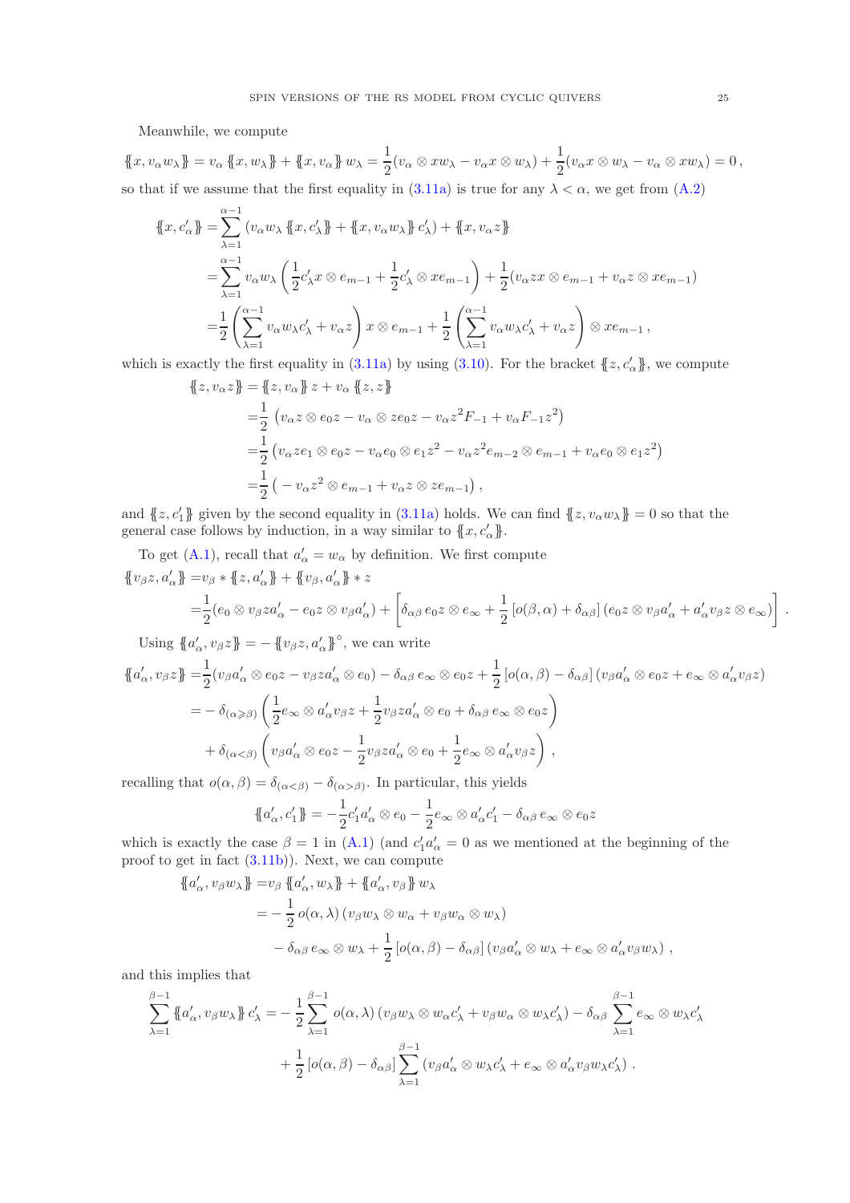Meanwhile, we compute

$$\{\!\{x, v_\alpha w_\lambda\}\!\} = v_\alpha \{\!\{x, w_\lambda\}\!\} + \{\!\{x, v_\alpha\}\!\} w_\lambda = \frac{1}{2}(v_\alpha \otimes x w_\lambda - v_\alpha x \otimes w_\lambda) + \frac{1}{2}(v_\alpha x \otimes w_\lambda - v_\alpha \otimes x w_\lambda) = 0\,,$$

so that if we assume that the first equality in (3.11a) is true for any $\lambda < \alpha$, we get from (A.2)

$$\begin{aligned}
\{\!\{x, c'_\alpha\}\!\} =& \sum_{\lambda=1}^{\alpha-1} (v_\alpha w_\lambda \{\!\{x, c'_\lambda\}\!\} + \{\!\{x, v_\alpha w_\lambda\}\!\} c'_\lambda) + \{\!\{x, v_\alpha z\}\!\} \\
=& \sum_{\lambda=1}^{\alpha-1} v_\alpha w_\lambda \left( \frac{1}{2} c'_\lambda x \otimes e_{m-1} + \frac{1}{2} c'_\lambda \otimes x e_{m-1} \right) + \frac{1}{2}(v_\alpha z x \otimes e_{m-1} + v_\alpha z \otimes x e_{m-1}) \\
=& \frac{1}{2} \left( \sum_{\lambda=1}^{\alpha-1} v_\alpha w_\lambda c'_\lambda + v_\alpha z \right) x \otimes e_{m-1} + \frac{1}{2} \left( \sum_{\lambda=1}^{\alpha-1} v_\alpha w_\lambda c'_\lambda + v_\alpha z \right) \otimes x e_{m-1}\,,
\end{aligned}$$

which is exactly the first equality in (3.11a) by using (3.10). For the bracket $\{\!\{z, c'_\alpha\}\!\}$, we compute

$$\begin{aligned}
\{\!\{z, v_\alpha z\}\!\} =& \{\!\{z, v_\alpha\}\!\} z + v_\alpha \{\!\{z, z\}\!\} \\
=& \frac{1}{2} \left( v_\alpha z \otimes e_0 z - v_\alpha \otimes z e_0 z - v_\alpha z^2 F_{-1} + v_\alpha F_{-1} z^2 \right) \\
=& \frac{1}{2} \left( v_\alpha z e_1 \otimes e_0 z - v_\alpha e_0 \otimes e_1 z^2 - v_\alpha z^2 e_{m-2} \otimes e_{m-1} + v_\alpha e_0 \otimes e_1 z^2 \right) \\
=& \frac{1}{2} \left( - v_\alpha z^2 \otimes e_{m-1} + v_\alpha z \otimes z e_{m-1} \right)\,,
\end{aligned}$$

and $\{\!\{z, c'_1\}\!\}$ given by the second equality in (3.11a) holds. We can find $\{\!\{z, v_\alpha w_\lambda\}\!\} = 0$ so that the general case follows by induction, in a way similar to $\{\!\{x, c'_\alpha\}\!\}$.

To get (A.1), recall that $a'_\alpha = w_\alpha$ by definition. We first compute

$$\begin{aligned}
\{\!\{v_\beta z, a'_\alpha\}\!\} =& v_\beta * \{\!\{z, a'_\alpha\}\!\} + \{\!\{v_\beta, a'_\alpha\}\!\} * z \\
=& \frac{1}{2}(e_0 \otimes v_\beta z a'_\alpha - e_0 z \otimes v_\beta a'_\alpha) + \left[ \delta_{\alpha\beta}\, e_0 z \otimes e_\infty + \frac{1}{2} \left[ o(\beta, \alpha) + \delta_{\alpha\beta} \right] (e_0 z \otimes v_\beta a'_\alpha + a'_\alpha v_\beta z \otimes e_\infty) \right]\,.
\end{aligned}$$

Using $\{\!\{a'_\alpha, v_\beta z\}\!\} = -\{\!\{v_\beta z, a'_\alpha\}\!\}^\circ$, we can write

$$\begin{aligned}
\{\!\{a'_\alpha, v_\beta z\}\!\} =& \frac{1}{2}(v_\beta a'_\alpha \otimes e_0 z - v_\beta z a'_\alpha \otimes e_0) - \delta_{\alpha\beta}\, e_\infty \otimes e_0 z + \frac{1}{2} \left[ o(\alpha, \beta) - \delta_{\alpha\beta} \right] (v_\beta a'_\alpha \otimes e_0 z + e_\infty \otimes a'_\alpha v_\beta z) \\
=& - \delta_{(\alpha \geqslant \beta)} \left( \frac{1}{2} e_\infty \otimes a'_\alpha v_\beta z + \frac{1}{2} v_\beta z a'_\alpha \otimes e_0 + \delta_{\alpha\beta}\, e_\infty \otimes e_0 z \right) \\
&+ \delta_{(\alpha < \beta)} \left( v_\beta a'_\alpha \otimes e_0 z - \frac{1}{2} v_\beta z a'_\alpha \otimes e_0 + \frac{1}{2} e_\infty \otimes a'_\alpha v_\beta z \right)\,,
\end{aligned}$$

recalling that $o(\alpha, \beta) = \delta_{(\alpha<\beta)} - \delta_{(\alpha>\beta)}$. In particular, this yields

$$\{\!\{a'_\alpha, c'_1\}\!\} = -\frac{1}{2} c'_1 a'_\alpha \otimes e_0 - \frac{1}{2} e_\infty \otimes a'_\alpha c'_1 - \delta_{\alpha\beta}\, e_\infty \otimes e_0 z$$

which is exactly the case $\beta = 1$ in (A.1) (and $c'_1 a'_\alpha = 0$ as we mentioned at the beginning of the proof to get in fact (3.11b)). Next, we can compute

$$\begin{aligned}
\{\!\{a'_\alpha, v_\beta w_\lambda\}\!\} =& v_\beta \{\!\{a'_\alpha, w_\lambda\}\!\} + \{\!\{a'_\alpha, v_\beta\}\!\} w_\lambda \\
=& -\frac{1}{2}\, o(\alpha, \lambda)\, (v_\beta w_\lambda \otimes w_\alpha + v_\beta w_\alpha \otimes w_\lambda) \\
&- \delta_{\alpha\beta}\, e_\infty \otimes w_\lambda + \frac{1}{2} \left[ o(\alpha, \beta) - \delta_{\alpha\beta} \right] (v_\beta a'_\alpha \otimes w_\lambda + e_\infty \otimes a'_\alpha v_\beta w_\lambda)\,,
\end{aligned}$$

and this implies that

$$\begin{aligned}
\sum_{\lambda=1}^{\beta-1} \{\!\{a'_\alpha, v_\beta w_\lambda\}\!\} c'_\lambda =& -\frac{1}{2} \sum_{\lambda=1}^{\beta-1} o(\alpha, \lambda)\, (v_\beta w_\lambda \otimes w_\alpha c'_\lambda + v_\beta w_\alpha \otimes w_\lambda c'_\lambda) - \delta_{\alpha\beta} \sum_{\lambda=1}^{\beta-1} e_\infty \otimes w_\lambda c'_\lambda \\
&+ \frac{1}{2} \left[ o(\alpha, \beta) - \delta_{\alpha\beta} \right] \sum_{\lambda=1}^{\beta-1} (v_\beta a'_\alpha \otimes w_\lambda c'_\lambda + e_\infty \otimes a'_\alpha v_\beta w_\lambda c'_\lambda)\,.
\end{aligned}$$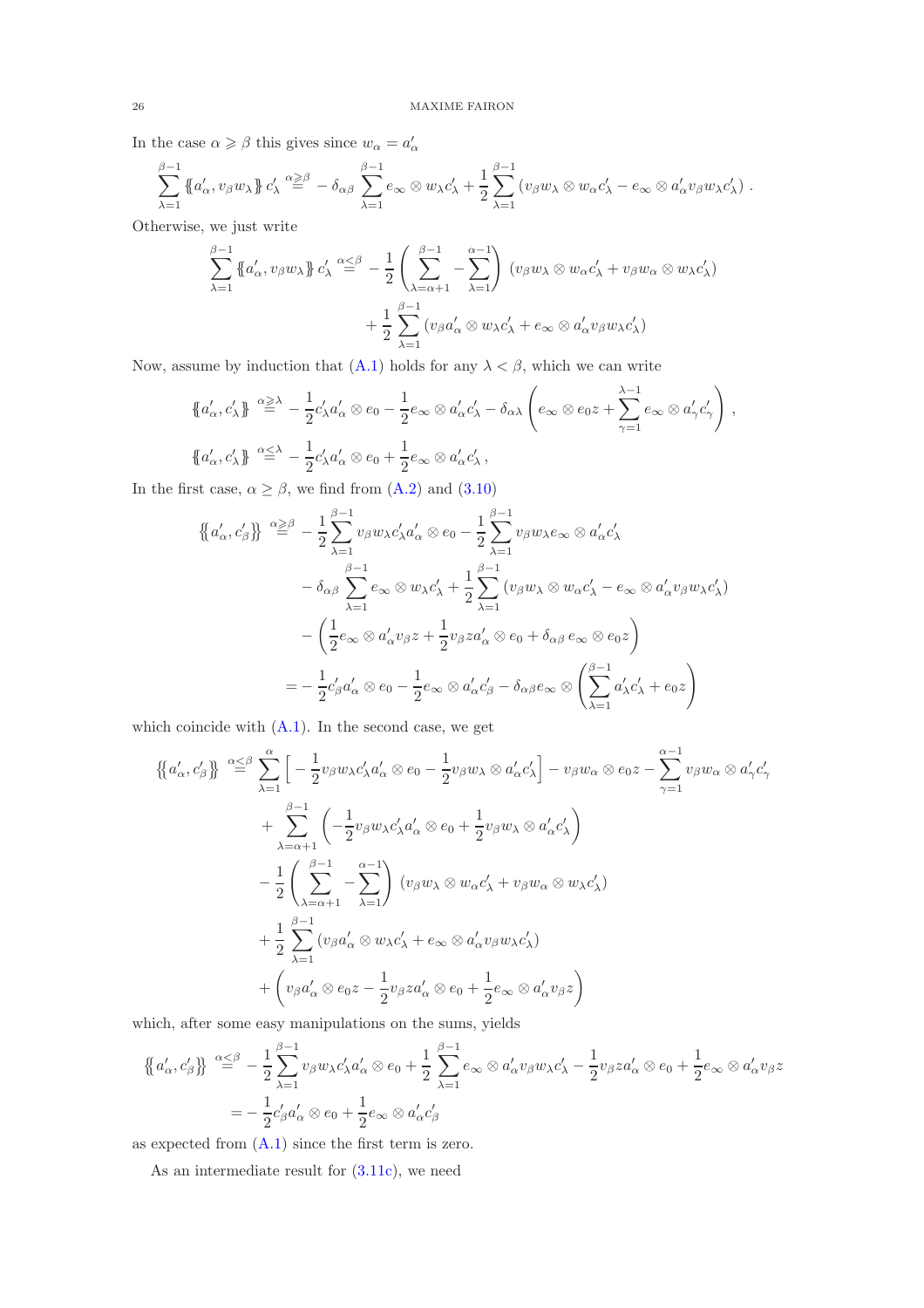In the case $\alpha \geqslant \beta$ this gives since $w_\alpha = a'_\alpha$

$$\sum_{\lambda=1}^{\beta-1} \{\!\{a'_\alpha, v_\beta w_\lambda\}\!\} \, c'_\lambda \overset{\alpha \gtreqless \beta}{=} -\delta_{\alpha\beta} \sum_{\lambda=1}^{\beta-1} e_\infty \otimes w_\lambda c'_\lambda + \frac{1}{2} \sum_{\lambda=1}^{\beta-1} (v_\beta w_\lambda \otimes w_\alpha c'_\lambda - e_\infty \otimes a'_\alpha v_\beta w_\lambda c'_\lambda) \, .$$

Otherwise, we just write

$$\sum_{\lambda=1}^{\beta-1} \{\!\{a'_\alpha, v_\beta w_\lambda\}\!\} \, c'_\lambda \overset{\alpha \lesseqgtr \beta}{=} -\frac{1}{2} \left( \sum_{\lambda=\alpha+1}^{\beta-1} - \sum_{\lambda=1}^{\alpha-1} \right) (v_\beta w_\lambda \otimes w_\alpha c'_\lambda + v_\beta w_\alpha \otimes w_\lambda c'_\lambda)$$
$$+ \frac{1}{2} \sum_{\lambda=1}^{\beta-1} (v_\beta a'_\alpha \otimes w_\lambda c'_\lambda + e_\infty \otimes a'_\alpha v_\beta w_\lambda c'_\lambda)$$

Now, assume by induction that (A.1) holds for any $\lambda < \beta$, which we can write

$$\{\!\{a'_\alpha, c'_\lambda\}\!\} \overset{\alpha \gtreqless \lambda}{=} -\frac{1}{2} c'_\lambda a'_\alpha \otimes e_0 - \frac{1}{2} e_\infty \otimes a'_\alpha c'_\lambda - \delta_{\alpha\lambda} \left( e_\infty \otimes e_0 z + \sum_{\gamma=1}^{\lambda-1} e_\infty \otimes a'_\gamma c'_\gamma \right) ,$$
$$\{\!\{a'_\alpha, c'_\lambda\}\!\} \overset{\alpha \lesseqgtr \lambda}{=} -\frac{1}{2} c'_\lambda a'_\alpha \otimes e_0 + \frac{1}{2} e_\infty \otimes a'_\alpha c'_\lambda \, ,$$

In the first case, $\alpha \geq \beta$, we find from (A.2) and (3.10)

$$\begin{aligned}
\{\!\{ a'_\alpha, c'_\beta \}\!\} \overset{\alpha \gtreqless \beta}{=} & -\frac{1}{2} \sum_{\lambda=1}^{\beta-1} v_\beta w_\lambda c'_\lambda a'_\alpha \otimes e_0 - \frac{1}{2} \sum_{\lambda=1}^{\beta-1} v_\beta w_\lambda e_\infty \otimes a'_\alpha c'_\lambda \\
& - \delta_{\alpha\beta} \sum_{\lambda=1}^{\beta-1} e_\infty \otimes w_\lambda c'_\lambda + \frac{1}{2} \sum_{\lambda=1}^{\beta-1} (v_\beta w_\lambda \otimes w_\alpha c'_\lambda - e_\infty \otimes a'_\alpha v_\beta w_\lambda c'_\lambda) \\
& - \left( \frac{1}{2} e_\infty \otimes a'_\alpha v_\beta z + \frac{1}{2} v_\beta z a'_\alpha \otimes e_0 + \delta_{\alpha\beta} \, e_\infty \otimes e_0 z \right) \\
= & -\frac{1}{2} c'_\beta a'_\alpha \otimes e_0 - \frac{1}{2} e_\infty \otimes a'_\alpha c'_\beta - \delta_{\alpha\beta} e_\infty \otimes \left( \sum_{\lambda=1}^{\beta-1} a'_\lambda c'_\lambda + e_0 z \right)
\end{aligned}$$

which coincide with (A.1). In the second case, we get

$$\begin{aligned}
\{\!\{ a'_\alpha, c'_\beta \}\!\} \overset{\alpha \lesseqgtr \beta}{=} & \sum_{\lambda=1}^{\alpha} \Big[ -\frac{1}{2} v_\beta w_\lambda c'_\lambda a'_\alpha \otimes e_0 - \frac{1}{2} v_\beta w_\lambda \otimes a'_\alpha c'_\lambda \Big] - v_\beta w_\alpha \otimes e_0 z - \sum_{\gamma=1}^{\alpha-1} v_\beta w_\alpha \otimes a'_\gamma c'_\gamma \\
& + \sum_{\lambda=\alpha+1}^{\beta-1} \left( -\frac{1}{2} v_\beta w_\lambda c'_\lambda a'_\alpha \otimes e_0 + \frac{1}{2} v_\beta w_\lambda \otimes a'_\alpha c'_\lambda \right) \\
& - \frac{1}{2} \left( \sum_{\lambda=\alpha+1}^{\beta-1} - \sum_{\lambda=1}^{\alpha-1} \right) (v_\beta w_\lambda \otimes w_\alpha c'_\lambda + v_\beta w_\alpha \otimes w_\lambda c'_\lambda) \\
& + \frac{1}{2} \sum_{\lambda=1}^{\beta-1} (v_\beta a'_\alpha \otimes w_\lambda c'_\lambda + e_\infty \otimes a'_\alpha v_\beta w_\lambda c'_\lambda) \\
& + \left( v_\beta a'_\alpha \otimes e_0 z - \frac{1}{2} v_\beta z a'_\alpha \otimes e_0 + \frac{1}{2} e_\infty \otimes a'_\alpha v_\beta z \right)
\end{aligned}$$

which, after some easy manipulations on the sums, yields

$$\begin{aligned}
\{\!\{ a'_\alpha, c'_\beta \}\!\} \overset{\alpha \lesseqgtr \beta}{=} & -\frac{1}{2} \sum_{\lambda=1}^{\beta-1} v_\beta w_\lambda c'_\lambda a'_\alpha \otimes e_0 + \frac{1}{2} \sum_{\lambda=1}^{\beta-1} e_\infty \otimes a'_\alpha v_\beta w_\lambda c'_\lambda - \frac{1}{2} v_\beta z a'_\alpha \otimes e_0 + \frac{1}{2} e_\infty \otimes a'_\alpha v_\beta z \\
= & -\frac{1}{2} c'_\beta a'_\alpha \otimes e_0 + \frac{1}{2} e_\infty \otimes a'_\alpha c'_\beta
\end{aligned}$$

as expected from (A.1) since the first term is zero.

As an intermediate result for (3.11c), we need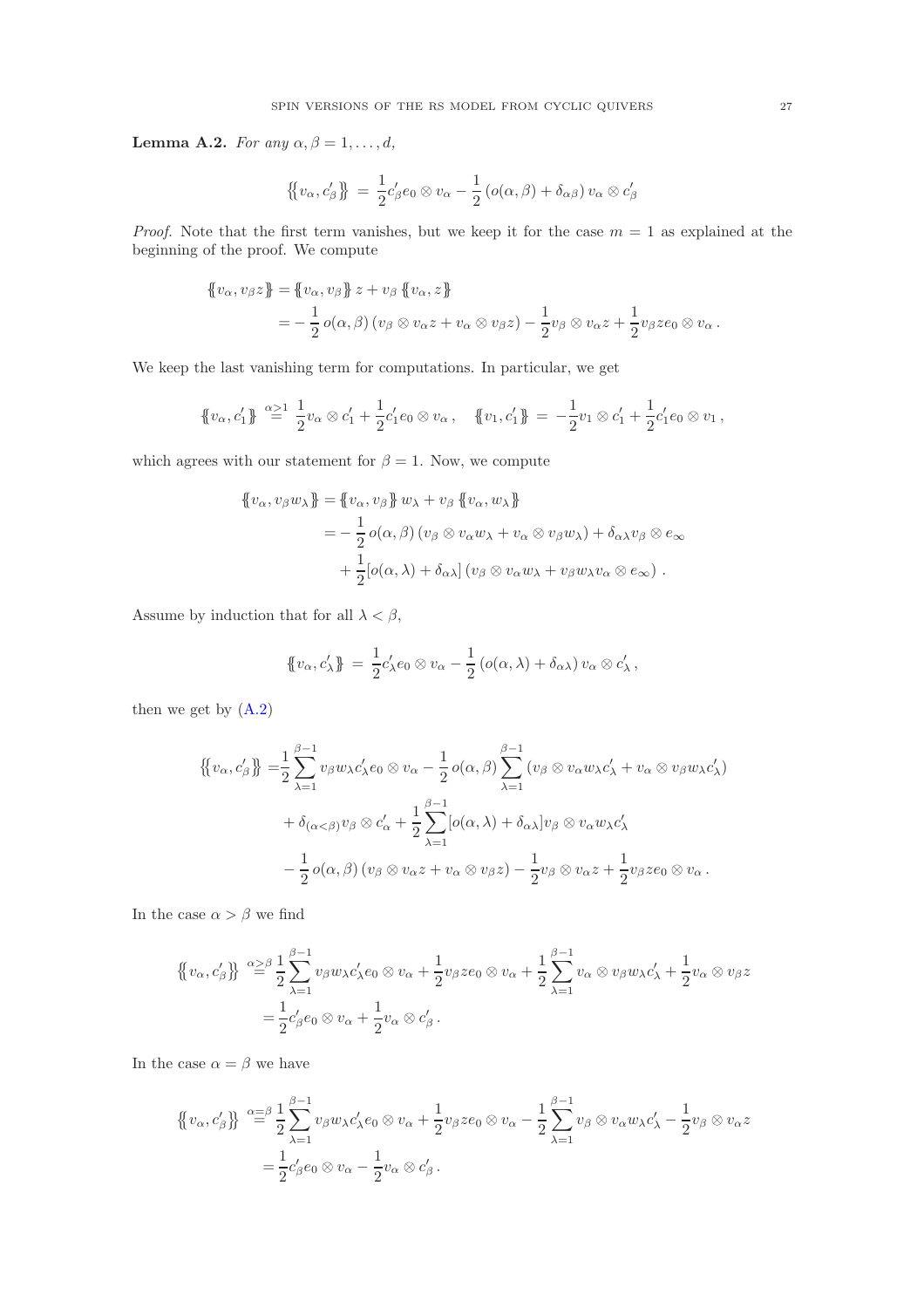**Lemma A.2.** *For any $\alpha, \beta = 1, \dots, d$,*

$$\left\{\!\!\left\{ v_\alpha, c'_\beta \right\}\!\!\right\} \, = \, \frac{1}{2} c'_\beta e_0 \otimes v_\alpha - \frac{1}{2} \left( o(\alpha,\beta) + \delta_{\alpha\beta} \right) v_\alpha \otimes c'_\beta$$

*Proof.* Note that the first term vanishes, but we keep it for the case $m = 1$ as explained at the beginning of the proof. We compute

$$\begin{aligned}
\{\!\!\{ v_\alpha, v_\beta z \}\!\!\} &= \{\!\!\{ v_\alpha, v_\beta \}\!\!\} \, z + v_\beta \, \{\!\!\{ v_\alpha, z \}\!\!\} \\
&= -\frac{1}{2} \, o(\alpha,\beta) \left( v_\beta \otimes v_\alpha z + v_\alpha \otimes v_\beta z \right) - \frac{1}{2} v_\beta \otimes v_\alpha z + \frac{1}{2} v_\beta z e_0 \otimes v_\alpha \, .
\end{aligned}$$

We keep the last vanishing term for computations. In particular, we get

$$\{\!\!\{ v_\alpha, c'_1 \}\!\!\} \stackrel{\alpha \geq 1}{=} \frac{1}{2} v_\alpha \otimes c'_1 + \frac{1}{2} c'_1 e_0 \otimes v_\alpha \, , \quad \{\!\!\{ v_1, c'_1 \}\!\!\} \, = \, -\frac{1}{2} v_1 \otimes c'_1 + \frac{1}{2} c'_1 e_0 \otimes v_1 \, ,$$

which agrees with our statement for $\beta = 1$. Now, we compute

$$\begin{aligned}
\{\!\!\{ v_\alpha, v_\beta w_\lambda \}\!\!\} &= \{\!\!\{ v_\alpha, v_\beta \}\!\!\} \, w_\lambda + v_\beta \, \{\!\!\{ v_\alpha, w_\lambda \}\!\!\} \\
&= -\frac{1}{2} \, o(\alpha,\beta) \left( v_\beta \otimes v_\alpha w_\lambda + v_\alpha \otimes v_\beta w_\lambda \right) + \delta_{\alpha\lambda} v_\beta \otimes e_\infty \\
&\quad + \frac{1}{2} [o(\alpha,\lambda) + \delta_{\alpha\lambda}] \left( v_\beta \otimes v_\alpha w_\lambda + v_\beta w_\lambda v_\alpha \otimes e_\infty \right) .
\end{aligned}$$

Assume by induction that for all $\lambda < \beta$,

$$\{\!\!\{ v_\alpha, c'_\lambda \}\!\!\} \, = \, \frac{1}{2} c'_\lambda e_0 \otimes v_\alpha - \frac{1}{2} \left( o(\alpha,\lambda) + \delta_{\alpha\lambda} \right) v_\alpha \otimes c'_\lambda \, ,$$

then we get by (A.2)

$$\begin{aligned}
\left\{\!\!\left\{ v_\alpha, c'_\beta \right\}\!\!\right\} =& \frac{1}{2} \sum_{\lambda=1}^{\beta-1} v_\beta w_\lambda c'_\lambda e_0 \otimes v_\alpha - \frac{1}{2} \, o(\alpha,\beta) \sum_{\lambda=1}^{\beta-1} \left( v_\beta \otimes v_\alpha w_\lambda c'_\lambda + v_\alpha \otimes v_\beta w_\lambda c'_\lambda \right) \\
&+ \delta_{(\alpha<\beta)} v_\beta \otimes c'_\alpha + \frac{1}{2} \sum_{\lambda=1}^{\beta-1} [o(\alpha,\lambda) + \delta_{\alpha\lambda}] v_\beta \otimes v_\alpha w_\lambda c'_\lambda \\
&- \frac{1}{2} \, o(\alpha,\beta) \left( v_\beta \otimes v_\alpha z + v_\alpha \otimes v_\beta z \right) - \frac{1}{2} v_\beta \otimes v_\alpha z + \frac{1}{2} v_\beta z e_0 \otimes v_\alpha \, .
\end{aligned}$$

In the case $\alpha > \beta$ we find

$$\begin{aligned}
\left\{\!\!\left\{ v_\alpha, c'_\beta \right\}\!\!\right\} &\stackrel{\alpha>\beta}{=} \frac{1}{2} \sum_{\lambda=1}^{\beta-1} v_\beta w_\lambda c'_\lambda e_0 \otimes v_\alpha + \frac{1}{2} v_\beta z e_0 \otimes v_\alpha + \frac{1}{2} \sum_{\lambda=1}^{\beta-1} v_\alpha \otimes v_\beta w_\lambda c'_\lambda + \frac{1}{2} v_\alpha \otimes v_\beta z \\
&= \frac{1}{2} c'_\beta e_0 \otimes v_\alpha + \frac{1}{2} v_\alpha \otimes c'_\beta \, .
\end{aligned}$$

In the case $\alpha = \beta$ we have

$$\begin{aligned}
\left\{\!\!\left\{ v_\alpha, c'_\beta \right\}\!\!\right\} &\stackrel{\alpha=\beta}{=} \frac{1}{2} \sum_{\lambda=1}^{\beta-1} v_\beta w_\lambda c'_\lambda e_0 \otimes v_\alpha + \frac{1}{2} v_\beta z e_0 \otimes v_\alpha - \frac{1}{2} \sum_{\lambda=1}^{\beta-1} v_\beta \otimes v_\alpha w_\lambda c'_\lambda - \frac{1}{2} v_\beta \otimes v_\alpha z \\
&= \frac{1}{2} c'_\beta e_0 \otimes v_\alpha - \frac{1}{2} v_\alpha \otimes c'_\beta \, .
\end{aligned}$$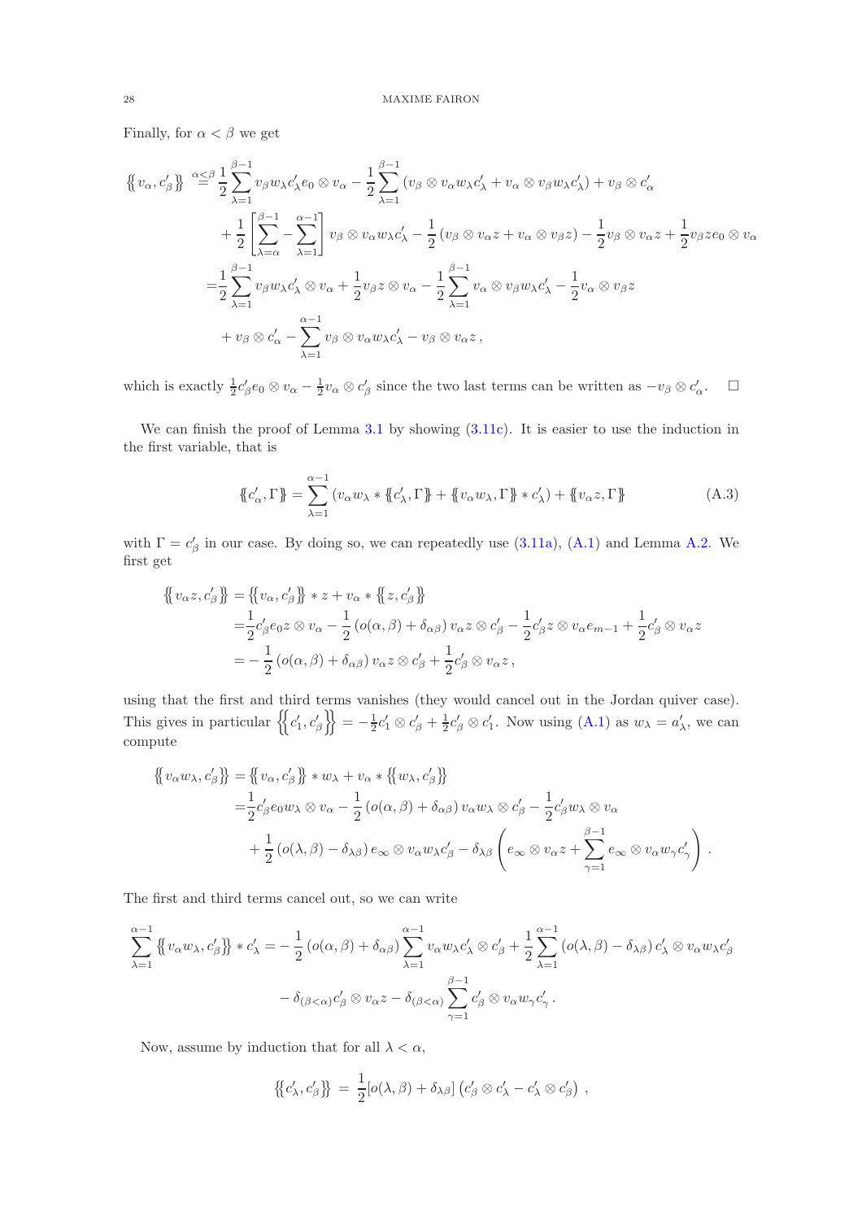Finally, for $\alpha < \beta$ we get

$$\begin{aligned}
\left\{\!\!\left\{ v_\alpha, c'_\beta \right\}\!\!\right\} \overset{\alpha\leq\beta}{=} & \frac{1}{2}\sum_{\lambda=1}^{\beta-1} v_\beta w_\lambda c'_\lambda e_0 \otimes v_\alpha - \frac{1}{2}\sum_{\lambda=1}^{\beta-1}\left(v_\beta \otimes v_\alpha w_\lambda c'_\lambda + v_\alpha \otimes v_\beta w_\lambda c'_\lambda\right) + v_\beta \otimes c'_\alpha \\
& + \frac{1}{2}\left[\sum_{\lambda=\alpha}^{\beta-1} - \sum_{\lambda=1}^{\alpha-1}\right] v_\beta \otimes v_\alpha w_\lambda c'_\lambda - \frac{1}{2}\left(v_\beta \otimes v_\alpha z + v_\alpha \otimes v_\beta z\right) - \frac{1}{2} v_\beta \otimes v_\alpha z + \frac{1}{2} v_\beta z e_0 \otimes v_\alpha \\
= & \frac{1}{2}\sum_{\lambda=1}^{\beta-1} v_\beta w_\lambda c'_\lambda \otimes v_\alpha + \frac{1}{2} v_\beta z \otimes v_\alpha - \frac{1}{2}\sum_{\lambda=1}^{\beta-1} v_\alpha \otimes v_\beta w_\lambda c'_\lambda - \frac{1}{2} v_\alpha \otimes v_\beta z \\
& + v_\beta \otimes c'_\alpha - \sum_{\lambda=1}^{\alpha-1} v_\beta \otimes v_\alpha w_\lambda c'_\lambda - v_\beta \otimes v_\alpha z\,,
\end{aligned}$$

which is exactly $\frac{1}{2}c'_\beta e_0 \otimes v_\alpha - \frac{1}{2}v_\alpha \otimes c'_\beta$ since the two last terms can be written as $-v_\beta \otimes c'_\alpha$. $\square$

We can finish the proof of Lemma 3.1 by showing (3.11c). It is easier to use the induction in the first variable, that is

$$\{\!\!\{ c'_\alpha, \Gamma \}\!\!\} = \sum_{\lambda=1}^{\alpha-1}\left(v_\alpha w_\lambda * \{\!\!\{ c'_\lambda, \Gamma \}\!\!\} + \{\!\!\{ v_\alpha w_\lambda, \Gamma \}\!\!\} * c'_\lambda\right) + \{\!\!\{ v_\alpha z, \Gamma \}\!\!\} \tag{A.3}$$

with $\Gamma = c'_\beta$ in our case. By doing so, we can repeatedly use (3.11a), (A.1) and Lemma A.2. We first get

$$\begin{aligned}
\left\{\!\!\left\{ v_\alpha z, c'_\beta \right\}\!\!\right\} = & \left\{\!\!\left\{ v_\alpha, c'_\beta \right\}\!\!\right\} * z + v_\alpha * \left\{\!\!\left\{ z, c'_\beta \right\}\!\!\right\} \\
= & \frac{1}{2} c'_\beta e_0 z \otimes v_\alpha - \frac{1}{2}\left(o(\alpha,\beta) + \delta_{\alpha\beta}\right) v_\alpha z \otimes c'_\beta - \frac{1}{2} c'_\beta z \otimes v_\alpha e_{m-1} + \frac{1}{2} c'_\beta \otimes v_\alpha z \\
= & -\frac{1}{2}\left(o(\alpha,\beta) + \delta_{\alpha\beta}\right) v_\alpha z \otimes c'_\beta + \frac{1}{2} c'_\beta \otimes v_\alpha z\,,
\end{aligned}$$

using that the first and third terms vanishes (they would cancel out in the Jordan quiver case). This gives in particular $\left\{\!\!\left\{ c'_1, c'_\beta \right\}\!\!\right\} = -\frac{1}{2}c'_1 \otimes c'_\beta + \frac{1}{2}c'_\beta \otimes c'_1$. Now using (A.1) as $w_\lambda = a'_\lambda$, we can compute

$$\begin{aligned}
\left\{\!\!\left\{ v_\alpha w_\lambda, c'_\beta \right\}\!\!\right\} = & \left\{\!\!\left\{ v_\alpha, c'_\beta \right\}\!\!\right\} * w_\lambda + v_\alpha * \left\{\!\!\left\{ w_\lambda, c'_\beta \right\}\!\!\right\} \\
= & \frac{1}{2} c'_\beta e_0 w_\lambda \otimes v_\alpha - \frac{1}{2}\left(o(\alpha,\beta) + \delta_{\alpha\beta}\right) v_\alpha w_\lambda \otimes c'_\beta - \frac{1}{2} c'_\beta w_\lambda \otimes v_\alpha \\
& + \frac{1}{2}\left(o(\lambda,\beta) - \delta_{\lambda\beta}\right) e_\infty \otimes v_\alpha w_\lambda c'_\beta - \delta_{\lambda\beta}\left(e_\infty \otimes v_\alpha z + \sum_{\gamma=1}^{\beta-1} e_\infty \otimes v_\alpha w_\gamma c'_\gamma\right).
\end{aligned}$$

The first and third terms cancel out, so we can write

$$\begin{aligned}
\sum_{\lambda=1}^{\alpha-1} \left\{\!\!\left\{ v_\alpha w_\lambda, c'_\beta \right\}\!\!\right\} * c'_\lambda = & -\frac{1}{2}\left(o(\alpha,\beta) + \delta_{\alpha\beta}\right) \sum_{\lambda=1}^{\alpha-1} v_\alpha w_\lambda c'_\lambda \otimes c'_\beta + \frac{1}{2}\sum_{\lambda=1}^{\alpha-1}\left(o(\lambda,\beta) - \delta_{\lambda\beta}\right) c'_\lambda \otimes v_\alpha w_\lambda c'_\beta \\
& - \delta_{(\beta<\alpha)} c'_\beta \otimes v_\alpha z - \delta_{(\beta<\alpha)} \sum_{\gamma=1}^{\beta-1} c'_\beta \otimes v_\alpha w_\gamma c'_\gamma\,.
\end{aligned}$$

Now, assume by induction that for all $\lambda < \alpha$,

$$\left\{\!\!\left\{ c'_\lambda, c'_\beta \right\}\!\!\right\} = \frac{1}{2}\left[o(\lambda,\beta) + \delta_{\lambda\beta}\right]\left(c'_\beta \otimes c'_\lambda - c'_\lambda \otimes c'_\beta\right)\,,$$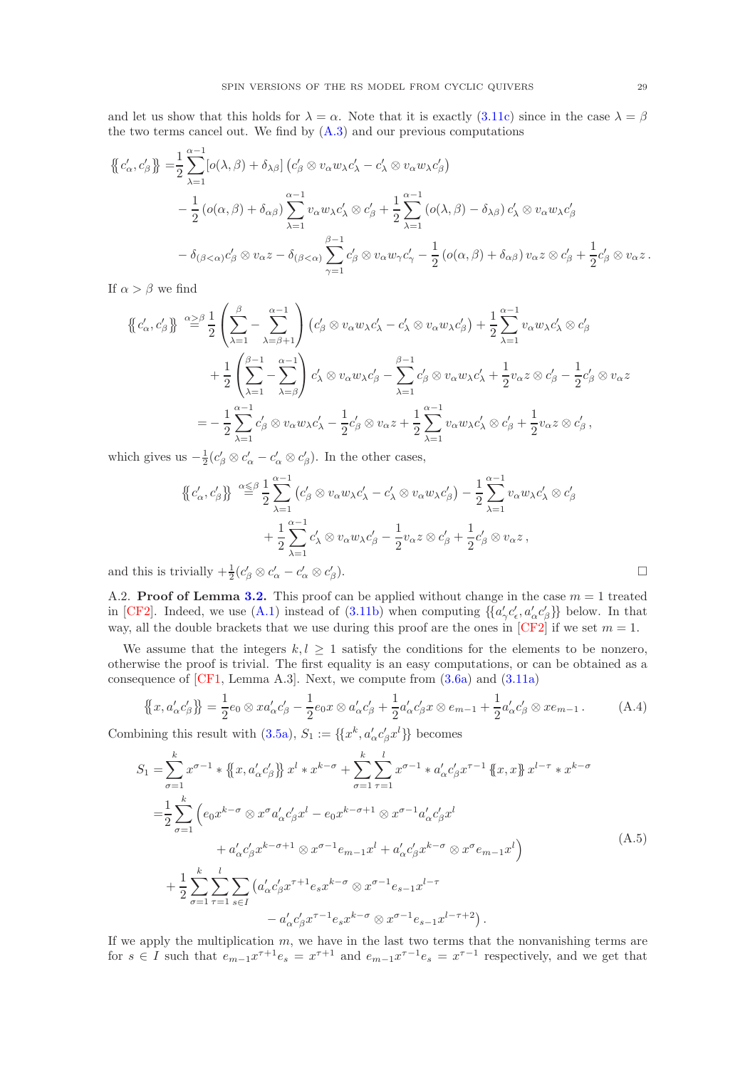and let us show that this holds for $\lambda = \alpha$. Note that it is exactly (3.11c) since in the case $\lambda = \beta$ the two terms cancel out. We find by (A.3) and our previous computations

$$
\begin{aligned}
\{\!\{ c'_\alpha, c'_\beta \}\!\} =& \frac{1}{2}\sum_{\lambda=1}^{\alpha-1} [o(\lambda,\beta)+\delta_{\lambda\beta}] \left( c'_\beta \otimes v_\alpha w_\lambda c'_\lambda - c'_\lambda \otimes v_\alpha w_\lambda c'_\beta \right) \\
&- \frac{1}{2}\left(o(\alpha,\beta)+\delta_{\alpha\beta}\right) \sum_{\lambda=1}^{\alpha-1} v_\alpha w_\lambda c'_\lambda \otimes c'_\beta + \frac{1}{2}\sum_{\lambda=1}^{\alpha-1} \left(o(\lambda,\beta)-\delta_{\lambda\beta}\right) c'_\lambda \otimes v_\alpha w_\lambda c'_\beta \\
&- \delta_{(\beta<\alpha)} c'_\beta \otimes v_\alpha z - \delta_{(\beta<\alpha)} \sum_{\gamma=1}^{\beta-1} c'_\beta \otimes v_\alpha w_\gamma c'_\gamma - \frac{1}{2}\left(o(\alpha,\beta)+\delta_{\alpha\beta}\right) v_\alpha z \otimes c'_\beta + \frac{1}{2} c'_\beta \otimes v_\alpha z \,.
\end{aligned}
$$

If $\alpha > \beta$ we find

$$
\begin{aligned}
\{\!\{ c'_\alpha, c'_\beta \}\!\} \overset{\alpha>\beta}{=}& \frac{1}{2}\left( \sum_{\lambda=1}^{\beta} - \sum_{\lambda=\beta+1}^{\alpha-1} \right) \left( c'_\beta \otimes v_\alpha w_\lambda c'_\lambda - c'_\lambda \otimes v_\alpha w_\lambda c'_\beta \right) + \frac{1}{2}\sum_{\lambda=1}^{\alpha-1} v_\alpha w_\lambda c'_\lambda \otimes c'_\beta \\
&+ \frac{1}{2}\left( \sum_{\lambda=1}^{\beta-1} - \sum_{\lambda=\beta}^{\alpha-1} \right) c'_\lambda \otimes v_\alpha w_\lambda c'_\beta - \sum_{\lambda=1}^{\beta-1} c'_\beta \otimes v_\alpha w_\lambda c'_\lambda + \frac{1}{2} v_\alpha z \otimes c'_\beta - \frac{1}{2} c'_\beta \otimes v_\alpha z \\
=& -\frac{1}{2}\sum_{\lambda=1}^{\alpha-1} c'_\beta \otimes v_\alpha w_\lambda c'_\lambda - \frac{1}{2} c'_\beta \otimes v_\alpha z + \frac{1}{2}\sum_{\lambda=1}^{\alpha-1} v_\alpha w_\lambda c'_\lambda \otimes c'_\beta + \frac{1}{2} v_\alpha z \otimes c'_\beta \,,
\end{aligned}
$$

which gives us $-\frac{1}{2}(c'_\beta \otimes c'_\alpha - c'_\alpha \otimes c'_\beta)$. In the other cases,

$$
\begin{aligned}
\{\!\{ c'_\alpha, c'_\beta \}\!\} \overset{\alpha\leq\beta}{=}& \frac{1}{2}\sum_{\lambda=1}^{\alpha-1} \left( c'_\beta \otimes v_\alpha w_\lambda c'_\lambda - c'_\lambda \otimes v_\alpha w_\lambda c'_\beta \right) - \frac{1}{2}\sum_{\lambda=1}^{\alpha-1} v_\alpha w_\lambda c'_\lambda \otimes c'_\beta \\
&+ \frac{1}{2}\sum_{\lambda=1}^{\alpha-1} c'_\lambda \otimes v_\alpha w_\lambda c'_\beta - \frac{1}{2} v_\alpha z \otimes c'_\beta + \frac{1}{2} c'_\beta \otimes v_\alpha z \,,
\end{aligned}
$$

and this is trivially $+\frac{1}{2}(c'_\beta \otimes c'_\alpha - c'_\alpha \otimes c'_\beta)$. □

A.2. **Proof of Lemma 3.2.** This proof can be applied without change in the case $m = 1$ treated in [CF2]. Indeed, we use (A.1) instead of (3.11b) when computing $\{\!\{ a'_\gamma c'_\epsilon, a'_\alpha c'_\beta \}\!\}$ below. In that way, all the double brackets that we use during this proof are the ones in [CF2] if we set $m = 1$.

We assume that the integers $k, l \geq 1$ satisfy the conditions for the elements to be nonzero, otherwise the proof is trivial. The first equality is an easy computations, or can be obtained as a consequence of [CF1, Lemma A.3]. Next, we compute from (3.6a) and (3.11a)

$$
\{\!\{ x, a'_\alpha c'_\beta \}\!\} = \frac{1}{2} e_0 \otimes x a'_\alpha c'_\beta - \frac{1}{2} e_0 x \otimes a'_\alpha c'_\beta + \frac{1}{2} a'_\alpha c'_\beta x \otimes e_{m-1} + \frac{1}{2} a'_\alpha c'_\beta \otimes x e_{m-1} \,. \tag{A.4}
$$

Combining this result with (3.5a), $S_1 := \{\!\{ x^k, a'_\alpha c'_\beta x^l \}\!\}$ becomes

$$
\begin{aligned}
S_1 =& \sum_{\sigma=1}^{k} x^{\sigma-1} * \{\!\{ x, a'_\alpha c'_\beta \}\!\} \, x^l * x^{k-\sigma} + \sum_{\sigma=1}^{k}\sum_{\tau=1}^{l} x^{\sigma-1} * a'_\alpha c'_\beta x^{\tau-1} \{\!\{ x, x \}\!\} \, x^{l-\tau} * x^{k-\sigma} \\
=& \frac{1}{2}\sum_{\sigma=1}^{k} \Big( e_0 x^{k-\sigma} \otimes x^\sigma a'_\alpha c'_\beta x^l - e_0 x^{k-\sigma+1} \otimes x^{\sigma-1} a'_\alpha c'_\beta x^l \\
&\qquad + a'_\alpha c'_\beta x^{k-\sigma+1} \otimes x^{\sigma-1} e_{m-1} x^l + a'_\alpha c'_\beta x^{k-\sigma} \otimes x^\sigma e_{m-1} x^l \Big) \\
&+ \frac{1}{2}\sum_{\sigma=1}^{k}\sum_{\tau=1}^{l}\sum_{s\in I} \big( a'_\alpha c'_\beta x^{\tau+1} e_s x^{k-\sigma} \otimes x^{\sigma-1} e_{s-1} x^{l-\tau} \\
&\qquad - a'_\alpha c'_\beta x^{\tau-1} e_s x^{k-\sigma} \otimes x^{\sigma-1} e_{s-1} x^{l-\tau+2} \big) \,.
\end{aligned} \tag{A.5}
$$

If we apply the multiplication $m$, we have in the last two terms that the nonvanishing terms are for $s \in I$ such that $e_{m-1} x^{\tau+1} e_s = x^{\tau+1}$ and $e_{m-1} x^{\tau-1} e_s = x^{\tau-1}$ respectively, and we get that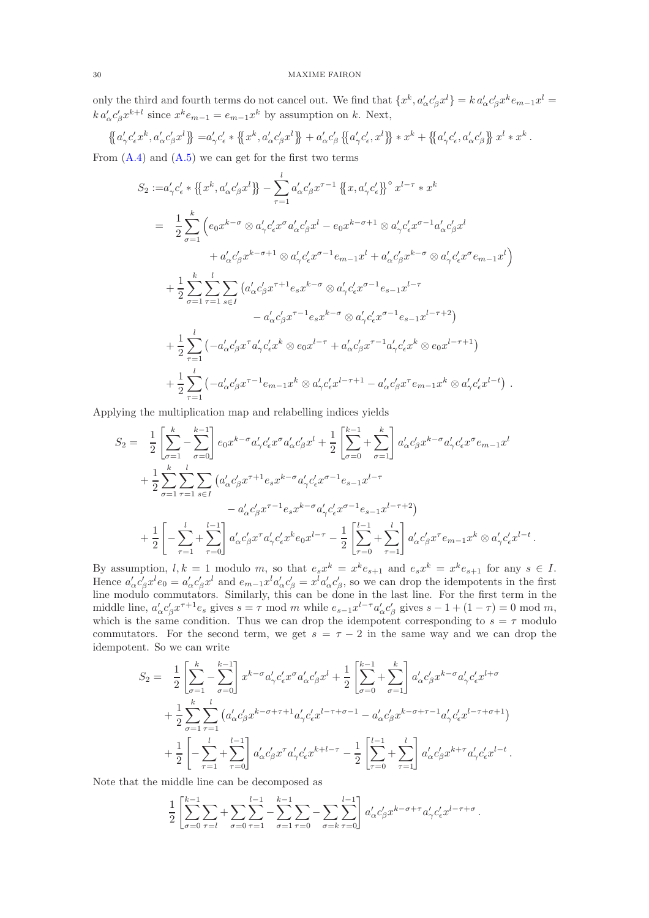only the third and fourth terms do not cancel out. We find that $\{x^k, a'_\alpha c'_\beta x^l\} = k\, a'_\alpha c'_\beta x^k e_{m-1} x^l = k\, a'_\alpha c'_\beta x^{k+l}$ since $x^k e_{m-1} = e_{m-1} x^k$ by assumption on $k$. Next,

$$\left\{\!\!\left\{ a'_\gamma c'_\epsilon x^k, a'_\alpha c'_\beta x^l \right\}\!\!\right\} = a'_\gamma c'_\epsilon * \left\{\!\!\left\{ x^k, a'_\alpha c'_\beta x^l \right\}\!\!\right\} + a'_\alpha c'_\beta \left\{\!\!\left\{ a'_\gamma c'_\epsilon, x^l \right\}\!\!\right\} * x^k + \left\{\!\!\left\{ a'_\gamma c'_\epsilon, a'_\alpha c'_\beta \right\}\!\!\right\} x^l * x^k \,.$$

From (A.4) and (A.5) we can get for the first two terms

$$\begin{aligned}
S_2 :=& a'_\gamma c'_\epsilon * \left\{\!\!\left\{ x^k, a'_\alpha c'_\beta x^l \right\}\!\!\right\} - \sum_{\tau=1}^{l} a'_\alpha c'_\beta x^{\tau-1} \left\{\!\!\left\{ x, a'_\gamma c'_\epsilon \right\}\!\!\right\}^\circ x^{l-\tau} * x^k \\
=& \ \frac{1}{2}\sum_{\sigma=1}^{k} \Big( e_0 x^{k-\sigma} \otimes a'_\gamma c'_\epsilon x^{\sigma} a'_\alpha c'_\beta x^l - e_0 x^{k-\sigma+1} \otimes a'_\gamma c'_\epsilon x^{\sigma-1} a'_\alpha c'_\beta x^l \\
&\qquad + a'_\alpha c'_\beta x^{k-\sigma+1} \otimes a'_\gamma c'_\epsilon x^{\sigma-1} e_{m-1} x^l + a'_\alpha c'_\beta x^{k-\sigma} \otimes a'_\gamma c'_\epsilon x^{\sigma} e_{m-1} x^l \Big) \\
&+ \frac{1}{2}\sum_{\sigma=1}^{k}\sum_{\tau=1}^{l}\sum_{s\in I} \big( a'_\alpha c'_\beta x^{\tau+1} e_s x^{k-\sigma} \otimes a'_\gamma c'_\epsilon x^{\sigma-1} e_{s-1} x^{l-\tau} \\
&\qquad\qquad - a'_\alpha c'_\beta x^{\tau-1} e_s x^{k-\sigma} \otimes a'_\gamma c'_\epsilon x^{\sigma-1} e_{s-1} x^{l-\tau+2} \big) \\
&+ \frac{1}{2}\sum_{\tau=1}^{l} \big( -a'_\alpha c'_\beta x^{\tau} a'_\gamma c'_\epsilon x^k \otimes e_0 x^{l-\tau} + a'_\alpha c'_\beta x^{\tau-1} a'_\gamma c'_\epsilon x^k \otimes e_0 x^{l-\tau+1} \big) \\
&+ \frac{1}{2}\sum_{\tau=1}^{l} \big( -a'_\alpha c'_\beta x^{\tau-1} e_{m-1} x^k \otimes a'_\gamma c'_\epsilon x^{l-\tau+1} - a'_\alpha c'_\beta x^{\tau} e_{m-1} x^k \otimes a'_\gamma c'_\epsilon x^{l-t} \big) \,.
\end{aligned}$$

Applying the multiplication map and relabelling indices yields

$$\begin{aligned}
S_2 =& \ \frac{1}{2}\left[ \sum_{\sigma=1}^{k} - \sum_{\sigma=0}^{k-1} \right] e_0 x^{k-\sigma} a'_\gamma c'_\epsilon x^{\sigma} a'_\alpha c'_\beta x^l + \frac{1}{2}\left[ \sum_{\sigma=0}^{k-1} + \sum_{\sigma=1}^{k} \right] a'_\alpha c'_\beta x^{k-\sigma} a'_\gamma c'_\epsilon x^{\sigma} e_{m-1} x^l \\
&+ \frac{1}{2}\sum_{\sigma=1}^{k}\sum_{\tau=1}^{l}\sum_{s\in I} \big( a'_\alpha c'_\beta x^{\tau+1} e_s x^{k-\sigma} a'_\gamma c'_\epsilon x^{\sigma-1} e_{s-1} x^{l-\tau} \\
&\qquad\qquad - a'_\alpha c'_\beta x^{\tau-1} e_s x^{k-\sigma} a'_\gamma c'_\epsilon x^{\sigma-1} e_{s-1} x^{l-\tau+2} \big) \\
&+ \frac{1}{2}\left[ -\sum_{\tau=1}^{l} + \sum_{\tau=0}^{l-1} \right] a'_\alpha c'_\beta x^{\tau} a'_\gamma c'_\epsilon x^k e_0 x^{l-\tau} - \frac{1}{2}\left[ \sum_{\tau=0}^{l-1} + \sum_{\tau=1}^{l} \right] a'_\alpha c'_\beta x^{\tau} e_{m-1} x^k \otimes a'_\gamma c'_\epsilon x^{l-t} \,.
\end{aligned}$$

By assumption, $l, k = 1$ modulo $m$, so that $e_s x^k = x^k e_{s+1}$ and $e_s x^k = x^k e_{s+1}$ for any $s \in I$. Hence $a'_\alpha c'_\beta x^l e_0 = a'_\alpha c'_\beta x^l$ and $e_{m-1} x^l a'_\alpha c'_\beta = x^l a'_\alpha c'_\beta$, so we can drop the idempotents in the first line modulo commutators. Similarly, this can be done in the last line. For the first term in the middle line, $a'_\alpha c'_\beta x^{\tau+1} e_s$ gives $s = \tau \bmod m$ while $e_{s-1} x^{l-\tau} a'_\alpha c'_\beta$ gives $s - 1 + (1-\tau) = 0 \bmod m$, which is the same condition. Thus we can drop the idempotent corresponding to $s = \tau$ modulo commutators. For the second term, we get $s = \tau - 2$ in the same way and we can drop the idempotent. So we can write

$$\begin{aligned}
S_2 =& \ \frac{1}{2}\left[ \sum_{\sigma=1}^{k} - \sum_{\sigma=0}^{k-1} \right] x^{k-\sigma} a'_\gamma c'_\epsilon x^{\sigma} a'_\alpha c'_\beta x^l + \frac{1}{2}\left[ \sum_{\sigma=0}^{k-1} + \sum_{\sigma=1}^{k} \right] a'_\alpha c'_\beta x^{k-\sigma} a'_\gamma c'_\epsilon x^{l+\sigma} \\
&+ \frac{1}{2}\sum_{\sigma=1}^{k}\sum_{\tau=1}^{l} \big( a'_\alpha c'_\beta x^{k-\sigma+\tau+1} a'_\gamma c'_\epsilon x^{l-\tau+\sigma-1} - a'_\alpha c'_\beta x^{k-\sigma+\tau-1} a'_\gamma c'_\epsilon x^{l-\tau+\sigma+1} \big) \\
&+ \frac{1}{2}\left[ -\sum_{\tau=1}^{l} + \sum_{\tau=0}^{l-1} \right] a'_\alpha c'_\beta x^{\tau} a'_\gamma c'_\epsilon x^{k+l-\tau} - \frac{1}{2}\left[ \sum_{\tau=0}^{l-1} + \sum_{\tau=1}^{l} \right] a'_\alpha c'_\beta x^{k+\tau} a'_\gamma c'_\epsilon x^{l-t} \,.
\end{aligned}$$

Note that the middle line can be decomposed as

$$\frac{1}{2}\left[ \sum_{\sigma=0}^{k-1}\sum_{\tau=l} + \sum_{\sigma=0}^{l-1}\sum_{\tau=1}^{l-1} - \sum_{\sigma=1}^{k-1}\sum_{\tau=0} - \sum_{\sigma=k}\sum_{\tau=0}^{l-1} \right] a'_\alpha c'_\beta x^{k-\sigma+\tau} a'_\gamma c'_\epsilon x^{l-\tau+\sigma} \,.$$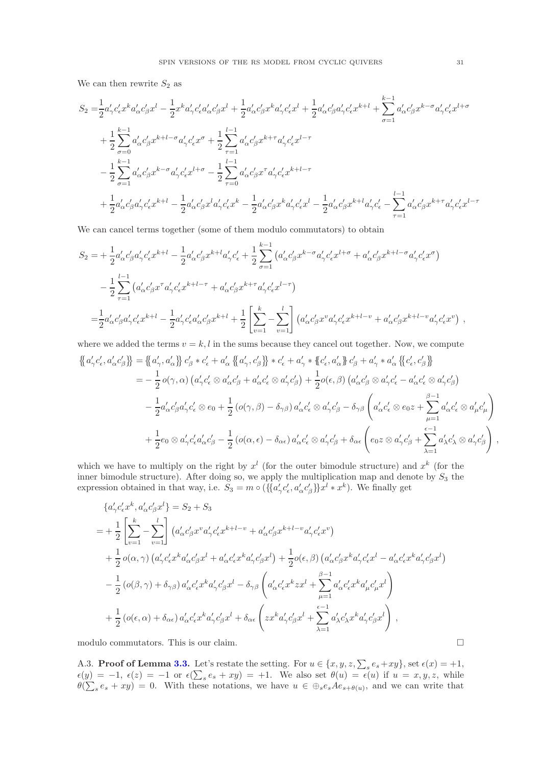We can then rewrite $S_2$ as

$$
\begin{aligned}
S_2 =& \frac{1}{2} a'_\gamma c'_\epsilon x^k a'_\alpha c'_\beta x^l - \frac{1}{2} x^k a'_\gamma c'_\epsilon a'_\alpha c'_\beta x^l + \frac{1}{2} a'_\alpha c'_\beta x^k a'_\gamma c'_\epsilon x^l + \frac{1}{2} a'_\alpha c'_\beta a'_\gamma c'_\epsilon x^{k+l} + \sum_{\sigma=1}^{k-1} a'_\alpha c'_\beta x^{k-\sigma} a'_\gamma c'_\epsilon x^{l+\sigma} \\
&+ \frac{1}{2} \sum_{\sigma=0}^{k-1} a'_\alpha c'_\beta x^{k+l-\sigma} a'_\gamma c'_\epsilon x^{\sigma} + \frac{1}{2} \sum_{\tau=1}^{l-1} a'_\alpha c'_\beta x^{k+\tau} a'_\gamma c'_\epsilon x^{l-\tau} \\
&- \frac{1}{2} \sum_{\sigma=1}^{k-1} a'_\alpha c'_\beta x^{k-\sigma} a'_\gamma c'_\epsilon x^{l+\sigma} - \frac{1}{2} \sum_{\tau=0}^{l-1} a'_\alpha c'_\beta x^{\tau} a'_\gamma c'_\epsilon x^{k+l-\tau} \\
&+ \frac{1}{2} a'_\alpha c'_\beta a'_\gamma c'_\epsilon x^{k+l} - \frac{1}{2} a'_\alpha c'_\beta x^l a'_\gamma c'_\epsilon x^k - \frac{1}{2} a'_\alpha c'_\beta x^k a'_\gamma c'_\epsilon x^l - \frac{1}{2} a'_\alpha c'_\beta x^{k+l} a'_\gamma c'_\epsilon - \sum_{\tau=1}^{l-1} a'_\alpha c'_\beta x^{k+\tau} a'_\gamma c'_\epsilon x^{l-\tau}
\end{aligned}
$$

We can cancel terms together (some of them modulo commutators) to obtain

$$
\begin{aligned}
S_2 =& + \frac{1}{2} a'_\alpha c'_\beta a'_\gamma c'_\epsilon x^{k+l} - \frac{1}{2} a'_\alpha c'_\beta x^{k+l} a'_\gamma c'_\epsilon + \frac{1}{2} \sum_{\sigma=1}^{k-1} \left( a'_\alpha c'_\beta x^{k-\sigma} a'_\gamma c'_\epsilon x^{l+\sigma} + a'_\alpha c'_\beta x^{k+l-\sigma} a'_\gamma c'_\epsilon x^{\sigma} \right) \\
&- \frac{1}{2} \sum_{\tau=1}^{l-1} \left( a'_\alpha c'_\beta x^{\tau} a'_\gamma c'_\epsilon x^{k+l-\tau} + a'_\alpha c'_\beta x^{k+\tau} a'_\gamma c'_\epsilon x^{l-\tau} \right) \\
=& \frac{1}{2} a'_\alpha c'_\beta a'_\gamma c'_\epsilon x^{k+l} - \frac{1}{2} a'_\gamma c'_\epsilon a'_\alpha c'_\beta x^{k+l} + \frac{1}{2} \left[ \sum_{v=1}^{k} - \sum_{v=1}^{l} \right] \left( a'_\alpha c'_\beta x^v a'_\gamma c'_\epsilon x^{k+l-v} + a'_\alpha c'_\beta x^{k+l-v} a'_\gamma c'_\epsilon x^v \right) ,
\end{aligned}
$$

where we added the terms $v = k, l$ in the sums because they cancel out together. Now, we compute

$$
\begin{aligned}
\{\!\{ a'_\gamma c'_\epsilon, a'_\alpha c'_\beta \}\!\} =& \{\!\{ a'_\gamma, a'_\alpha \}\!\} c'_\beta * c'_\epsilon + a'_\alpha \{\!\{ a'_\gamma, c'_\beta \}\!\} * c'_\epsilon + a'_\gamma * \{\!\{ c'_\epsilon, a'_\alpha \}\!\} c'_\beta + a'_\gamma * a'_\alpha \{\!\{ c'_\epsilon, c'_\beta \}\!\} \\
=& - \frac{1}{2} o(\gamma, \alpha) \left( a'_\gamma c'_\epsilon \otimes a'_\alpha c'_\beta + a'_\alpha c'_\epsilon \otimes a'_\gamma c'_\beta \right) + \frac{1}{2} o(\epsilon, \beta) \left( a'_\alpha c'_\beta \otimes a'_\gamma c'_\epsilon - a'_\alpha c'_\epsilon \otimes a'_\gamma c'_\beta \right) \\
&- \frac{1}{2} a'_\alpha c'_\beta a'_\gamma c'_\epsilon \otimes e_0 + \frac{1}{2} \left( o(\gamma, \beta) - \delta_{\gamma\beta} \right) a'_\alpha c'_\epsilon \otimes a'_\gamma c'_\beta - \delta_{\gamma\beta} \left( a'_\alpha c'_\epsilon \otimes e_0 z + \sum_{\mu=1}^{\beta-1} a'_\alpha c'_\epsilon \otimes a'_\mu c'_\mu \right) \\
&+ \frac{1}{2} e_0 \otimes a'_\gamma c'_\epsilon a'_\alpha c'_\beta - \frac{1}{2} \left( o(\alpha, \epsilon) - \delta_{\alpha\epsilon} \right) a'_\alpha c'_\epsilon \otimes a'_\gamma c'_\beta + \delta_{\alpha\epsilon} \left( e_0 z \otimes a'_\gamma c'_\beta + \sum_{\lambda=1}^{\epsilon-1} a'_\lambda c'_\lambda \otimes a'_\gamma c'_\beta \right) ,
\end{aligned}
$$

which we have to multiply on the right by $x^l$ (for the outer bimodule structure) and $x^k$ (for the inner bimodule structure). After doing so, we apply the multiplication map and denote by $S_3$ the expression obtained in that way, i.e. $S_3 = m \circ (\{\!\{ a'_\gamma c'_\epsilon, a'_\alpha c'_\beta \}\!\} x^l * x^k)$. We finally get

$$
\begin{aligned}
&\{ a'_\gamma c'_\epsilon x^k, a'_\alpha c'_\beta x^l \} = S_2 + S_3 \\
=& + \frac{1}{2} \left[ \sum_{v=1}^{k} - \sum_{v=1}^{l} \right] \left( a'_\alpha c'_\beta x^v a'_\gamma c'_\epsilon x^{k+l-v} + a'_\alpha c'_\beta x^{k+l-v} a'_\gamma c'_\epsilon x^v \right) \\
&+ \frac{1}{2} o(\alpha, \gamma) \left( a'_\gamma c'_\epsilon x^k a'_\alpha c'_\beta x^l + a'_\alpha c'_\epsilon x^k a'_\gamma c'_\beta x^l \right) + \frac{1}{2} o(\epsilon, \beta) \left( a'_\alpha c'_\beta x^k a'_\gamma c'_\epsilon x^l - a'_\alpha c'_\epsilon x^k a'_\gamma c'_\beta x^l \right) \\
&- \frac{1}{2} \left( o(\beta, \gamma) + \delta_{\gamma\beta} \right) a'_\alpha c'_\epsilon x^k a'_\gamma c'_\beta x^l - \delta_{\gamma\beta} \left( a'_\alpha c'_\epsilon x^k z x^l + \sum_{\mu=1}^{\beta-1} a'_\alpha c'_\epsilon x^k a'_\mu c'_\mu x^l \right) \\
&+ \frac{1}{2} \left( o(\epsilon, \alpha) + \delta_{\alpha\epsilon} \right) a'_\alpha c'_\epsilon x^k a'_\gamma c'_\beta x^l + \delta_{\alpha\epsilon} \left( z x^k a'_\gamma c'_\beta x^l + \sum_{\lambda=1}^{\epsilon-1} a'_\lambda c'_\lambda x^k a'_\gamma c'_\beta x^l \right) ,
\end{aligned}
$$

modulo commutators. This is our claim. □

A.3. **Proof of Lemma 3.3.** Let's restate the setting. For $u \in \{x, y, z, \sum_s e_s + xy\}$, set $\epsilon(x) = +1$, $\epsilon(y) = -1$, $\epsilon(z) = -1$ or $\epsilon(\sum_s e_s + xy) = +1$. We also set $\theta(u) = \epsilon(u)$ if $u = x, y, z$, while $\theta(\sum_s e_s + xy) = 0$. With these notations, we have $u \in \oplus_s e_s A e_{s+\theta(u)}$, and we can write that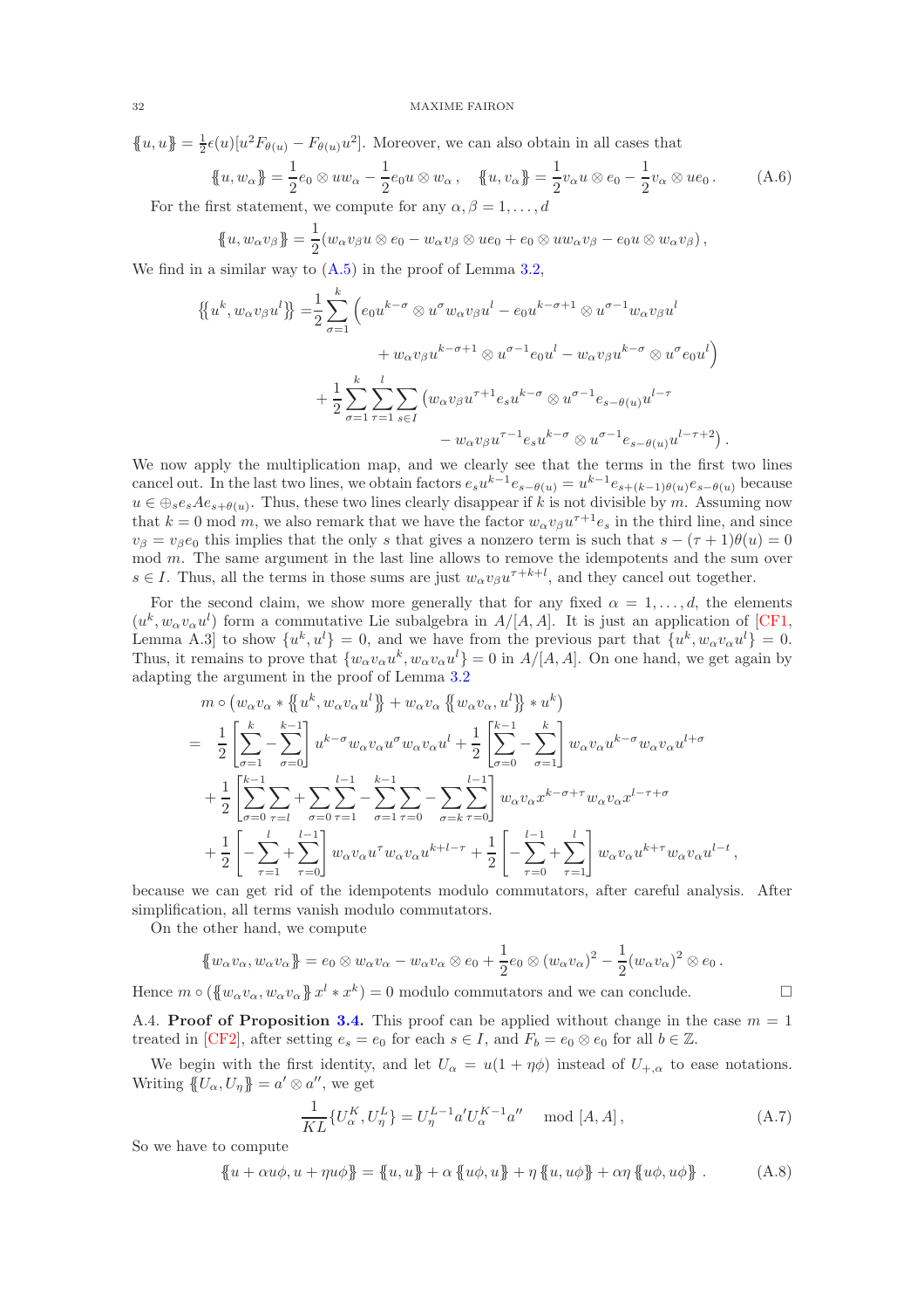$\{\!\{u,u\}\!\} = \frac{1}{2}\epsilon(u)[u^2 F_{\theta(u)} - F_{\theta(u)}u^2]$. Moreover, we can also obtain in all cases that

$$\{\!\{u,w_\alpha\}\!\} = \frac{1}{2}e_0 \otimes uw_\alpha - \frac{1}{2}e_0 u \otimes w_\alpha\,, \quad \{\!\{u,v_\alpha\}\!\} = \frac{1}{2}v_\alpha u \otimes e_0 - \frac{1}{2}v_\alpha \otimes ue_0\,. \tag{A.6}$$

For the first statement, we compute for any $\alpha,\beta = 1,\ldots,d$

$$\{\!\{u,w_\alpha v_\beta\}\!\} = \frac{1}{2}(w_\alpha v_\beta u \otimes e_0 - w_\alpha v_\beta \otimes ue_0 + e_0 \otimes uw_\alpha v_\beta - e_0 u \otimes w_\alpha v_\beta)\,,$$

We find in a similar way to (A.5) in the proof of Lemma 3.2,

$$\begin{aligned}
\{\!\{u^k, w_\alpha v_\beta u^l\}\!\} =& \frac{1}{2}\sum_{\sigma=1}^{k}\Big(e_0 u^{k-\sigma}\otimes u^\sigma w_\alpha v_\beta u^l - e_0 u^{k-\sigma+1}\otimes u^{\sigma-1}w_\alpha v_\beta u^l \\
&\qquad + w_\alpha v_\beta u^{k-\sigma+1}\otimes u^{\sigma-1}e_0 u^l - w_\alpha v_\beta u^{k-\sigma}\otimes u^\sigma e_0 u^l\Big) \\
&+ \frac{1}{2}\sum_{\sigma=1}^{k}\sum_{\tau=1}^{l}\sum_{s\in I}\big(w_\alpha v_\beta u^{\tau+1}e_s u^{k-\sigma}\otimes u^{\sigma-1}e_{s-\theta(u)}u^{l-\tau} \\
&\qquad - w_\alpha v_\beta u^{\tau-1}e_s u^{k-\sigma}\otimes u^{\sigma-1}e_{s-\theta(u)}u^{l-\tau+2}\big)\,.
\end{aligned}$$

We now apply the multiplication map, and we clearly see that the terms in the first two lines cancel out. In the last two lines, we obtain factors $e_s u^{k-1}e_{s-\theta(u)} = u^{k-1}e_{s+(k-1)\theta(u)}e_{s-\theta(u)}$ because $u \in \oplus_s e_s A e_{s+\theta(u)}$. Thus, these two lines clearly disappear if $k$ is not divisible by $m$. Assuming now that $k = 0$ mod $m$, we also remark that we have the factor $w_\alpha v_\beta u^{\tau+1}e_s$ in the third line, and since $v_\beta = v_\beta e_0$ this implies that the only $s$ that gives a nonzero term is such that $s - (\tau+1)\theta(u) = 0$ mod $m$. The same argument in the last line allows to remove the idempotents and the sum over $s \in I$. Thus, all the terms in those sums are just $w_\alpha v_\beta u^{\tau+k+l}$, and they cancel out together.

For the second claim, we show more generally that for any fixed $\alpha = 1,\ldots,d$, the elements $(u^k, w_\alpha v_\alpha u^l)$ form a commutative Lie subalgebra in $A/[A,A]$. It is just an application of [CF1, Lemma A.3] to show $\{u^k,u^l\} = 0$, and we have from the previous part that $\{u^k, w_\alpha v_\alpha u^l\} = 0$. Thus, it remains to prove that $\{w_\alpha v_\alpha u^k, w_\alpha v_\alpha u^l\} = 0$ in $A/[A,A]$. On one hand, we get again by adapting the argument in the proof of Lemma 3.2

$$\begin{aligned}
&m\circ\left(w_\alpha v_\alpha * \{\!\{u^k, w_\alpha v_\alpha u^l\}\!\} + w_\alpha v_\alpha \{\!\{w_\alpha v_\alpha, u^l\}\!\} * u^k\right) \\
=\ & \frac{1}{2}\left[\sum_{\sigma=1}^{k} - \sum_{\sigma=0}^{k-1}\right]u^{k-\sigma}w_\alpha v_\alpha u^\sigma w_\alpha v_\alpha u^l + \frac{1}{2}\left[\sum_{\sigma=0}^{k-1} - \sum_{\sigma=1}^{k}\right]w_\alpha v_\alpha u^{k-\sigma}w_\alpha v_\alpha u^{l+\sigma} \\
&+ \frac{1}{2}\left[\sum_{\sigma=0}^{k-1}\sum_{\tau=l} + \sum_{\sigma=0}^{l-1}\sum_{\tau=1}^{k-1} - \sum_{\sigma=1}^{k-1}\sum_{\tau=0} - \sum_{\sigma=k}\sum_{\tau=0}^{l-1}\right]w_\alpha v_\alpha x^{k-\sigma+\tau}w_\alpha v_\alpha x^{l-\tau+\sigma} \\
&+ \frac{1}{2}\left[-\sum_{\tau=1}^{l} + \sum_{\tau=0}^{l-1}\right]w_\alpha v_\alpha u^\tau w_\alpha v_\alpha u^{k+l-\tau} + \frac{1}{2}\left[-\sum_{\tau=0}^{l-1} + \sum_{\tau=1}^{l}\right]w_\alpha v_\alpha u^{k+\tau}w_\alpha v_\alpha u^{l-t}\,,
\end{aligned}$$

because we can get rid of the idempotents modulo commutators, after careful analysis. After simplification, all terms vanish modulo commutators.

On the other hand, we compute

$$\{\!\{w_\alpha v_\alpha, w_\alpha v_\alpha\}\!\} = e_0 \otimes w_\alpha v_\alpha - w_\alpha v_\alpha \otimes e_0 + \frac{1}{2}e_0 \otimes (w_\alpha v_\alpha)^2 - \frac{1}{2}(w_\alpha v_\alpha)^2 \otimes e_0\,.$$

Hence $m \circ (\{\!\{w_\alpha v_\alpha, w_\alpha v_\alpha\}\!\} x^l * x^k) = 0$ modulo commutators and we can conclude. $\square$

A.4. **Proof of Proposition 3.4.** This proof can be applied without change in the case $m = 1$ treated in [CF2], after setting $e_s = e_0$ for each $s \in I$, and $F_b = e_0 \otimes e_0$ for all $b \in \mathbb{Z}$.

We begin with the first identity, and let $U_\alpha = u(1+\eta\phi)$ instead of $U_{+,\alpha}$ to ease notations. Writing $\{\!\{U_\alpha, U_\eta\}\!\} = a' \otimes a''$, we get

$$\frac{1}{KL}\{U_\alpha^K, U_\eta^L\} = U_\eta^{L-1}a' U_\alpha^{K-1}a'' \mod [A,A]\,, \tag{A.7}$$

So we have to compute

$$\{\!\{u+\alpha u\phi, u+\eta u\phi\}\!\} = \{\!\{u,u\}\!\} + \alpha\,\{\!\{u\phi,u\}\!\} + \eta\,\{\!\{u,u\phi\}\!\} + \alpha\eta\,\{\!\{u\phi,u\phi\}\!\}\,. \tag{A.8}$$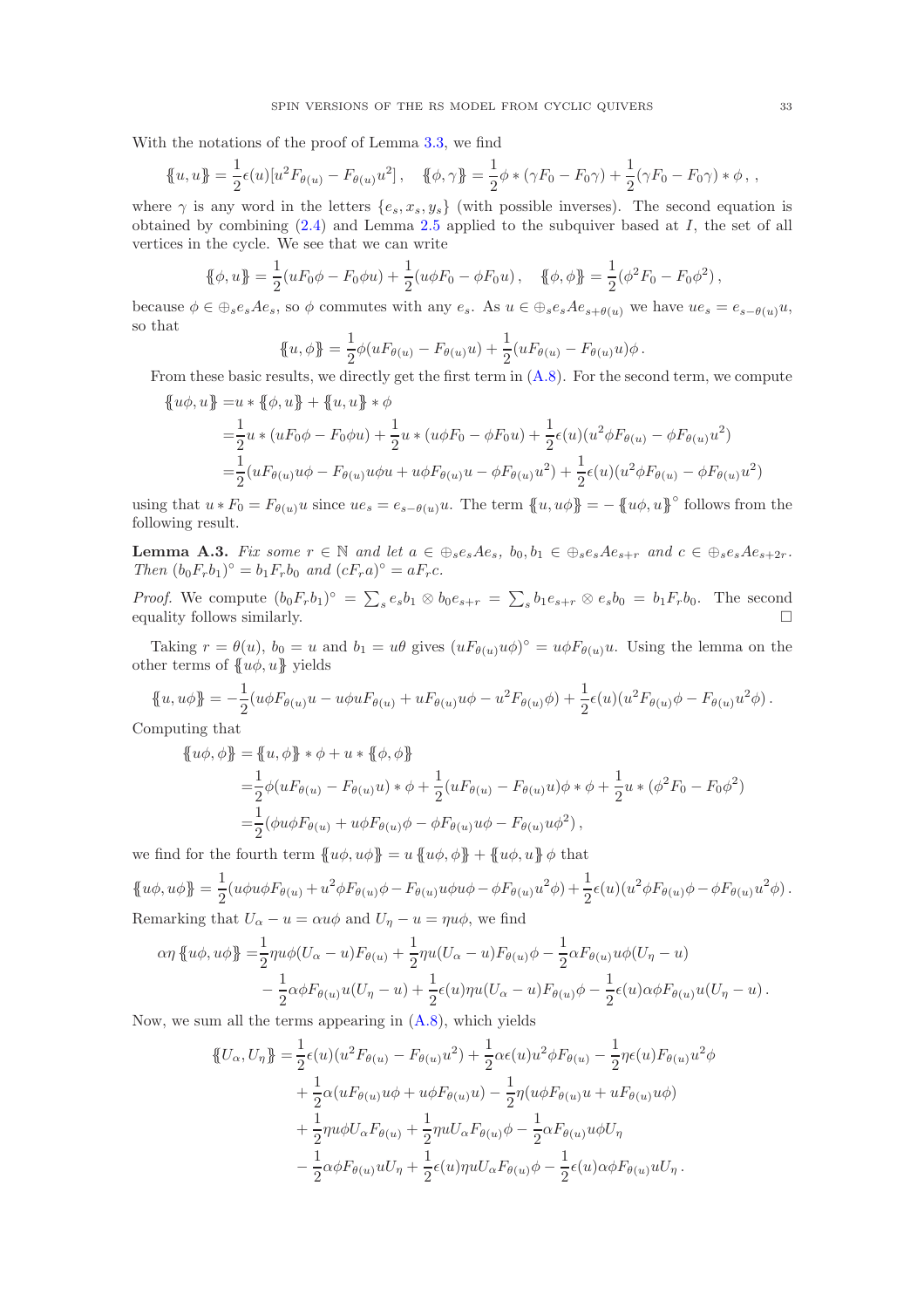With the notations of the proof of Lemma 3.3, we find

$$\{\!\{u,u\}\!\} = \frac{1}{2}\epsilon(u)[u^2 F_{\theta(u)} - F_{\theta(u)}u^2]\,, \quad \{\!\{\phi,\gamma\}\!\} = \frac{1}{2}\phi * (\gamma F_0 - F_0\gamma) + \frac{1}{2}(\gamma F_0 - F_0 \gamma) * \phi\,,\,,$$

where $\gamma$ is any word in the letters $\{e_s, x_s, y_s\}$ (with possible inverses). The second equation is obtained by combining (2.4) and Lemma 2.5 applied to the subquiver based at $I$, the set of all vertices in the cycle. We see that we can write

$$\{\!\{\phi,u\}\!\} = \frac{1}{2}(uF_0\phi - F_0\phi u) + \frac{1}{2}(u\phi F_0 - \phi F_0 u)\,, \quad \{\!\{\phi,\phi\}\!\} = \frac{1}{2}(\phi^2 F_0 - F_0\phi^2)\,,$$

because $\phi \in \oplus_s e_s A e_s$, so $\phi$ commutes with any $e_s$. As $u \in \oplus_s e_s A e_{s+\theta(u)}$ we have $ue_s = e_{s-\theta(u)}u$, so that

$$\{\!\{u,\phi\}\!\} = \frac{1}{2}\phi(uF_{\theta(u)} - F_{\theta(u)}u) + \frac{1}{2}(uF_{\theta(u)} - F_{\theta(u)}u)\phi\,.$$

From these basic results, we directly get the first term in (A.8). For the second term, we compute

$$\begin{aligned}
\{\!\{u\phi,u\}\!\} =& u * \{\!\{\phi,u\}\!\} + \{\!\{u,u\}\!\} * \phi \\
=& \frac{1}{2}u * (uF_0\phi - F_0\phi u) + \frac{1}{2}u * (u\phi F_0 - \phi F_0 u) + \frac{1}{2}\epsilon(u)(u^2\phi F_{\theta(u)} - \phi F_{\theta(u)}u^2) \\
=& \frac{1}{2}(uF_{\theta(u)}u\phi - F_{\theta(u)}u\phi u + u\phi F_{\theta(u)}u - \phi F_{\theta(u)}u^2) + \frac{1}{2}\epsilon(u)(u^2\phi F_{\theta(u)} - \phi F_{\theta(u)}u^2)
\end{aligned}$$

using that $u * F_0 = F_{\theta(u)}u$ since $ue_s = e_{s-\theta(u)}u$. The term $\{\!\{u,u\phi\}\!\} = -\{\!\{u\phi,u\}\!\}^\circ$ follows from the following result.

**Lemma A.3.** *Fix some $r \in \mathbb{N}$ and let $a \in \oplus_s e_s A e_s$, $b_0, b_1 \in \oplus_s e_s A e_{s+r}$ and $c \in \oplus_s e_s A e_{s+2r}$. Then $(b_0 F_r b_1)^\circ = b_1 F_r b_0$ and $(cF_r a)^\circ = aF_r c$.*

*Proof.* We compute $(b_0 F_r b_1)^\circ = \sum_s e_s b_1 \otimes b_0 e_{s+r} = \sum_s b_1 e_{s+r} \otimes e_s b_0 = b_1 F_r b_0$. The second equality follows similarly. □

Taking $r = \theta(u)$, $b_0 = u$ and $b_1 = u\theta$ gives $(uF_{\theta(u)}u\phi)^\circ = u\phi F_{\theta(u)}u$. Using the lemma on the other terms of $\{\!\{u\phi,u\}\!\}$ yields

$$\{\!\{u,u\phi\}\!\} = -\frac{1}{2}(u\phi F_{\theta(u)}u - u\phi u F_{\theta(u)} + uF_{\theta(u)}u\phi - u^2 F_{\theta(u)}\phi) + \frac{1}{2}\epsilon(u)(u^2 F_{\theta(u)}\phi - F_{\theta(u)}u^2\phi)\,.$$

Computing that

$$\begin{aligned}
\{\!\{u\phi,\phi\}\!\} =& \{\!\{u,\phi\}\!\} * \phi + u * \{\!\{\phi,\phi\}\!\} \\
=& \frac{1}{2}\phi(uF_{\theta(u)} - F_{\theta(u)}u) * \phi + \frac{1}{2}(uF_{\theta(u)} - F_{\theta(u)}u)\phi * \phi + \frac{1}{2}u * (\phi^2 F_0 - F_0\phi^2) \\
=& \frac{1}{2}(\phi u\phi F_{\theta(u)} + u\phi F_{\theta(u)}\phi - \phi F_{\theta(u)}u\phi - F_{\theta(u)}u\phi^2)\,,
\end{aligned}$$

we find for the fourth term $\{\!\{u\phi,u\phi\}\!\} = u\,\{\!\{u\phi,\phi\}\!\} + \{\!\{u\phi,u\}\!\}\,\phi$ that

$$\{\!\{u\phi,u\phi\}\!\} = \frac{1}{2}(u\phi u\phi F_{\theta(u)} + u^2\phi F_{\theta(u)}\phi - F_{\theta(u)}u\phi u\phi - \phi F_{\theta(u)}u^2\phi) + \frac{1}{2}\epsilon(u)(u^2\phi F_{\theta(u)}\phi - \phi F_{\theta(u)}u^2\phi)\,.$$

Remarking that $U_\alpha - u = \alpha u\phi$ and $U_\eta - u = \eta u\phi$, we find

$$\begin{aligned}
\alpha\eta\,\{\!\{u\phi,u\phi\}\!\} =& \frac{1}{2}\eta u\phi(U_\alpha - u)F_{\theta(u)} + \frac{1}{2}\eta u(U_\alpha - u)F_{\theta(u)}\phi - \frac{1}{2}\alpha F_{\theta(u)}u\phi(U_\eta - u) \\
& - \frac{1}{2}\alpha\phi F_{\theta(u)}u(U_\eta - u) + \frac{1}{2}\epsilon(u)\eta u(U_\alpha - u)F_{\theta(u)}\phi - \frac{1}{2}\epsilon(u)\alpha\phi F_{\theta(u)}u(U_\eta - u)\,.
\end{aligned}$$

Now, we sum all the terms appearing in (A.8), which yields

$$\begin{aligned}
\{\!\{U_\alpha,U_\eta\}\!\} =& \frac{1}{2}\epsilon(u)(u^2 F_{\theta(u)} - F_{\theta(u)}u^2) + \frac{1}{2}\alpha\epsilon(u)u^2\phi F_{\theta(u)} - \frac{1}{2}\eta\epsilon(u)F_{\theta(u)}u^2\phi \\
& + \frac{1}{2}\alpha(uF_{\theta(u)}u\phi + u\phi F_{\theta(u)}u) - \frac{1}{2}\eta(u\phi F_{\theta(u)}u + uF_{\theta(u)}u\phi) \\
& + \frac{1}{2}\eta u\phi U_\alpha F_{\theta(u)} + \frac{1}{2}\eta uU_\alpha F_{\theta(u)}\phi - \frac{1}{2}\alpha F_{\theta(u)}u\phi U_\eta \\
& - \frac{1}{2}\alpha\phi F_{\theta(u)}uU_\eta + \frac{1}{2}\epsilon(u)\eta uU_\alpha F_{\theta(u)}\phi - \frac{1}{2}\epsilon(u)\alpha\phi F_{\theta(u)}uU_\eta\,.
\end{aligned}$$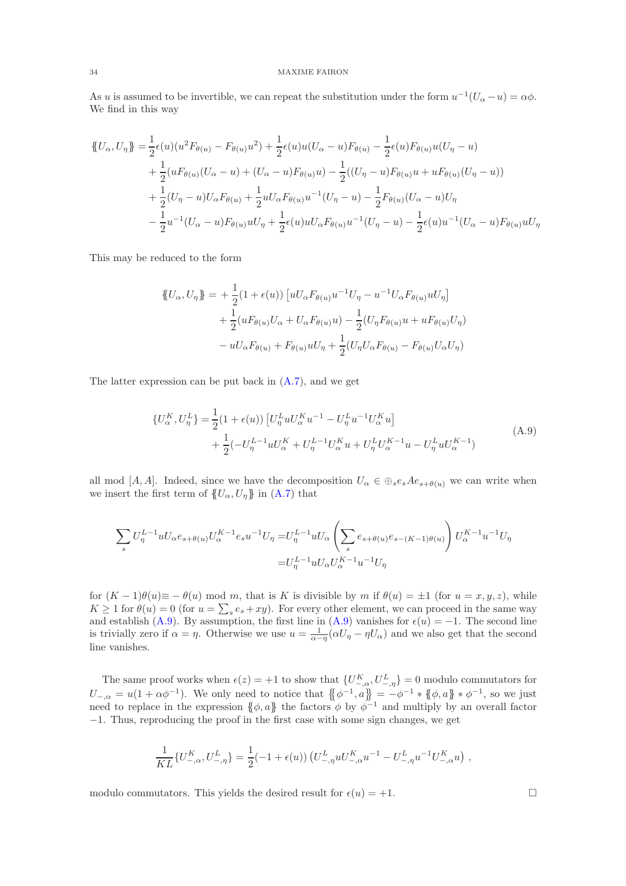As $u$ is assumed to be invertible, we can repeat the substitution under the form $u^{-1}(U_\alpha - u) = \alpha\phi$. We find in this way

$$
\begin{aligned}
\{\!\{U_\alpha, U_\eta\}\!\} =& \frac{1}{2}\epsilon(u)(u^2 F_{\theta(u)} - F_{\theta(u)}u^2) + \frac{1}{2}\epsilon(u)u(U_\alpha - u)F_{\theta(u)} - \frac{1}{2}\epsilon(u)F_{\theta(u)}u(U_\eta - u) \\
&+ \frac{1}{2}(uF_{\theta(u)}(U_\alpha - u) + (U_\alpha - u)F_{\theta(u)}u) - \frac{1}{2}((U_\eta - u)F_{\theta(u)}u + uF_{\theta(u)}(U_\eta - u)) \\
&+ \frac{1}{2}(U_\eta - u)U_\alpha F_{\theta(u)} + \frac{1}{2}uU_\alpha F_{\theta(u)}u^{-1}(U_\eta - u) - \frac{1}{2}F_{\theta(u)}(U_\alpha - u)U_\eta \\
&- \frac{1}{2}u^{-1}(U_\alpha - u)F_{\theta(u)}uU_\eta + \frac{1}{2}\epsilon(u)uU_\alpha F_{\theta(u)}u^{-1}(U_\eta - u) - \frac{1}{2}\epsilon(u)u^{-1}(U_\alpha - u)F_{\theta(u)}uU_\eta
\end{aligned}
$$

This may be reduced to the form

$$
\begin{aligned}
\{\!\{U_\alpha, U_\eta\}\!\} =& + \frac{1}{2}(1 + \epsilon(u))\left[uU_\alpha F_{\theta(u)}u^{-1}U_\eta - u^{-1}U_\alpha F_{\theta(u)}uU_\eta\right] \\
&+ \frac{1}{2}(uF_{\theta(u)}U_\alpha + U_\alpha F_{\theta(u)}u) - \frac{1}{2}(U_\eta F_{\theta(u)}u + uF_{\theta(u)}U_\eta) \\
&- uU_\alpha F_{\theta(u)} + F_{\theta(u)}uU_\eta + \frac{1}{2}(U_\eta U_\alpha F_{\theta(u)} - F_{\theta(u)}U_\alpha U_\eta)
\end{aligned}
$$

The latter expression can be put back in (A.7), and we get

$$
\begin{aligned}
\{U_\alpha^K, U_\eta^L\} =& \frac{1}{2}(1 + \epsilon(u))\left[U_\eta^L uU_\alpha^K u^{-1} - U_\eta^L u^{-1}U_\alpha^K u\right] \\
&+ \frac{1}{2}(-U_\eta^{L-1}uU_\alpha^K + U_\eta^{L-1}U_\alpha^K u + U_\eta^L U_\alpha^{K-1}u - U_\eta^L uU_\alpha^{K-1})
\end{aligned}
\tag{A.9}
$$

all mod $[A, A]$. Indeed, since we have the decomposition $U_\alpha \in \oplus_s e_s A e_{s+\theta(u)}$ we can write when we insert the first term of $\{\!\{U_\alpha, U_\eta\}\!\}$ in (A.7) that

$$
\begin{aligned}
\sum_s U_\eta^{L-1}uU_\alpha e_{s+\theta(u)}U_\alpha^{K-1}e_s u^{-1}U_\eta =& U_\eta^{L-1}uU_\alpha\left(\sum_s e_{s+\theta(u)}e_{s-(K-1)\theta(u)}\right)U_\alpha^{K-1}u^{-1}U_\eta \\
=& U_\eta^{L-1}uU_\alpha U_\alpha^{K-1}u^{-1}U_\eta
\end{aligned}
$$

for $(K-1)\theta(u) \equiv -\theta(u) \bmod m$, that is $K$ is divisible by $m$ if $\theta(u) = \pm 1$ (for $u = x, y, z$), while $K \geq 1$ for $\theta(u) = 0$ (for $u = \sum_s e_s + xy$). For every other element, we can proceed in the same way and establish (A.9). By assumption, the first line in (A.9) vanishes for $\epsilon(u) = -1$. The second line is trivially zero if $\alpha = \eta$. Otherwise we use $u = \frac{1}{\alpha - \eta}(\alpha U_\eta - \eta U_\alpha)$ and we also get that the second line vanishes.

The same proof works when $\epsilon(z) = +1$ to show that $\{U_{-,\alpha}^K, U_{-,\eta}^L\} = 0$ modulo commutators for $U_{-,\alpha} = u(1 + \alpha\phi^{-1})$. We only need to notice that $\{\!\{\phi^{-1}, a\}\!\} = -\phi^{-1} * \{\!\{\phi, a\}\!\} * \phi^{-1}$, so we just need to replace in the expression $\{\!\{\phi, a\}\!\}$ the factors $\phi$ by $\phi^{-1}$ and multiply by an overall factor $-1$. Thus, reproducing the proof in the first case with some sign changes, we get

$$
\frac{1}{KL}\{U_{-,\alpha}^K, U_{-,\eta}^L\} = \frac{1}{2}(-1 + \epsilon(u))\left(U_{-,\eta}^L uU_{-,\alpha}^K u^{-1} - U_{-,\eta}^L u^{-1}U_{-,\alpha}^K u\right),
$$

modulo commutators. This yields the desired result for $\epsilon(u) = +1$. □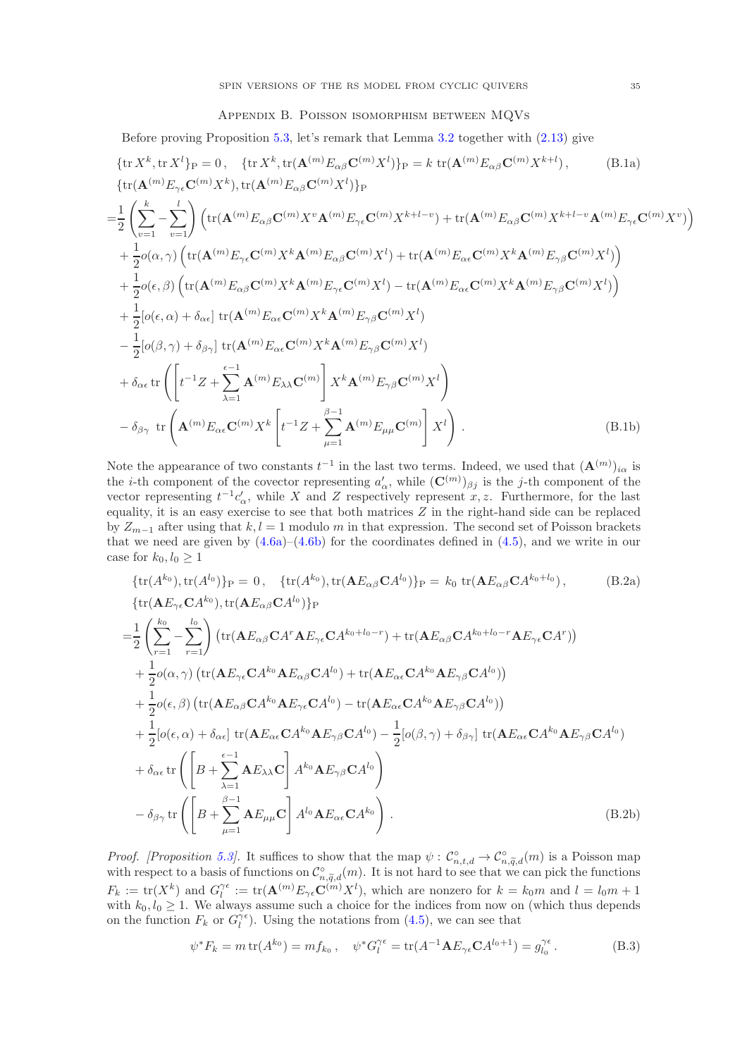## Appendix B. Poisson isomorphism between MQVs

Before proving Proposition 5.3, let's remark that Lemma 3.2 together with (2.13) give

$$
\{\operatorname{tr} X^k, \operatorname{tr} X^l\}_{\mathrm{P}} = 0\,, \quad \{\operatorname{tr} X^k, \operatorname{tr}(\mathbf{A}^{(m)} E_{\alpha\beta} \mathbf{C}^{(m)} X^l)\}_{\mathrm{P}} = k \operatorname{tr}(\mathbf{A}^{(m)} E_{\alpha\beta} \mathbf{C}^{(m)} X^{k+l})\,, \tag{B.1a}
$$

$$
\begin{aligned}
&\{\operatorname{tr}(\mathbf{A}^{(m)} E_{\gamma\epsilon} \mathbf{C}^{(m)} X^k), \operatorname{tr}(\mathbf{A}^{(m)} E_{\alpha\beta} \mathbf{C}^{(m)} X^l)\}_{\mathrm{P}} \\
=&\frac{1}{2}\left(\sum_{v=1}^{k} - \sum_{v=1}^{l}\right)\Big(\operatorname{tr}(\mathbf{A}^{(m)} E_{\alpha\beta} \mathbf{C}^{(m)} X^v \mathbf{A}^{(m)} E_{\gamma\epsilon} \mathbf{C}^{(m)} X^{k+l-v}) + \operatorname{tr}(\mathbf{A}^{(m)} E_{\alpha\beta} \mathbf{C}^{(m)} X^{k+l-v} \mathbf{A}^{(m)} E_{\gamma\epsilon} \mathbf{C}^{(m)} X^v)\Big) \\
&+ \frac{1}{2} o(\alpha,\gamma)\Big(\operatorname{tr}(\mathbf{A}^{(m)} E_{\gamma\epsilon} \mathbf{C}^{(m)} X^k \mathbf{A}^{(m)} E_{\alpha\beta} \mathbf{C}^{(m)} X^l) + \operatorname{tr}(\mathbf{A}^{(m)} E_{\alpha\epsilon} \mathbf{C}^{(m)} X^k \mathbf{A}^{(m)} E_{\gamma\beta} \mathbf{C}^{(m)} X^l)\Big) \\
&+ \frac{1}{2} o(\epsilon,\beta)\Big(\operatorname{tr}(\mathbf{A}^{(m)} E_{\alpha\beta} \mathbf{C}^{(m)} X^k \mathbf{A}^{(m)} E_{\gamma\epsilon} \mathbf{C}^{(m)} X^l) - \operatorname{tr}(\mathbf{A}^{(m)} E_{\alpha\epsilon} \mathbf{C}^{(m)} X^k \mathbf{A}^{(m)} E_{\gamma\beta} \mathbf{C}^{(m)} X^l)\Big) \\
&+ \frac{1}{2}[o(\epsilon,\alpha) + \delta_{\alpha\epsilon}] \operatorname{tr}(\mathbf{A}^{(m)} E_{\alpha\epsilon} \mathbf{C}^{(m)} X^k \mathbf{A}^{(m)} E_{\gamma\beta} \mathbf{C}^{(m)} X^l) \\
&- \frac{1}{2}[o(\beta,\gamma) + \delta_{\beta\gamma}] \operatorname{tr}(\mathbf{A}^{(m)} E_{\alpha\epsilon} \mathbf{C}^{(m)} X^k \mathbf{A}^{(m)} E_{\gamma\beta} \mathbf{C}^{(m)} X^l) \\
&+ \delta_{\alpha\epsilon} \operatorname{tr}\left(\left[t^{-1} Z + \sum_{\lambda=1}^{\epsilon-1} \mathbf{A}^{(m)} E_{\lambda\lambda} \mathbf{C}^{(m)}\right] X^k \mathbf{A}^{(m)} E_{\gamma\beta} \mathbf{C}^{(m)} X^l\right) \\
&- \delta_{\beta\gamma} \operatorname{tr}\left(\mathbf{A}^{(m)} E_{\alpha\epsilon} \mathbf{C}^{(m)} X^k \left[t^{-1} Z + \sum_{\mu=1}^{\beta-1} \mathbf{A}^{(m)} E_{\mu\mu} \mathbf{C}^{(m)}\right] X^l\right).
\end{aligned} \tag{B.1b}
$$

Note the appearance of two constants $t^{-1}$ in the last two terms. Indeed, we used that $(\mathbf{A}^{(m)})_{i\alpha}$ is the $i$-th component of the covector representing $a'_\alpha$, while $(\mathbf{C}^{(m)})_{\beta j}$ is the $j$-th component of the vector representing $t^{-1} c'_\alpha$, while $X$ and $Z$ respectively represent $x, z$. Furthermore, for the last equality, it is an easy exercise to see that both matrices $Z$ in the right-hand side can be replaced by $Z_{m-1}$ after using that $k, l = 1$ modulo $m$ in that expression. The second set of Poisson brackets that we need are given by (4.6a)–(4.6b) for the coordinates defined in (4.5), and we write in our case for $k_0, l_0 \geq 1$

$$
\{\operatorname{tr}(A^{k_0}), \operatorname{tr}(A^{l_0})\}_{\mathrm{P}} = 0\,, \quad \{\operatorname{tr}(A^{k_0}), \operatorname{tr}(\mathbf{A} E_{\alpha\beta} \mathbf{C} A^{l_0})\}_{\mathrm{P}} = k_0 \operatorname{tr}(\mathbf{A} E_{\alpha\beta} \mathbf{C} A^{k_0+l_0})\,, \tag{B.2a}
$$

$$
\begin{aligned}
&\{\operatorname{tr}(\mathbf{A} E_{\gamma\epsilon} \mathbf{C} A^{k_0}), \operatorname{tr}(\mathbf{A} E_{\alpha\beta} \mathbf{C} A^{l_0})\}_{\mathrm{P}} \\
=&\frac{1}{2}\left(\sum_{r=1}^{k_0} - \sum_{r=1}^{l_0}\right)\big(\operatorname{tr}(\mathbf{A} E_{\alpha\beta} \mathbf{C} A^r \mathbf{A} E_{\gamma\epsilon} \mathbf{C} A^{k_0+l_0-r}) + \operatorname{tr}(\mathbf{A} E_{\alpha\beta} \mathbf{C} A^{k_0+l_0-r} \mathbf{A} E_{\gamma\epsilon} \mathbf{C} A^r)\big) \\
&+ \frac{1}{2} o(\alpha,\gamma)\big(\operatorname{tr}(\mathbf{A} E_{\gamma\epsilon} \mathbf{C} A^{k_0} \mathbf{A} E_{\alpha\beta} \mathbf{C} A^{l_0}) + \operatorname{tr}(\mathbf{A} E_{\alpha\epsilon} \mathbf{C} A^{k_0} \mathbf{A} E_{\gamma\beta} \mathbf{C} A^{l_0})\big) \\
&+ \frac{1}{2} o(\epsilon,\beta)\big(\operatorname{tr}(\mathbf{A} E_{\alpha\beta} \mathbf{C} A^{k_0} \mathbf{A} E_{\gamma\epsilon} \mathbf{C} A^{l_0}) - \operatorname{tr}(\mathbf{A} E_{\alpha\epsilon} \mathbf{C} A^{k_0} \mathbf{A} E_{\gamma\beta} \mathbf{C} A^{l_0})\big) \\
&+ \frac{1}{2}[o(\epsilon,\alpha) + \delta_{\alpha\epsilon}] \operatorname{tr}(\mathbf{A} E_{\alpha\epsilon} \mathbf{C} A^{k_0} \mathbf{A} E_{\gamma\beta} \mathbf{C} A^{l_0}) - \frac{1}{2}[o(\beta,\gamma) + \delta_{\beta\gamma}] \operatorname{tr}(\mathbf{A} E_{\alpha\epsilon} \mathbf{C} A^{k_0} \mathbf{A} E_{\gamma\beta} \mathbf{C} A^{l_0}) \\
&+ \delta_{\alpha\epsilon} \operatorname{tr}\left(\left[B + \sum_{\lambda=1}^{\epsilon-1} \mathbf{A} E_{\lambda\lambda} \mathbf{C}\right] A^{k_0} \mathbf{A} E_{\gamma\beta} \mathbf{C} A^{l_0}\right) \\
&- \delta_{\beta\gamma} \operatorname{tr}\left(\left[B + \sum_{\mu=1}^{\beta-1} \mathbf{A} E_{\mu\mu} \mathbf{C}\right] A^{l_0} \mathbf{A} E_{\alpha\epsilon} \mathbf{C} A^{k_0}\right).
\end{aligned} \tag{B.2b}
$$

*Proof. [Proposition 5.3].* It suffices to show that the map $\psi : \mathcal{C}^\circ_{n,t,d} \to \mathcal{C}^\circ_{n,\widetilde{q},d}(m)$ is a Poisson map with respect to a basis of functions on $\mathcal{C}^\circ_{n,\widetilde{q},d}(m)$. It is not hard to see that we can pick the functions $F_k := \operatorname{tr}(X^k)$ and $G^{\gamma\epsilon}_l := \operatorname{tr}(\mathbf{A}^{(m)} E_{\gamma\epsilon} \mathbf{C}^{(m)} X^l)$, which are nonzero for $k = k_0 m$ and $l = l_0 m + 1$ with $k_0, l_0 \geq 1$. We always assume such a choice for the indices from now on (which thus depends on the function $F_k$ or $G^{\gamma\epsilon}_l$). Using the notations from (4.5), we can see that

$$
\psi^* F_k = m \operatorname{tr}(A^{k_0}) = m f_{k_0}\,, \quad \psi^* G^{\gamma\epsilon}_l = \operatorname{tr}(A^{-1} \mathbf{A} E_{\gamma\epsilon} \mathbf{C} A^{l_0+1}) = g^{\gamma\epsilon}_{l_0}\,. \tag{B.3}
$$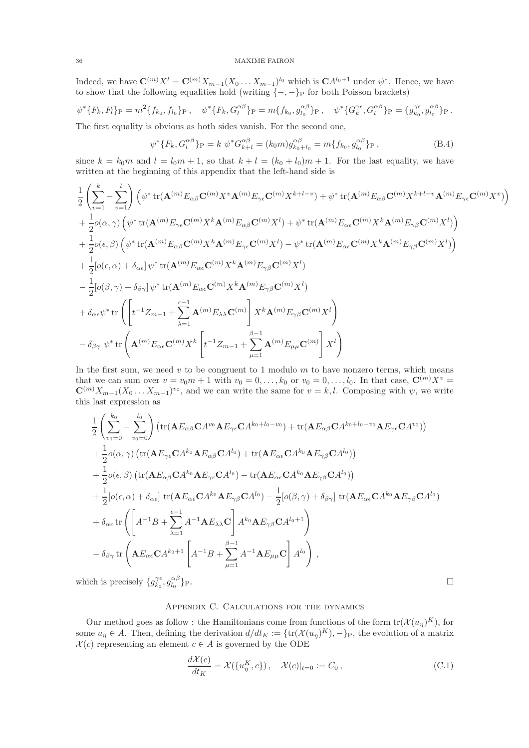Indeed, we have $\mathbf{C}^{(m)}X^l = \mathbf{C}^{(m)}X_{m-1}(X_0 \dots X_{m-1})^{l_0}$ which is $\mathbf{C}A^{l_0+1}$ under $\psi^*$. Hence, we have to show that the following equalities hold (writing $\{-,-\}_{\mathrm{P}}$ for both Poisson brackets)

$$\psi^*\{F_k, F_l\}_{\mathrm{P}} = m^2\{f_{k_0}, f_{l_0}\}_{\mathrm{P}}\,, \quad \psi^*\{F_k, G_l^{\alpha\beta}\}_{\mathrm{P}} = m\{f_{k_0}, g_{l_0}^{\alpha\beta}\}_{\mathrm{P}}\,, \quad \psi^*\{G_k^{\gamma\epsilon}, G_l^{\alpha\beta}\}_{\mathrm{P}} = \{g_{k_0}^{\gamma\epsilon}, g_{l_0}^{\alpha\beta}\}_{\mathrm{P}}\,.$$

The first equality is obvious as both sides vanish. For the second one,

$$\psi^*\{F_k, G_l^{\alpha\beta}\}_{\mathrm{P}} = k\ \psi^* G_{k+l}^{\alpha\beta} = (k_0 m) g_{k_0+l_0}^{\alpha\beta} = m\{f_{k_0}, g_{l_0}^{\alpha\beta}\}_{\mathrm{P}}\,, \tag{B.4}$$

since $k = k_0 m$ and $l = l_0 m + 1$, so that $k + l = (k_0 + l_0)m + 1$. For the last equality, we have written at the beginning of this appendix that the left-hand side is

$$\begin{aligned}
&\frac{1}{2}\left(\sum_{v=1}^{k} - \sum_{v=1}^{l}\right)\Big(\psi^* \operatorname{tr}(\mathbf{A}^{(m)}E_{\alpha\beta}\mathbf{C}^{(m)}X^v\mathbf{A}^{(m)}E_{\gamma\epsilon}\mathbf{C}^{(m)}X^{k+l-v}) + \psi^* \operatorname{tr}(\mathbf{A}^{(m)}E_{\alpha\beta}\mathbf{C}^{(m)}X^{k+l-v}\mathbf{A}^{(m)}E_{\gamma\epsilon}\mathbf{C}^{(m)}X^v)\Big) \\
&+ \frac{1}{2}o(\alpha,\gamma)\Big(\psi^* \operatorname{tr}(\mathbf{A}^{(m)}E_{\gamma\epsilon}\mathbf{C}^{(m)}X^k\mathbf{A}^{(m)}E_{\alpha\beta}\mathbf{C}^{(m)}X^l) + \psi^* \operatorname{tr}(\mathbf{A}^{(m)}E_{\alpha\epsilon}\mathbf{C}^{(m)}X^k\mathbf{A}^{(m)}E_{\gamma\beta}\mathbf{C}^{(m)}X^l)\Big) \\
&+ \frac{1}{2}o(\epsilon,\beta)\Big(\psi^* \operatorname{tr}(\mathbf{A}^{(m)}E_{\alpha\beta}\mathbf{C}^{(m)}X^k\mathbf{A}^{(m)}E_{\gamma\epsilon}\mathbf{C}^{(m)}X^l) - \psi^* \operatorname{tr}(\mathbf{A}^{(m)}E_{\alpha\epsilon}\mathbf{C}^{(m)}X^k\mathbf{A}^{(m)}E_{\gamma\beta}\mathbf{C}^{(m)}X^l)\Big) \\
&+ \frac{1}{2}[o(\epsilon,\alpha) + \delta_{\alpha\epsilon}]\, \psi^* \operatorname{tr}(\mathbf{A}^{(m)}E_{\alpha\epsilon}\mathbf{C}^{(m)}X^k\mathbf{A}^{(m)}E_{\gamma\beta}\mathbf{C}^{(m)}X^l) \\
&- \frac{1}{2}[o(\beta,\gamma) + \delta_{\beta\gamma}]\, \psi^* \operatorname{tr}(\mathbf{A}^{(m)}E_{\alpha\epsilon}\mathbf{C}^{(m)}X^k\mathbf{A}^{(m)}E_{\gamma\beta}\mathbf{C}^{(m)}X^l) \\
&+ \delta_{\alpha\epsilon}\psi^* \operatorname{tr}\left(\left[t^{-1}Z_{m-1} + \sum_{\lambda=1}^{\epsilon-1}\mathbf{A}^{(m)}E_{\lambda\lambda}\mathbf{C}^{(m)}\right]X^k\mathbf{A}^{(m)}E_{\gamma\beta}\mathbf{C}^{(m)}X^l\right) \\
&- \delta_{\beta\gamma}\ \psi^* \operatorname{tr}\left(\mathbf{A}^{(m)}E_{\alpha\epsilon}\mathbf{C}^{(m)}X^k\left[t^{-1}Z_{m-1} + \sum_{\mu=1}^{\beta-1}\mathbf{A}^{(m)}E_{\mu\mu}\mathbf{C}^{(m)}\right]X^l\right)
\end{aligned}$$

In the first sum, we need $v$ to be congruent to 1 modulo $m$ to have nonzero terms, which means that we can sum over $v = v_0 m + 1$ with $v_0 = 0, \dots, k_0$ or $v_0 = 0, \dots, l_0$. In that case, $\mathbf{C}^{(m)}X^v = \mathbf{C}^{(m)}X_{m-1}(X_0 \dots X_{m-1})^{v_0}$, and we can write the same for $v = k, l$. Composing with $\psi$, we write this last expression as

$$\begin{aligned}
&\frac{1}{2}\left(\sum_{v_0=0}^{k_0} - \sum_{v_0=0}^{l_0}\right)\big(\operatorname{tr}(\mathbf{A}E_{\alpha\beta}\mathbf{C}A^{v_0}\mathbf{A}E_{\gamma\epsilon}\mathbf{C}A^{k_0+l_0-v_0}) + \operatorname{tr}(\mathbf{A}E_{\alpha\beta}\mathbf{C}A^{k_0+l_0-v_0}\mathbf{A}E_{\gamma\epsilon}\mathbf{C}A^{v_0})\big) \\
&+ \frac{1}{2}o(\alpha,\gamma)\big(\operatorname{tr}(\mathbf{A}E_{\gamma\epsilon}\mathbf{C}A^{k_0}\mathbf{A}E_{\alpha\beta}\mathbf{C}A^{l_0}) + \operatorname{tr}(\mathbf{A}E_{\alpha\epsilon}\mathbf{C}A^{k_0}\mathbf{A}E_{\gamma\beta}\mathbf{C}A^{l_0})\big) \\
&+ \frac{1}{2}o(\epsilon,\beta)\big(\operatorname{tr}(\mathbf{A}E_{\alpha\beta}\mathbf{C}A^{k_0}\mathbf{A}E_{\gamma\epsilon}\mathbf{C}A^{l_0}) - \operatorname{tr}(\mathbf{A}E_{\alpha\epsilon}\mathbf{C}A^{k_0}\mathbf{A}E_{\gamma\beta}\mathbf{C}A^{l_0})\big) \\
&+ \frac{1}{2}[o(\epsilon,\alpha) + \delta_{\alpha\epsilon}]\ \operatorname{tr}(\mathbf{A}E_{\alpha\epsilon}\mathbf{C}A^{k_0}\mathbf{A}E_{\gamma\beta}\mathbf{C}A^{l_0}) - \frac{1}{2}[o(\beta,\gamma) + \delta_{\beta\gamma}]\ \operatorname{tr}(\mathbf{A}E_{\alpha\epsilon}\mathbf{C}A^{k_0}\mathbf{A}E_{\gamma\beta}\mathbf{C}A^{l_0}) \\
&+ \delta_{\alpha\epsilon}\operatorname{tr}\left(\left[A^{-1}B + \sum_{\lambda=1}^{\epsilon-1}A^{-1}\mathbf{A}E_{\lambda\lambda}\mathbf{C}\right]A^{k_0}\mathbf{A}E_{\gamma\beta}\mathbf{C}A^{l_0+1}\right) \\
&- \delta_{\beta\gamma}\operatorname{tr}\left(\mathbf{A}E_{\alpha\epsilon}\mathbf{C}A^{k_0+1}\left[A^{-1}B + \sum_{\mu=1}^{\beta-1}A^{-1}\mathbf{A}E_{\mu\mu}\mathbf{C}\right]A^{l_0}\right)\,,
\end{aligned}$$

which is precisely $\{g_{k_0}^{\gamma\epsilon}, g_{l_0}^{\alpha\beta}\}_{\mathrm{P}}$. $\square$

## Appendix C. Calculations for the dynamics

Our method goes as follow : the Hamiltonians come from functions of the form $\operatorname{tr}(\mathcal{X}(u_\eta)^K)$, for some $u_\eta \in A$. Then, defining the derivation $d/dt_K := \{\operatorname{tr}(\mathcal{X}(u_\eta)^K), -\}_{\mathrm{P}}$, the evolution of a matrix $\mathcal{X}(c)$ representing an element $c \in A$ is governed by the ODE

$$\frac{d\mathcal{X}(c)}{dt_K} = \mathcal{X}(\{u_\eta^K, c\})\,, \quad \mathcal{X}(c)|_{t=0} := C_0\,, \tag{C.1}$$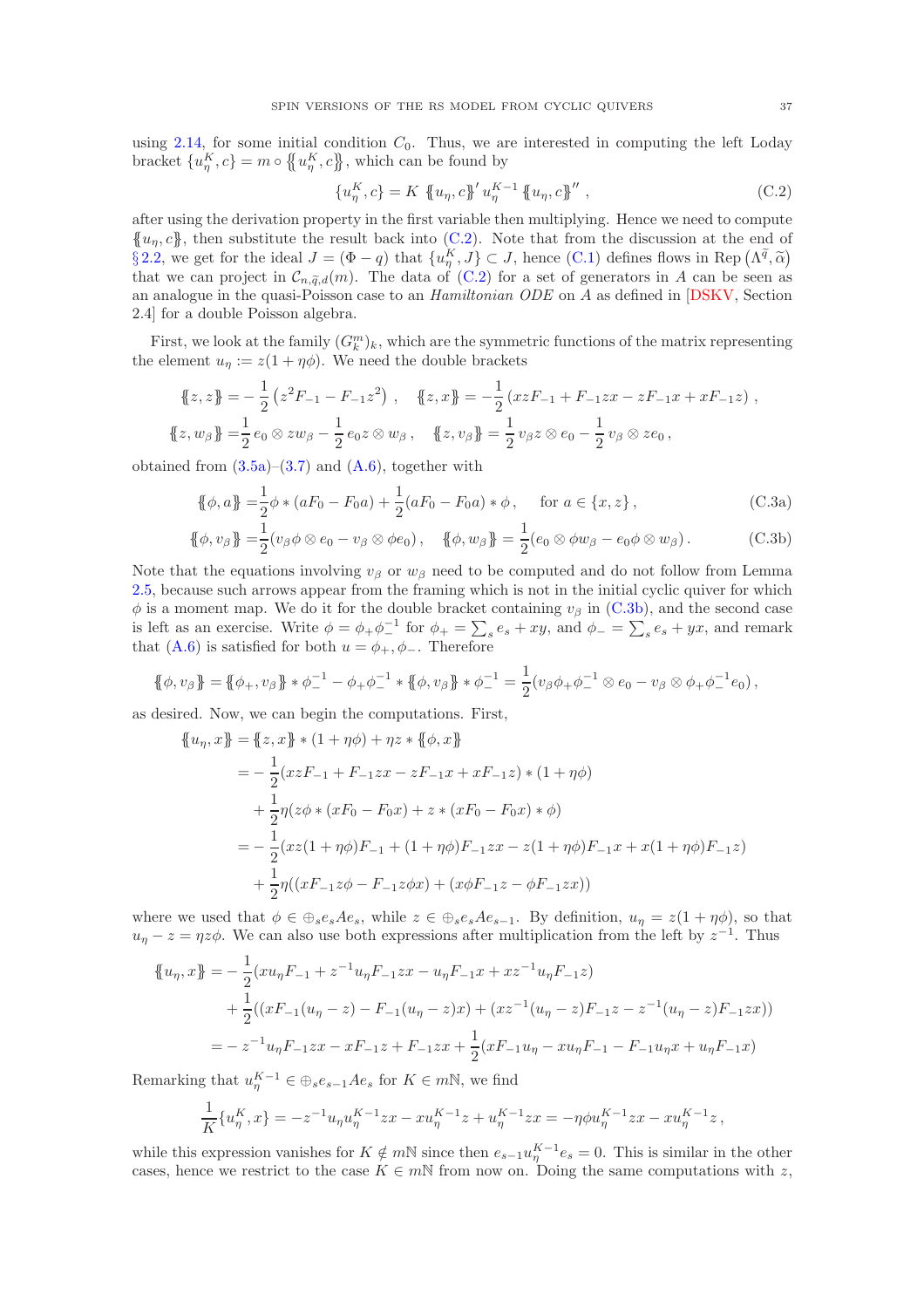using 2.14, for some initial condition $C_0$. Thus, we are interested in computing the left Loday bracket $\{u_\eta^K, c\} = m \circ \{\!\{u_\eta^K, c\}\!\}$, which can be found by

$$\{u_\eta^K, c\} = K\, \{\!\{u_\eta, c\}\!\}'\, u_\eta^{K-1}\, \{\!\{u_\eta, c\}\!\}''\,, \tag{C.2}$$

after using the derivation property in the first variable then multiplying. Hence we need to compute $\{\!\{u_\eta, c\}\!\}$, then substitute the result back into (C.2). Note that from the discussion at the end of §2.2, we get for the ideal $J = (\Phi - q)$ that $\{u_\eta^K, J\} \subset J$, hence (C.1) defines flows in $\operatorname{Rep}(\Lambda^{\widetilde{q}}, \widetilde{\alpha})$ that we can project in $\mathcal{C}_{n,\widetilde{q},d}(m)$. The data of (C.2) for a set of generators in $A$ can be seen as an analogue in the quasi-Poisson case to an *Hamiltonian ODE* on $A$ as defined in [DSKV, Section 2.4] for a double Poisson algebra.

First, we look at the family $(G_k^m)_k$, which are the symmetric functions of the matrix representing the element $u_\eta := z(1 + \eta\phi)$. We need the double brackets

$$\{\!\{z, z\}\!\} = -\frac{1}{2}\left(z^2 F_{-1} - F_{-1} z^2\right), \quad \{\!\{z, x\}\!\} = -\frac{1}{2}\left(xzF_{-1} + F_{-1}zx - zF_{-1}x + xF_{-1}z\right),$$

$$\{\!\{z, w_\beta\}\!\} = \frac{1}{2}\, e_0 \otimes zw_\beta - \frac{1}{2}\, e_0 z \otimes w_\beta\,, \quad \{\!\{z, v_\beta\}\!\} = \frac{1}{2}\, v_\beta z \otimes e_0 - \frac{1}{2}\, v_\beta \otimes ze_0\,,$$

obtained from (3.5a)–(3.7) and (A.6), together with

$$\{\!\{\phi, a\}\!\} = \frac{1}{2}\phi * (aF_0 - F_0 a) + \frac{1}{2}(aF_0 - F_0 a) * \phi\,, \quad \text{ for } a \in \{x, z\}\,, \tag{C.3a}$$

$$\{\!\{\phi, v_\beta\}\!\} = \frac{1}{2}(v_\beta \phi \otimes e_0 - v_\beta \otimes \phi e_0)\,, \quad \{\!\{\phi, w_\beta\}\!\} = \frac{1}{2}(e_0 \otimes \phi w_\beta - e_0 \phi \otimes w_\beta)\,. \tag{C.3b}$$

Note that the equations involving $v_\beta$ or $w_\beta$ need to be computed and do not follow from Lemma 2.5, because such arrows appear from the framing which is not in the initial cyclic quiver for which $\phi$ is a moment map. We do it for the double bracket containing $v_\beta$ in (C.3b), and the second case is left as an exercise. Write $\phi = \phi_+ \phi_-^{-1}$ for $\phi_+ = \sum_s e_s + xy$, and $\phi_- = \sum_s e_s + yx$, and remark that (A.6) is satisfied for both $u = \phi_+, \phi_-$. Therefore

$$\{\!\{\phi, v_\beta\}\!\} = \{\!\{\phi_+, v_\beta\}\!\} * \phi_-^{-1} - \phi_+ \phi_-^{-1} * \{\!\{\phi, v_\beta\}\!\} * \phi_-^{-1} = \frac{1}{2}(v_\beta \phi_+ \phi_-^{-1} \otimes e_0 - v_\beta \otimes \phi_+ \phi_-^{-1} e_0)\,,$$

as desired. Now, we can begin the computations. First,

$$\begin{aligned}
\{\!\{u_\eta, x\}\!\} &= \{\!\{z, x\}\!\} * (1 + \eta\phi) + \eta z * \{\!\{\phi, x\}\!\} \\
&= -\frac{1}{2}(xzF_{-1} + F_{-1}zx - zF_{-1}x + xF_{-1}z) * (1 + \eta\phi) \\
&\quad + \frac{1}{2}\eta(z\phi * (xF_0 - F_0 x) + z * (xF_0 - F_0 x) * \phi) \\
&= -\frac{1}{2}(xz(1 + \eta\phi)F_{-1} + (1 + \eta\phi)F_{-1}zx - z(1 + \eta\phi)F_{-1}x + x(1 + \eta\phi)F_{-1}z) \\
&\quad + \frac{1}{2}\eta((xF_{-1}z\phi - F_{-1}z\phi x) + (x\phi F_{-1}z - \phi F_{-1}zx))
\end{aligned}$$

where we used that $\phi \in \oplus_s e_s A e_s$, while $z \in \oplus_s e_s A e_{s-1}$. By definition, $u_\eta = z(1 + \eta\phi)$, so that $u_\eta - z = \eta z\phi$. We can also use both expressions after multiplication from the left by $z^{-1}$. Thus

$$\begin{aligned}
\{\!\{u_\eta, x\}\!\} &= -\frac{1}{2}(xu_\eta F_{-1} + z^{-1}u_\eta F_{-1}zx - u_\eta F_{-1}x + xz^{-1}u_\eta F_{-1}z) \\
&\quad + \frac{1}{2}((xF_{-1}(u_\eta - z) - F_{-1}(u_\eta - z)x) + (xz^{-1}(u_\eta - z)F_{-1}z - z^{-1}(u_\eta - z)F_{-1}zx)) \\
&= -z^{-1}u_\eta F_{-1}zx - xF_{-1}z + F_{-1}zx + \frac{1}{2}(xF_{-1}u_\eta - xu_\eta F_{-1} - F_{-1}u_\eta x + u_\eta F_{-1}x)
\end{aligned}$$

Remarking that $u_\eta^{K-1} \in \oplus_s e_{s-1} A e_s$ for $K \in m\mathbb{N}$, we find

$$\frac{1}{K}\{u_\eta^K, x\} = -z^{-1}u_\eta u_\eta^{K-1}zx - xu_\eta^{K-1}z + u_\eta^{K-1}zx = -\eta\phi u_\eta^{K-1}zx - xu_\eta^{K-1}z\,,$$

while this expression vanishes for $K \notin m\mathbb{N}$ since then $e_{s-1}u_\eta^{K-1}e_s = 0$. This is similar in the other cases, hence we restrict to the case $K \in m\mathbb{N}$ from now on. Doing the same computations with $z$,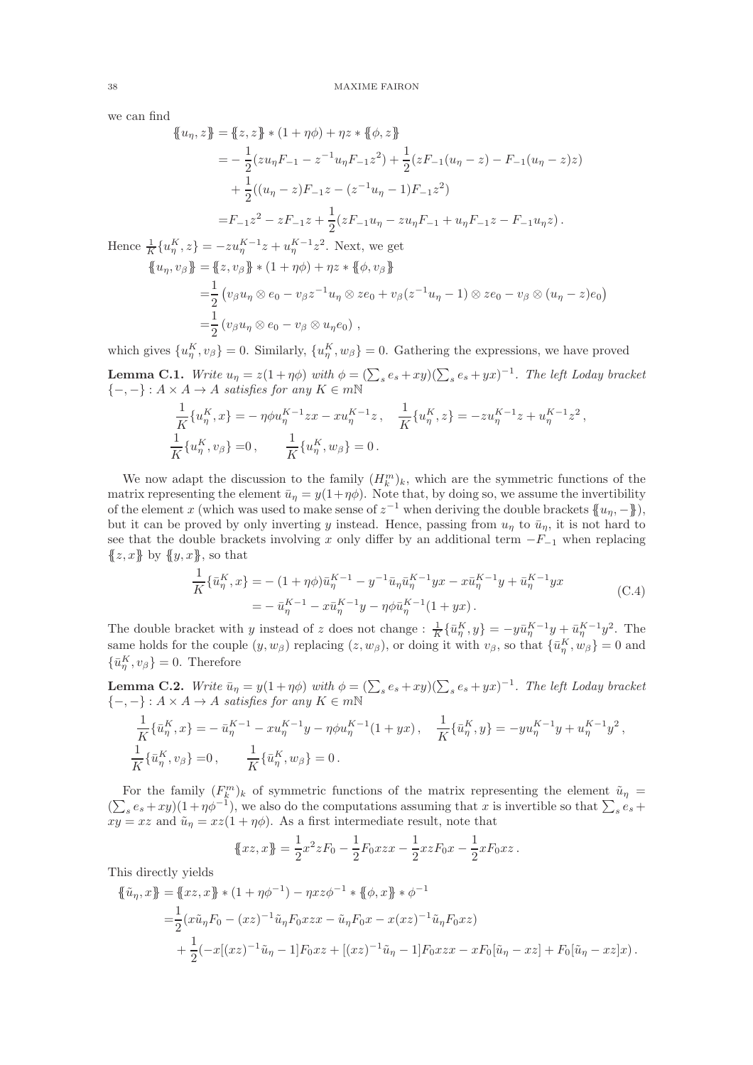we can find

$$
\begin{aligned}
\{\!\{u_\eta, z\}\!\} &= \{\!\{z,z\}\!\} * (1+\eta\phi) + \eta z * \{\!\{\phi, z\}\!\} \\
&= -\frac{1}{2}(z u_\eta F_{-1} - z^{-1}u_\eta F_{-1} z^2) + \frac{1}{2}(zF_{-1}(u_\eta - z) - F_{-1}(u_\eta - z)z) \\
&\quad + \frac{1}{2}((u_\eta - z)F_{-1}z - (z^{-1}u_\eta - 1)F_{-1}z^2) \\
&= F_{-1}z^2 - zF_{-1}z + \frac{1}{2}(zF_{-1}u_\eta - zu_\eta F_{-1} + u_\eta F_{-1} z - F_{-1}u_\eta z)\,.
\end{aligned}
$$

Hence $\frac{1}{K}\{u_\eta^K, z\} = -zu_\eta^{K-1}z + u_\eta^{K-1}z^2$. Next, we get

$$
\begin{aligned}
\{\!\{u_\eta, v_\beta\}\!\} &= \{\!\{z, v_\beta\}\!\} * (1+\eta\phi) + \eta z * \{\!\{\phi, v_\beta\}\!\} \\
&= \frac{1}{2}\left(v_\beta u_\eta \otimes e_0 - v_\beta z^{-1}u_\eta \otimes z e_0 + v_\beta(z^{-1}u_\eta - 1)\otimes z e_0 - v_\beta \otimes (u_\eta - z)e_0\right) \\
&= \frac{1}{2}\left(v_\beta u_\eta \otimes e_0 - v_\beta \otimes u_\eta e_0\right)\,,
\end{aligned}
$$

which gives $\{u_\eta^K, v_\beta\} = 0$. Similarly, $\{u_\eta^K, w_\beta\} = 0$. Gathering the expressions, we have proved

**Lemma C.1.** *Write $u_\eta = z(1+\eta\phi)$ with $\phi = (\sum_s e_s + xy)(\sum_s e_s + yx)^{-1}$. The left Loday bracket $\{-,-\} : A \times A \to A$ satisfies for any $K \in m\mathbb{N}$*

$$
\begin{aligned}
&\frac{1}{K}\{u_\eta^K, x\} = -\eta\phi u_\eta^{K-1}zx - xu_\eta^{K-1}z\,, \quad \frac{1}{K}\{u_\eta^K, z\} = -zu_\eta^{K-1}z + u_\eta^{K-1}z^2\,, \\
&\frac{1}{K}\{u_\eta^K, v_\beta\} = 0\,, \qquad \frac{1}{K}\{u_\eta^K, w_\beta\} = 0\,.
\end{aligned}
$$

We now adapt the discussion to the family $(H_k^m)_k$, which are the symmetric functions of the matrix representing the element $\bar u_\eta = y(1+\eta\phi)$. Note that, by doing so, we assume the invertibility of the element $x$ (which was used to make sense of $z^{-1}$ when deriving the double brackets $\{\!\{u_\eta, -\}\!\}$), but it can be proved by only inverting $y$ instead. Hence, passing from $u_\eta$ to $\bar u_\eta$, it is not hard to see that the double brackets involving $x$ only differ by an additional term $-F_{-1}$ when replacing $\{\!\{z, x\}\!\}$ by $\{\!\{y, x\}\!\}$, so that

$$
\begin{aligned}
\frac{1}{K}\{\bar u_\eta^K, x\} &= -(1+\eta\phi)\bar u_\eta^{K-1} - y^{-1}\bar u_\eta \bar u_\eta^{K-1}yx - x\bar u_\eta^{K-1}y + \bar u_\eta^{K-1}yx \\
&= -\bar u_\eta^{K-1} - x\bar u_\eta^{K-1}y - \eta\phi\bar u_\eta^{K-1}(1+yx)\,.
\end{aligned}
\tag{C.4}
$$

The double bracket with $y$ instead of $z$ does not change : $\frac{1}{K}\{\bar u_\eta^K, y\} = -y\bar u_\eta^{K-1}y + \bar u_\eta^{K-1}y^2$. The same holds for the couple $(y, w_\beta)$ replacing $(z, w_\beta)$, or doing it with $v_\beta$, so that $\{\bar u_\eta^K, w_\beta\} = 0$ and $\{\bar u_\eta^K, v_\beta\} = 0$. Therefore

**Lemma C.2.** *Write $\bar u_\eta = y(1+\eta\phi)$ with $\phi = (\sum_s e_s + xy)(\sum_s e_s + yx)^{-1}$. The left Loday bracket $\{-,-\} : A \times A \to A$ satisfies for any $K \in m\mathbb{N}$*

$$
\begin{aligned}
&\frac{1}{K}\{\bar u_\eta^K, x\} = -\bar u_\eta^{K-1} - xu_\eta^{K-1}y - \eta\phi u_\eta^{K-1}(1+yx)\,, \quad \frac{1}{K}\{\bar u_\eta^K, y\} = -yu_\eta^{K-1}y + u_\eta^{K-1}y^2\,, \\
&\frac{1}{K}\{\bar u_\eta^K, v_\beta\} = 0\,, \qquad \frac{1}{K}\{\bar u_\eta^K, w_\beta\} = 0\,.
\end{aligned}
$$

For the family $(F_k^m)_k$ of symmetric functions of the matrix representing the element $\tilde u_\eta = (\sum_s e_s + xy)(1+\eta\phi^{-1})$, we also do the computations assuming that $x$ is invertible so that $\sum_s e_s + xy = xz$ and $\tilde u_\eta = xz(1+\eta\phi)$. As a first intermediate result, note that

$$
\{\!\{xz, x\}\!\} = \frac{1}{2}x^2 z F_0 - \frac{1}{2}F_0 xzx - \frac{1}{2}xzF_0 x - \frac{1}{2}xF_0 xz\,.
$$

This directly yields

$$
\begin{aligned}
\{\!\{\tilde u_\eta, x\}\!\} &= \{\!\{xz, x\}\!\} * (1+\eta\phi^{-1}) - \eta xz\phi^{-1} * \{\!\{\phi, x\}\!\} * \phi^{-1} \\
&= \frac{1}{2}(x\tilde u_\eta F_0 - (xz)^{-1}\tilde u_\eta F_0 xzx - \tilde u_\eta F_0 x - x(xz)^{-1}\tilde u_\eta F_0 xz) \\
&\quad + \frac{1}{2}(-x[(xz)^{-1}\tilde u_\eta - 1]F_0 xz + [(xz)^{-1}\tilde u_\eta - 1]F_0 xzx - xF_0[\tilde u_\eta - xz] + F_0[\tilde u_\eta - xz]x)\,.
\end{aligned}
$$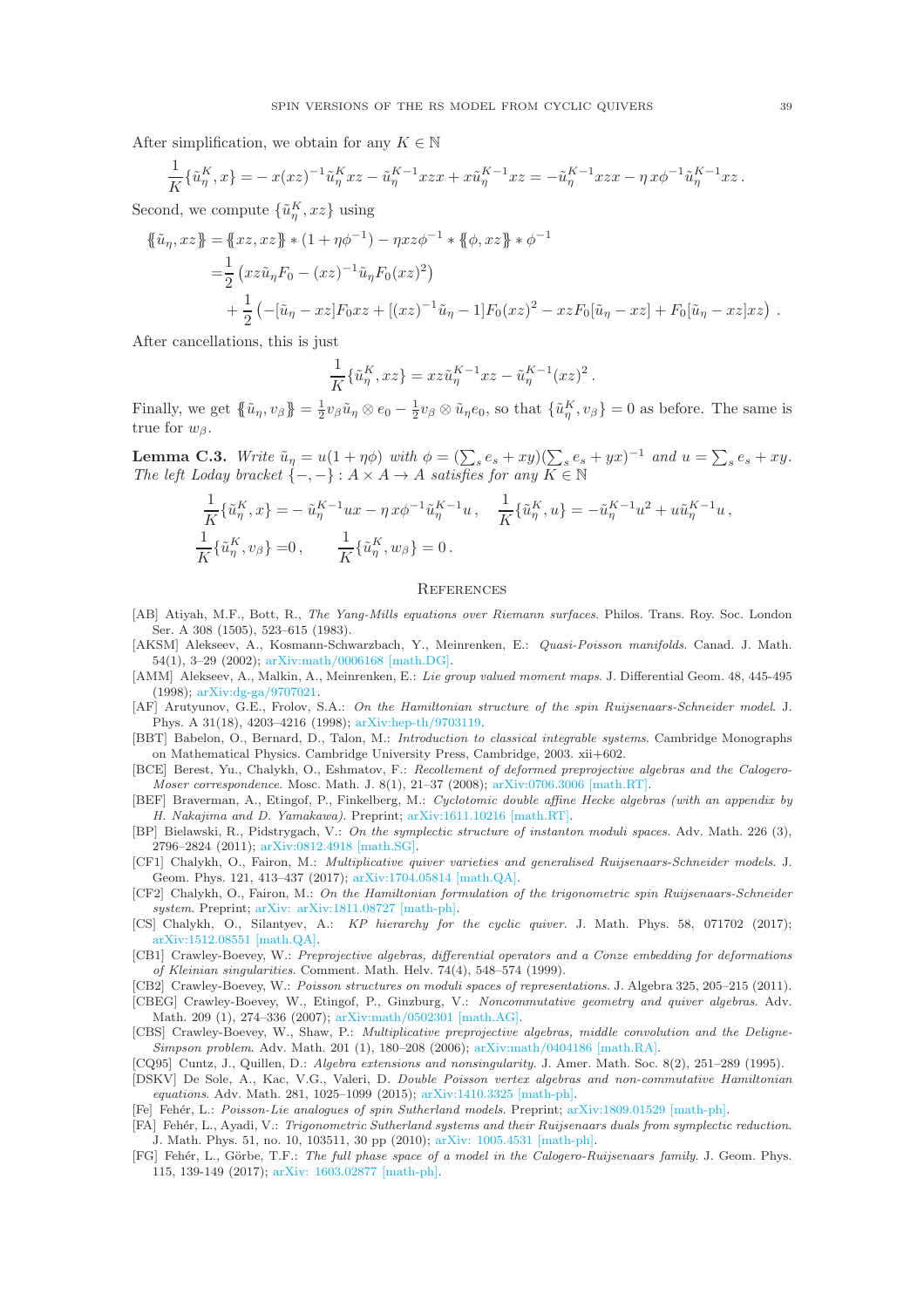After simplification, we obtain for any $K \in \mathbb{N}$

$$\frac{1}{K}\{\tilde{u}_\eta^K, x\} = -x(xz)^{-1}\tilde{u}_\eta^K xz - \tilde{u}_\eta^{K-1}xzx + x\tilde{u}_\eta^{K-1}xz = -\tilde{u}_\eta^{K-1}xzx - \eta\, x\phi^{-1}\tilde{u}_\eta^{K-1}xz\,.$$

Second, we compute $\{\tilde{u}_\eta^K, xz\}$ using

$$\begin{aligned}
\{\!\{\tilde{u}_\eta, xz\}\!\} =& \{\!\{xz, xz\}\!\} * (1+\eta\phi^{-1}) - \eta xz\phi^{-1} * \{\!\{\phi, xz\}\!\} * \phi^{-1} \\
=& \frac{1}{2}\left(xz\tilde{u}_\eta F_0 - (xz)^{-1}\tilde{u}_\eta F_0 (xz)^2\right) \\
&+ \frac{1}{2}\left(-[\tilde{u}_\eta - xz]F_0 xz + [(xz)^{-1}\tilde{u}_\eta - 1]F_0(xz)^2 - xzF_0[\tilde{u}_\eta - xz] + F_0[\tilde{u}_\eta - xz]xz\right)\,.
\end{aligned}$$

After cancellations, this is just

$$\frac{1}{K}\{\tilde{u}_\eta^K, xz\} = xz\tilde{u}_\eta^{K-1}xz - \tilde{u}_\eta^{K-1}(xz)^2\,.$$

Finally, we get $\{\!\{\tilde{u}_\eta, v_\beta\}\!\} = \frac{1}{2}v_\beta\tilde{u}_\eta \otimes e_0 - \frac{1}{2}v_\beta \otimes \tilde{u}_\eta e_0$, so that $\{\tilde{u}_\eta^K, v_\beta\} = 0$ as before. The same is true for $w_\beta$.

**Lemma C.3.** *Write $\tilde{u}_\eta = u(1+\eta\phi)$ with $\phi = (\sum_s e_s + xy)(\sum_s e_s + yx)^{-1}$ and $u = \sum_s e_s + xy$. The left Loday bracket $\{-,-\} : A \times A \to A$ satisfies for any $K \in \mathbb{N}$*

$$\begin{aligned}
&\frac{1}{K}\{\tilde{u}_\eta^K, x\} = -\tilde{u}_\eta^{K-1}ux - \eta\, x\phi^{-1}\tilde{u}_\eta^{K-1}u\,, \quad \frac{1}{K}\{\tilde{u}_\eta^K, u\} = -\tilde{u}_\eta^{K-1}u^2 + u\tilde{u}_\eta^{K-1}u\,,\\
&\frac{1}{K}\{\tilde{u}_\eta^K, v_\beta\} = 0\,, \qquad \frac{1}{K}\{\tilde{u}_\eta^K, w_\beta\} = 0\,.
\end{aligned}$$

## References

- [AB] Atiyah, M.F., Bott, R., *The Yang-Mills equations over Riemann surfaces.* Philos. Trans. Roy. Soc. London Ser. A 308 (1505), 523–615 (1983).
- [AKSM] Alekseev, A., Kosmann-Schwarzbach, Y., Meinrenken, E.: *Quasi-Poisson manifolds.* Canad. J. Math. 54(1), 3–29 (2002); arXiv:math/0006168 [math.DG].
- [AMM] Alekseev, A., Malkin, A., Meinrenken, E.: *Lie group valued moment maps.* J. Differential Geom. 48, 445-495 (1998); arXiv:dg-ga/9707021.
- [AF] Arutyunov, G.E., Frolov, S.A.: *On the Hamiltonian structure of the spin Ruijsenaars-Schneider model.* J. Phys. A 31(18), 4203–4216 (1998); arXiv:hep-th/9703119.
- [BBT] Babelon, O., Bernard, D., Talon, M.: *Introduction to classical integrable systems.* Cambridge Monographs on Mathematical Physics. Cambridge University Press, Cambridge, 2003. xii+602.
- [BCE] Berest, Yu., Chalykh, O., Eshmatov, F.: *Recollement of deformed preprojective algebras and the Calogero-Moser correspondence.* Mosc. Math. J. 8(1), 21–37 (2008); arXiv:0706.3006 [math.RT].
- [BEF] Braverman, A., Etingof, P., Finkelberg, M.: *Cyclotomic double affine Hecke algebras (with an appendix by H. Nakajima and D. Yamakawa).* Preprint; arXiv:1611.10216 [math.RT].
- [BP] Bielawski, R., Pidstrygach, V.: *On the symplectic structure of instanton moduli spaces.* Adv. Math. 226 (3), 2796–2824 (2011); arXiv:0812.4918 [math.SG].
- [CF1] Chalykh, O., Fairon, M.: *Multiplicative quiver varieties and generalised Ruijsenaars-Schneider models.* J. Geom. Phys. 121, 413–437 (2017); arXiv:1704.05814 [math.QA].
- [CF2] Chalykh, O., Fairon, M.: *On the Hamiltonian formulation of the trigonometric spin Ruijsenaars-Schneider system.* Preprint; arXiv: arXiv:1811.08727 [math-ph].
- [CS] Chalykh, O., Silantyev, A.: *KP hierarchy for the cyclic quiver.* J. Math. Phys. 58, 071702 (2017); arXiv:1512.08551 [math.QA].
- [CB1] Crawley-Boevey, W.: *Preprojective algebras, differential operators and a Conze embedding for deformations of Kleinian singularities.* Comment. Math. Helv. 74(4), 548–574 (1999).
- [CB2] Crawley-Boevey, W.: *Poisson structures on moduli spaces of representations.* J. Algebra 325, 205–215 (2011).
- [CBEG] Crawley-Boevey, W., Etingof, P., Ginzburg, V.: *Noncommutative geometry and quiver algebras.* Adv. Math. 209 (1), 274–336 (2007); arXiv:math/0502301 [math.AG].
- [CBS] Crawley-Boevey, W., Shaw, P.: *Multiplicative preprojective algebras, middle convolution and the Deligne-Simpson problem.* Adv. Math. 201 (1), 180–208 (2006); arXiv:math/0404186 [math.RA].
- [CQ95] Cuntz, J., Quillen, D.: *Algebra extensions and nonsingularity.* J. Amer. Math. Soc. 8(2), 251–289 (1995).
- [DSKV] De Sole, A., Kac, V.G., Valeri, D. *Double Poisson vertex algebras and non-commutative Hamiltonian equations.* Adv. Math. 281, 1025–1099 (2015); arXiv:1410.3325 [math-ph].
- [Fe] Fehér, L.: *Poisson-Lie analogues of spin Sutherland models.* Preprint; arXiv:1809.01529 [math-ph].
- [FA] Fehér, L., Ayadi, V.: *Trigonometric Sutherland systems and their Ruijsenaars duals from symplectic reduction.* J. Math. Phys. 51, no. 10, 103511, 30 pp (2010); arXiv: 1005.4531 [math-ph].
- [FG] Fehér, L., Görbe, T.F.: *The full phase space of a model in the Calogero-Ruijsenaars family.* J. Geom. Phys. 115, 139-149 (2017); arXiv: 1603.02877 [math-ph].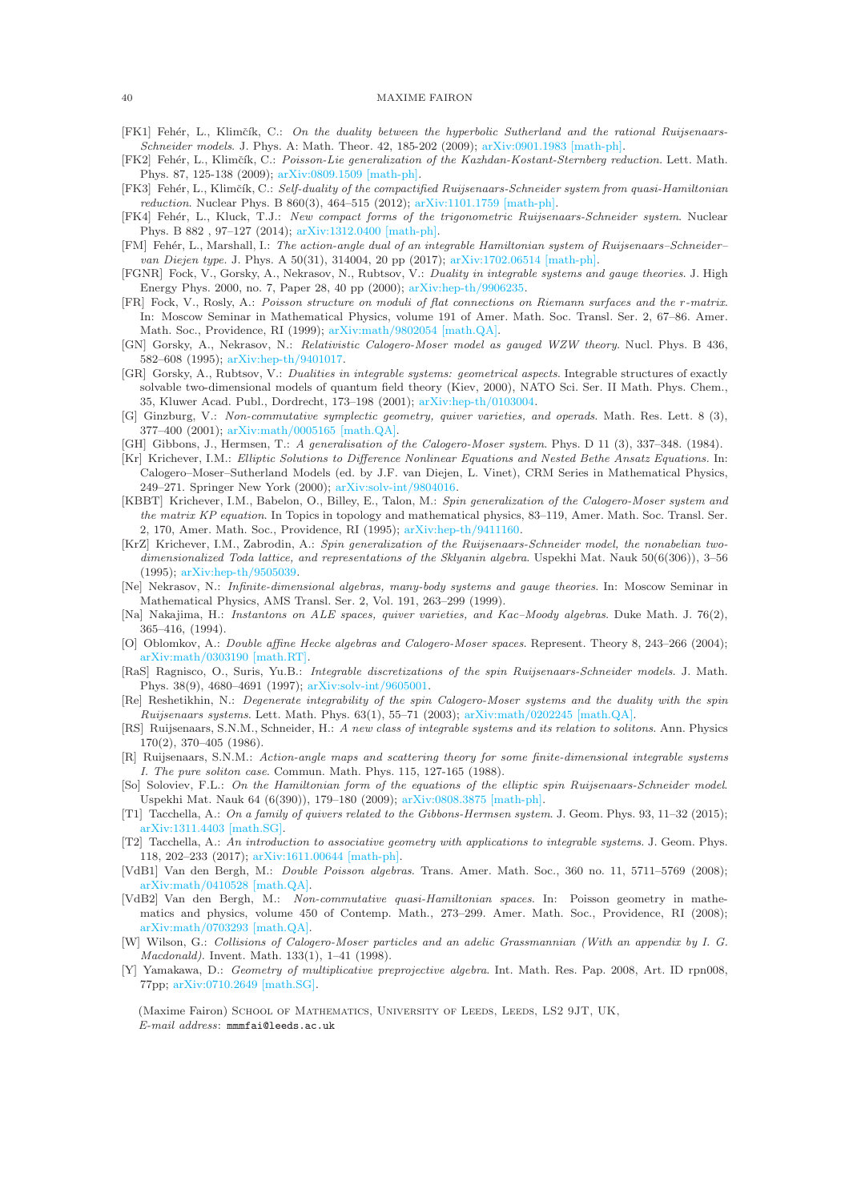[FK1] Fehér, L., Klimčík, C.: *On the duality between the hyperbolic Sutherland and the rational Ruijsenaars-Schneider models*. J. Phys. A: Math. Theor. 42, 185-202 (2009); arXiv:0901.1983 [math-ph].

[FK2] Fehér, L., Klimčík, C.: *Poisson-Lie generalization of the Kazhdan-Kostant-Sternberg reduction*. Lett. Math. Phys. 87, 125-138 (2009); arXiv:0809.1509 [math-ph].

[FK3] Fehér, L., Klimčík, C.: *Self-duality of the compactified Ruijsenaars-Schneider system from quasi-Hamiltonian reduction*. Nuclear Phys. B 860(3), 464–515 (2012); arXiv:1101.1759 [math-ph].

[FK4] Fehér, L., Kluck, T.J.: *New compact forms of the trigonometric Ruijsenaars-Schneider system*. Nuclear Phys. B 882 , 97–127 (2014); arXiv:1312.0400 [math-ph].

[FM] Fehér, L., Marshall, I.: *The action-angle dual of an integrable Hamiltonian system of Ruijsenaars–Schneider–van Diejen type*. J. Phys. A 50(31), 314004, 20 pp (2017); arXiv:1702.06514 [math-ph].

[FGNR] Fock, V., Gorsky, A., Nekrasov, N., Rubtsov, V.: *Duality in integrable systems and gauge theories*. J. High Energy Phys. 2000, no. 7, Paper 28, 40 pp (2000); arXiv:hep-th/9906235.

[FR] Fock, V., Rosly, A.: *Poisson structure on moduli of flat connections on Riemann surfaces and the r-matrix*. In: Moscow Seminar in Mathematical Physics, volume 191 of Amer. Math. Soc. Transl. Ser. 2, 67–86. Amer. Math. Soc., Providence, RI (1999); arXiv:math/9802054 [math.QA].

[GN] Gorsky, A., Nekrasov, N.: *Relativistic Calogero-Moser model as gauged WZW theory*. Nucl. Phys. B 436, 582–608 (1995); arXiv:hep-th/9401017.

[GR] Gorsky, A., Rubtsov, V.: *Dualities in integrable systems: geometrical aspects*. Integrable structures of exactly solvable two-dimensional models of quantum field theory (Kiev, 2000), NATO Sci. Ser. II Math. Phys. Chem., 35, Kluwer Acad. Publ., Dordrecht, 173–198 (2001); arXiv:hep-th/0103004.

[G] Ginzburg, V.: *Non-commutative symplectic geometry, quiver varieties, and operads*. Math. Res. Lett. 8 (3), 377–400 (2001); arXiv:math/0005165 [math.QA].

[GH] Gibbons, J., Hermsen, T.: *A generalisation of the Calogero-Moser system*. Phys. D 11 (3), 337–348. (1984).

[Kr] Krichever, I.M.: *Elliptic Solutions to Difference Nonlinear Equations and Nested Bethe Ansatz Equations*. In: Calogero–Moser–Sutherland Models (ed. by J.F. van Diejen, L. Vinet), CRM Series in Mathematical Physics, 249–271. Springer New York (2000); arXiv:solv-int/9804016.

[KBBT] Krichever, I.M., Babelon, O., Billey, E., Talon, M.: *Spin generalization of the Calogero-Moser system and the matrix KP equation*. In Topics in topology and mathematical physics, 83–119, Amer. Math. Soc. Transl. Ser. 2, 170, Amer. Math. Soc., Providence, RI (1995); arXiv:hep-th/9411160.

[KrZ] Krichever, I.M., Zabrodin, A.: *Spin generalization of the Ruijsenaars-Schneider model, the nonabelian two-dimensionalized Toda lattice, and representations of the Sklyanin algebra*. Uspekhi Mat. Nauk 50(6(306)), 3–56 (1995); arXiv:hep-th/9505039.

[Ne] Nekrasov, N.: *Infinite-dimensional algebras, many-body systems and gauge theories*. In: Moscow Seminar in Mathematical Physics, AMS Transl. Ser. 2, Vol. 191, 263–299 (1999).

[Na] Nakajima, H.: *Instantons on ALE spaces, quiver varieties, and Kac–Moody algebras*. Duke Math. J. 76(2), 365–416, (1994).

[O] Oblomkov, A.: *Double affine Hecke algebras and Calogero-Moser spaces*. Represent. Theory 8, 243–266 (2004); arXiv:math/0303190 [math.RT].

[RaS] Ragnisco, O., Suris, Yu.B.: *Integrable discretizations of the spin Ruijsenaars-Schneider models*. J. Math. Phys. 38(9), 4680–4691 (1997); arXiv:solv-int/9605001.

[Re] Reshetikhin, N.: *Degenerate integrability of the spin Calogero-Moser systems and the duality with the spin Ruijsenaars systems*. Lett. Math. Phys. 63(1), 55–71 (2003); arXiv:math/0202245 [math.QA].

[RS] Ruijsenaars, S.N.M., Schneider, H.: *A new class of integrable systems and its relation to solitons*. Ann. Physics 170(2), 370–405 (1986).

[R] Ruijsenaars, S.N.M.: *Action-angle maps and scattering theory for some finite-dimensional integrable systems I. The pure soliton case*. Commun. Math. Phys. 115, 127-165 (1988).

[So] Soloviev, F.L.: *On the Hamiltonian form of the equations of the elliptic spin Ruijsenaars-Schneider model*. Uspekhi Mat. Nauk 64 (6(390)), 179–180 (2009); arXiv:0808.3875 [math-ph].

[T1] Tacchella, A.: *On a family of quivers related to the Gibbons-Hermsen system*. J. Geom. Phys. 93, 11–32 (2015); arXiv:1311.4403 [math.SG].

[T2] Tacchella, A.: *An introduction to associative geometry with applications to integrable systems*. J. Geom. Phys. 118, 202–233 (2017); arXiv:1611.00644 [math-ph].

[VdB1] Van den Bergh, M.: *Double Poisson algebras*. Trans. Amer. Math. Soc., 360 no. 11, 5711–5769 (2008); arXiv:math/0410528 [math.QA].

[VdB2] Van den Bergh, M.: *Non-commutative quasi-Hamiltonian spaces*. In: Poisson geometry in mathematics and physics, volume 450 of Contemp. Math., 273–299. Amer. Math. Soc., Providence, RI (2008); arXiv:math/0703293 [math.QA].

[W] Wilson, G.: *Collisions of Calogero-Moser particles and an adelic Grassmannian (With an appendix by I. G. Macdonald)*. Invent. Math. 133(1), 1–41 (1998).

[Y] Yamakawa, D.: *Geometry of multiplicative preprojective algebra*. Int. Math. Res. Pap. 2008, Art. ID rpn008, 77pp; arXiv:0710.2649 [math.SG].

(Maxime Fairon) School of Mathematics, University of Leeds, Leeds, LS2 9JT, UK,
*E-mail address*: mmmfai@leeds.ac.uk